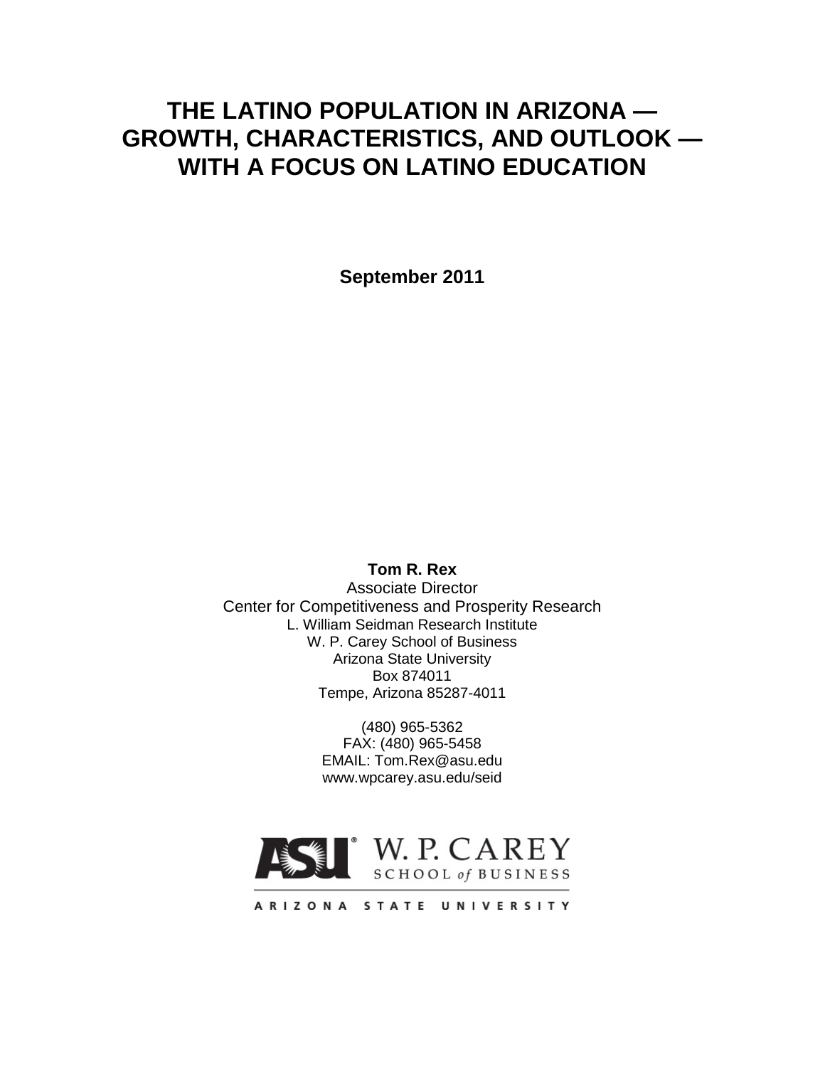# THE LATINO POPULATION IN ARIZONA — GROWTH, CHARACTERISTICS, AND OUTLOOK — WITH A FOCUS ON LATINO EDUCATION

**September 2011**

**Tom R. Rex**
Associate Director
Center for Competitiveness and Prosperity Research
L. William Seidman Research Institute
W. P. Carey School of Business
Arizona State University
Box 874011
Tempe, Arizona 85287-4011

(480) 965-5362
FAX: (480) 965-5458
EMAIL: Tom.Rex@asu.edu
www.wpcarey.asu.edu/seid

ASU W. P. CAREY SCHOOL of BUSINESS
ARIZONA STATE UNIVERSITY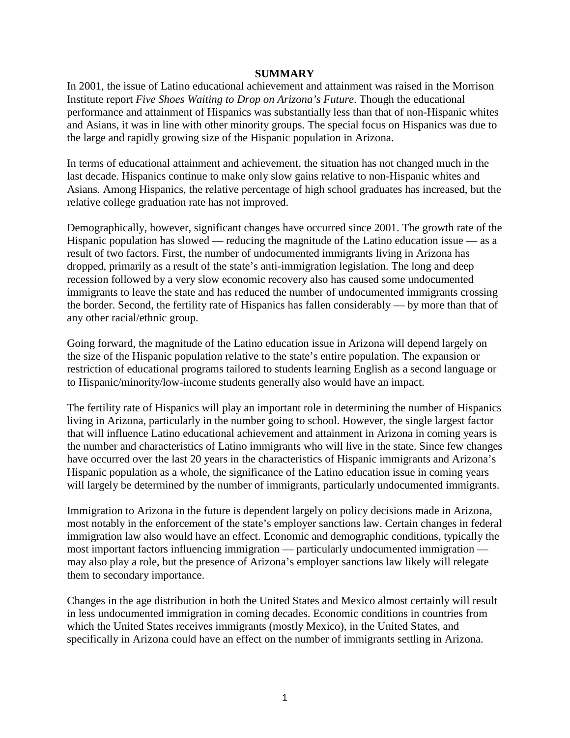## SUMMARY

In 2001, the issue of Latino educational achievement and attainment was raised in the Morrison Institute report *Five Shoes Waiting to Drop on Arizona's Future*. Though the educational performance and attainment of Hispanics was substantially less than that of non-Hispanic whites and Asians, it was in line with other minority groups. The special focus on Hispanics was due to the large and rapidly growing size of the Hispanic population in Arizona.

In terms of educational attainment and achievement, the situation has not changed much in the last decade. Hispanics continue to make only slow gains relative to non-Hispanic whites and Asians. Among Hispanics, the relative percentage of high school graduates has increased, but the relative college graduation rate has not improved.

Demographically, however, significant changes have occurred since 2001. The growth rate of the Hispanic population has slowed — reducing the magnitude of the Latino education issue — as a result of two factors. First, the number of undocumented immigrants living in Arizona has dropped, primarily as a result of the state's anti-immigration legislation. The long and deep recession followed by a very slow economic recovery also has caused some undocumented immigrants to leave the state and has reduced the number of undocumented immigrants crossing the border. Second, the fertility rate of Hispanics has fallen considerably — by more than that of any other racial/ethnic group.

Going forward, the magnitude of the Latino education issue in Arizona will depend largely on the size of the Hispanic population relative to the state's entire population. The expansion or restriction of educational programs tailored to students learning English as a second language or to Hispanic/minority/low-income students generally also would have an impact.

The fertility rate of Hispanics will play an important role in determining the number of Hispanics living in Arizona, particularly in the number going to school. However, the single largest factor that will influence Latino educational achievement and attainment in Arizona in coming years is the number and characteristics of Latino immigrants who will live in the state. Since few changes have occurred over the last 20 years in the characteristics of Hispanic immigrants and Arizona's Hispanic population as a whole, the significance of the Latino education issue in coming years will largely be determined by the number of immigrants, particularly undocumented immigrants.

Immigration to Arizona in the future is dependent largely on policy decisions made in Arizona, most notably in the enforcement of the state's employer sanctions law. Certain changes in federal immigration law also would have an effect. Economic and demographic conditions, typically the most important factors influencing immigration — particularly undocumented immigration — may also play a role, but the presence of Arizona's employer sanctions law likely will relegate them to secondary importance.

Changes in the age distribution in both the United States and Mexico almost certainly will result in less undocumented immigration in coming decades. Economic conditions in countries from which the United States receives immigrants (mostly Mexico), in the United States, and specifically in Arizona could have an effect on the number of immigrants settling in Arizona.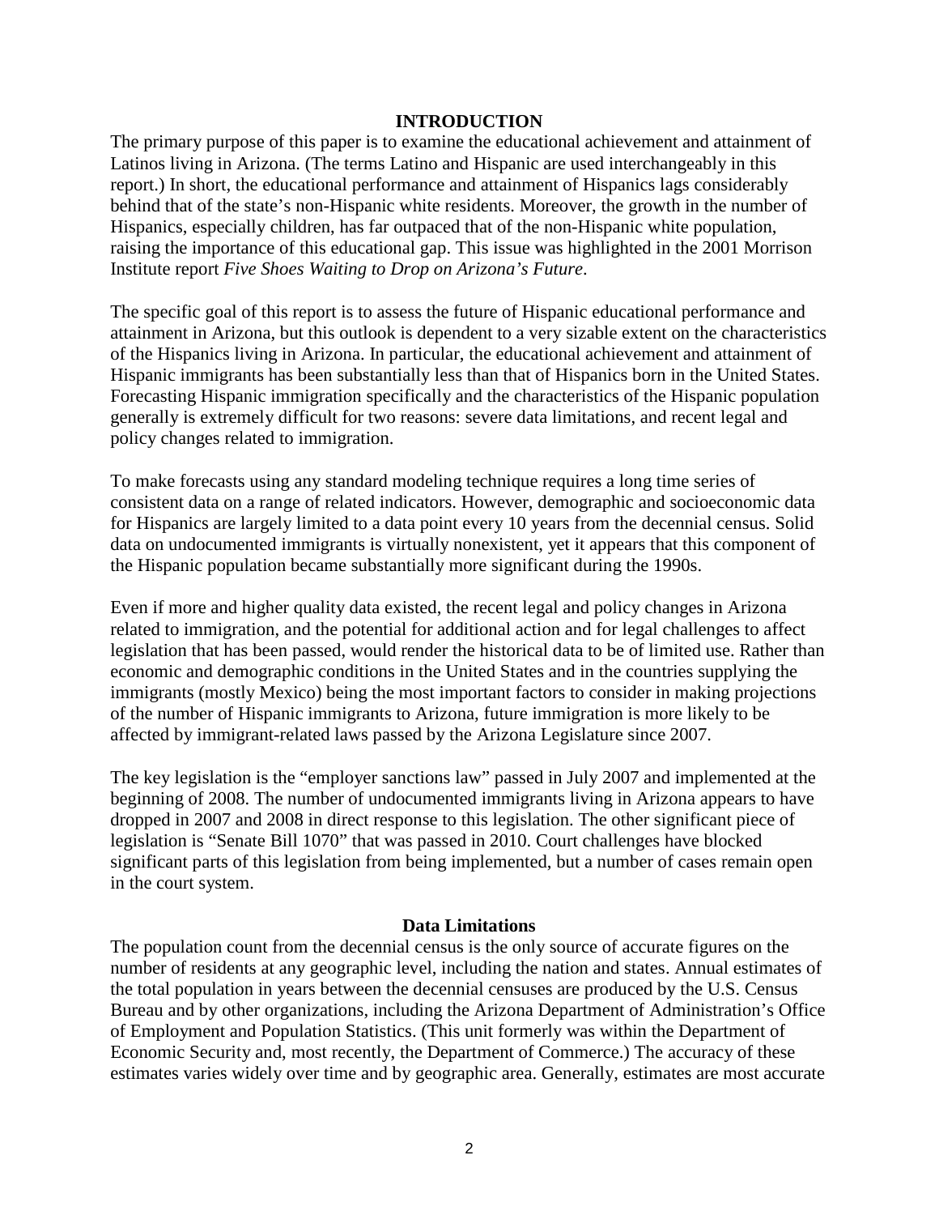## INTRODUCTION

The primary purpose of this paper is to examine the educational achievement and attainment of Latinos living in Arizona. (The terms Latino and Hispanic are used interchangeably in this report.) In short, the educational performance and attainment of Hispanics lags considerably behind that of the state's non-Hispanic white residents. Moreover, the growth in the number of Hispanics, especially children, has far outpaced that of the non-Hispanic white population, raising the importance of this educational gap. This issue was highlighted in the 2001 Morrison Institute report *Five Shoes Waiting to Drop on Arizona's Future*.

The specific goal of this report is to assess the future of Hispanic educational performance and attainment in Arizona, but this outlook is dependent to a very sizable extent on the characteristics of the Hispanics living in Arizona. In particular, the educational achievement and attainment of Hispanic immigrants has been substantially less than that of Hispanics born in the United States. Forecasting Hispanic immigration specifically and the characteristics of the Hispanic population generally is extremely difficult for two reasons: severe data limitations, and recent legal and policy changes related to immigration.

To make forecasts using any standard modeling technique requires a long time series of consistent data on a range of related indicators. However, demographic and socioeconomic data for Hispanics are largely limited to a data point every 10 years from the decennial census. Solid data on undocumented immigrants is virtually nonexistent, yet it appears that this component of the Hispanic population became substantially more significant during the 1990s.

Even if more and higher quality data existed, the recent legal and policy changes in Arizona related to immigration, and the potential for additional action and for legal challenges to affect legislation that has been passed, would render the historical data to be of limited use. Rather than economic and demographic conditions in the United States and in the countries supplying the immigrants (mostly Mexico) being the most important factors to consider in making projections of the number of Hispanic immigrants to Arizona, future immigration is more likely to be affected by immigrant-related laws passed by the Arizona Legislature since 2007.

The key legislation is the "employer sanctions law" passed in July 2007 and implemented at the beginning of 2008. The number of undocumented immigrants living in Arizona appears to have dropped in 2007 and 2008 in direct response to this legislation. The other significant piece of legislation is "Senate Bill 1070" that was passed in 2010. Court challenges have blocked significant parts of this legislation from being implemented, but a number of cases remain open in the court system.

### Data Limitations

The population count from the decennial census is the only source of accurate figures on the number of residents at any geographic level, including the nation and states. Annual estimates of the total population in years between the decennial censuses are produced by the U.S. Census Bureau and by other organizations, including the Arizona Department of Administration's Office of Employment and Population Statistics. (This unit formerly was within the Department of Economic Security and, most recently, the Department of Commerce.) The accuracy of these estimates varies widely over time and by geographic area. Generally, estimates are most accurate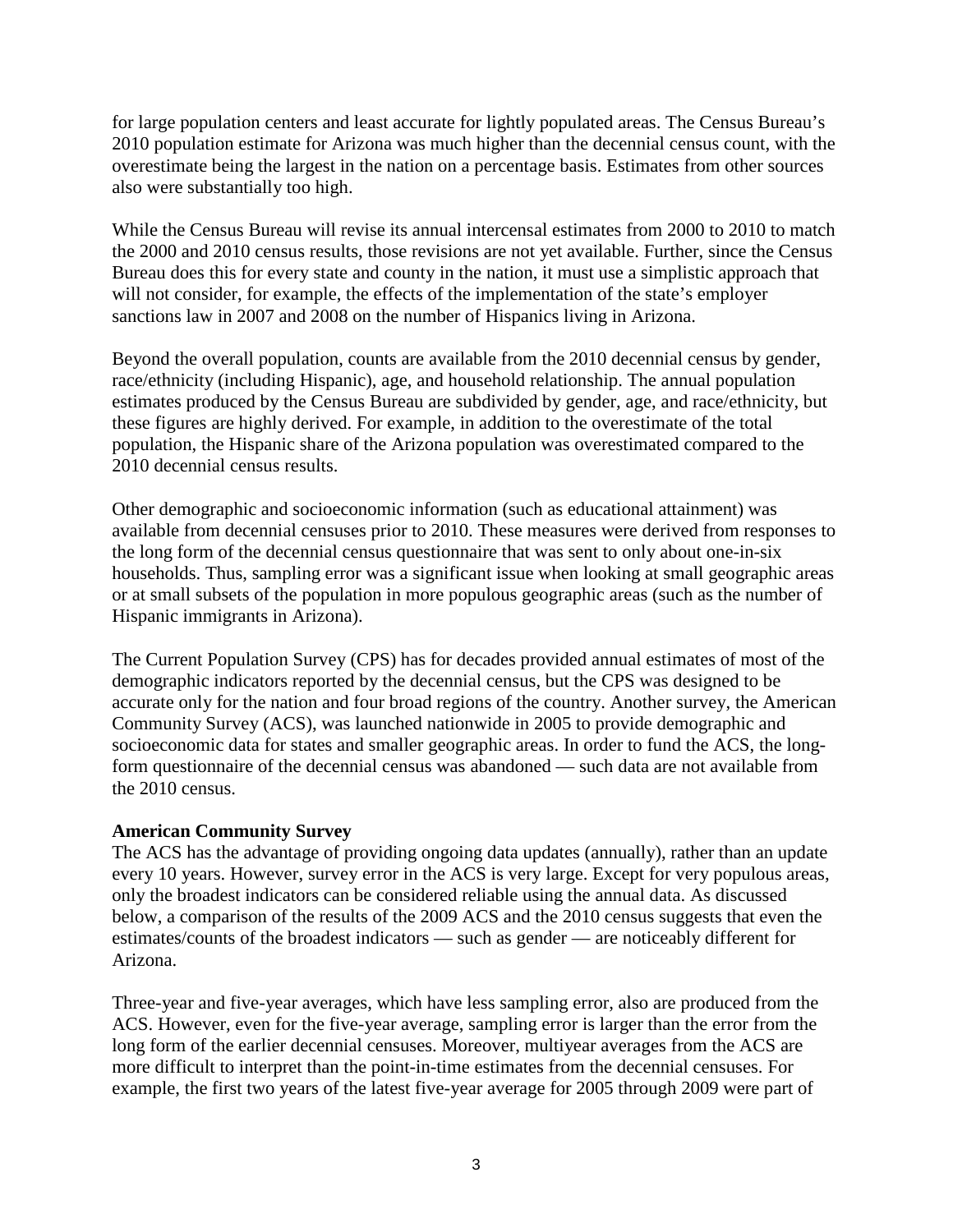for large population centers and least accurate for lightly populated areas. The Census Bureau's 2010 population estimate for Arizona was much higher than the decennial census count, with the overestimate being the largest in the nation on a percentage basis. Estimates from other sources also were substantially too high.

While the Census Bureau will revise its annual intercensal estimates from 2000 to 2010 to match the 2000 and 2010 census results, those revisions are not yet available. Further, since the Census Bureau does this for every state and county in the nation, it must use a simplistic approach that will not consider, for example, the effects of the implementation of the state's employer sanctions law in 2007 and 2008 on the number of Hispanics living in Arizona.

Beyond the overall population, counts are available from the 2010 decennial census by gender, race/ethnicity (including Hispanic), age, and household relationship. The annual population estimates produced by the Census Bureau are subdivided by gender, age, and race/ethnicity, but these figures are highly derived. For example, in addition to the overestimate of the total population, the Hispanic share of the Arizona population was overestimated compared to the 2010 decennial census results.

Other demographic and socioeconomic information (such as educational attainment) was available from decennial censuses prior to 2010. These measures were derived from responses to the long form of the decennial census questionnaire that was sent to only about one-in-six households. Thus, sampling error was a significant issue when looking at small geographic areas or at small subsets of the population in more populous geographic areas (such as the number of Hispanic immigrants in Arizona).

The Current Population Survey (CPS) has for decades provided annual estimates of most of the demographic indicators reported by the decennial census, but the CPS was designed to be accurate only for the nation and four broad regions of the country. Another survey, the American Community Survey (ACS), was launched nationwide in 2005 to provide demographic and socioeconomic data for states and smaller geographic areas. In order to fund the ACS, the long-form questionnaire of the decennial census was abandoned — such data are not available from the 2010 census.

**American Community Survey**

The ACS has the advantage of providing ongoing data updates (annually), rather than an update every 10 years. However, survey error in the ACS is very large. Except for very populous areas, only the broadest indicators can be considered reliable using the annual data. As discussed below, a comparison of the results of the 2009 ACS and the 2010 census suggests that even the estimates/counts of the broadest indicators — such as gender — are noticeably different for Arizona.

Three-year and five-year averages, which have less sampling error, also are produced from the ACS. However, even for the five-year average, sampling error is larger than the error from the long form of the earlier decennial censuses. Moreover, multiyear averages from the ACS are more difficult to interpret than the point-in-time estimates from the decennial censuses. For example, the first two years of the latest five-year average for 2005 through 2009 were part of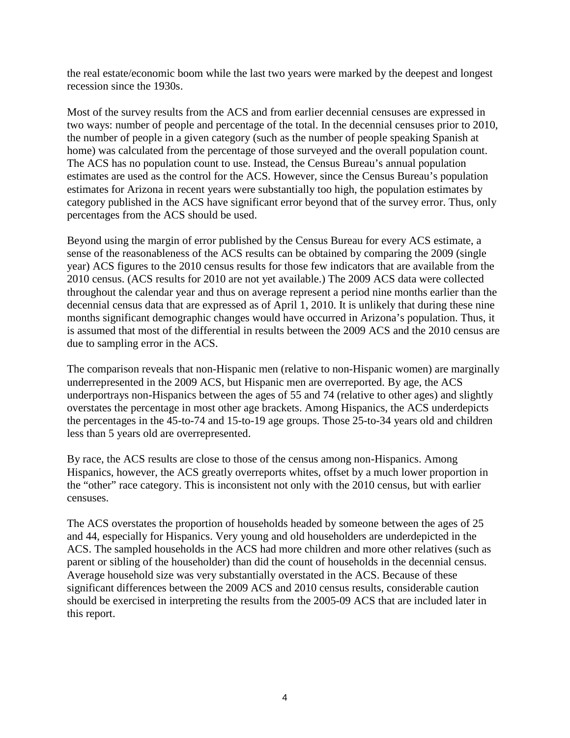the real estate/economic boom while the last two years were marked by the deepest and longest recession since the 1930s.

Most of the survey results from the ACS and from earlier decennial censuses are expressed in two ways: number of people and percentage of the total. In the decennial censuses prior to 2010, the number of people in a given category (such as the number of people speaking Spanish at home) was calculated from the percentage of those surveyed and the overall population count. The ACS has no population count to use. Instead, the Census Bureau's annual population estimates are used as the control for the ACS. However, since the Census Bureau's population estimates for Arizona in recent years were substantially too high, the population estimates by category published in the ACS have significant error beyond that of the survey error. Thus, only percentages from the ACS should be used.

Beyond using the margin of error published by the Census Bureau for every ACS estimate, a sense of the reasonableness of the ACS results can be obtained by comparing the 2009 (single year) ACS figures to the 2010 census results for those few indicators that are available from the 2010 census. (ACS results for 2010 are not yet available.) The 2009 ACS data were collected throughout the calendar year and thus on average represent a period nine months earlier than the decennial census data that are expressed as of April 1, 2010. It is unlikely that during these nine months significant demographic changes would have occurred in Arizona's population. Thus, it is assumed that most of the differential in results between the 2009 ACS and the 2010 census are due to sampling error in the ACS.

The comparison reveals that non-Hispanic men (relative to non-Hispanic women) are marginally underrepresented in the 2009 ACS, but Hispanic men are overreported. By age, the ACS underportrays non-Hispanics between the ages of 55 and 74 (relative to other ages) and slightly overstates the percentage in most other age brackets. Among Hispanics, the ACS underdepicts the percentages in the 45-to-74 and 15-to-19 age groups. Those 25-to-34 years old and children less than 5 years old are overrepresented.

By race, the ACS results are close to those of the census among non-Hispanics. Among Hispanics, however, the ACS greatly overreports whites, offset by a much lower proportion in the "other" race category. This is inconsistent not only with the 2010 census, but with earlier censuses.

The ACS overstates the proportion of households headed by someone between the ages of 25 and 44, especially for Hispanics. Very young and old householders are underdepicted in the ACS. The sampled households in the ACS had more children and more other relatives (such as parent or sibling of the householder) than did the count of households in the decennial census. Average household size was very substantially overstated in the ACS. Because of these significant differences between the 2009 ACS and 2010 census results, considerable caution should be exercised in interpreting the results from the 2005-09 ACS that are included later in this report.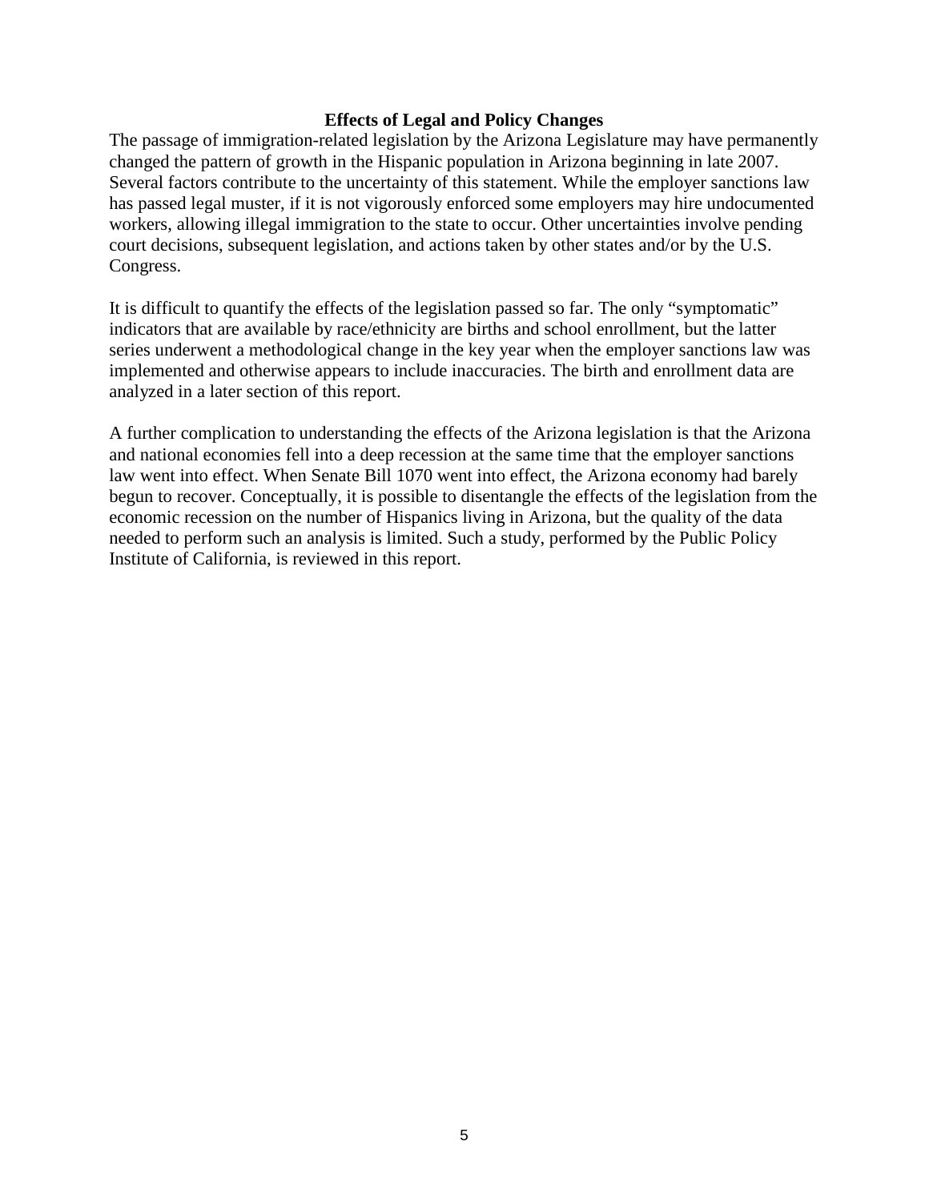## Effects of Legal and Policy Changes

The passage of immigration-related legislation by the Arizona Legislature may have permanently changed the pattern of growth in the Hispanic population in Arizona beginning in late 2007. Several factors contribute to the uncertainty of this statement. While the employer sanctions law has passed legal muster, if it is not vigorously enforced some employers may hire undocumented workers, allowing illegal immigration to the state to occur. Other uncertainties involve pending court decisions, subsequent legislation, and actions taken by other states and/or by the U.S. Congress.

It is difficult to quantify the effects of the legislation passed so far. The only "symptomatic" indicators that are available by race/ethnicity are births and school enrollment, but the latter series underwent a methodological change in the key year when the employer sanctions law was implemented and otherwise appears to include inaccuracies. The birth and enrollment data are analyzed in a later section of this report.

A further complication to understanding the effects of the Arizona legislation is that the Arizona and national economies fell into a deep recession at the same time that the employer sanctions law went into effect. When Senate Bill 1070 went into effect, the Arizona economy had barely begun to recover. Conceptually, it is possible to disentangle the effects of the legislation from the economic recession on the number of Hispanics living in Arizona, but the quality of the data needed to perform such an analysis is limited. Such a study, performed by the Public Policy Institute of California, is reviewed in this report.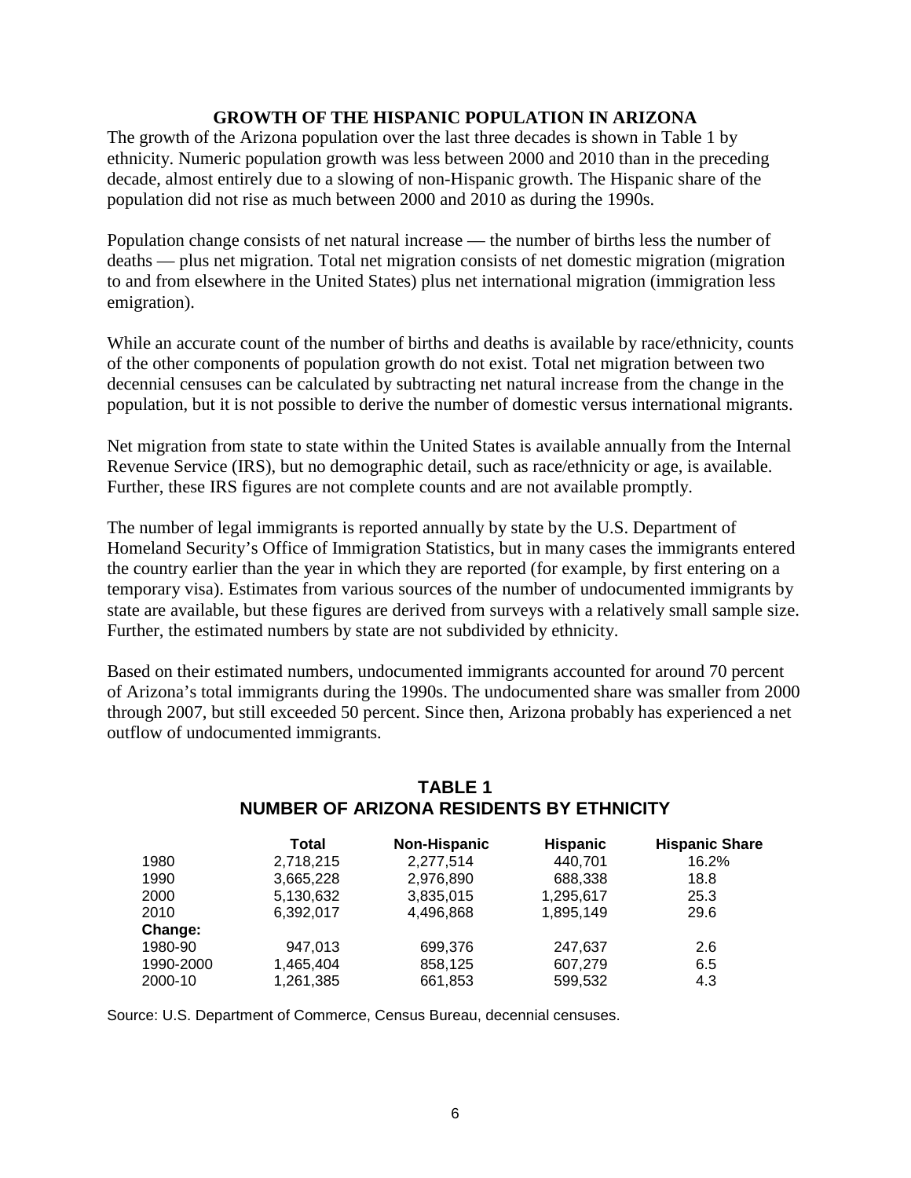## GROWTH OF THE HISPANIC POPULATION IN ARIZONA

The growth of the Arizona population over the last three decades is shown in Table 1 by ethnicity. Numeric population growth was less between 2000 and 2010 than in the preceding decade, almost entirely due to a slowing of non-Hispanic growth. The Hispanic share of the population did not rise as much between 2000 and 2010 as during the 1990s.

Population change consists of net natural increase — the number of births less the number of deaths — plus net migration. Total net migration consists of net domestic migration (migration to and from elsewhere in the United States) plus net international migration (immigration less emigration).

While an accurate count of the number of births and deaths is available by race/ethnicity, counts of the other components of population growth do not exist. Total net migration between two decennial censuses can be calculated by subtracting net natural increase from the change in the population, but it is not possible to derive the number of domestic versus international migrants.

Net migration from state to state within the United States is available annually from the Internal Revenue Service (IRS), but no demographic detail, such as race/ethnicity or age, is available. Further, these IRS figures are not complete counts and are not available promptly.

The number of legal immigrants is reported annually by state by the U.S. Department of Homeland Security's Office of Immigration Statistics, but in many cases the immigrants entered the country earlier than the year in which they are reported (for example, by first entering on a temporary visa). Estimates from various sources of the number of undocumented immigrants by state are available, but these figures are derived from surveys with a relatively small sample size. Further, the estimated numbers by state are not subdivided by ethnicity.

Based on their estimated numbers, undocumented immigrants accounted for around 70 percent of Arizona's total immigrants during the 1990s. The undocumented share was smaller from 2000 through 2007, but still exceeded 50 percent. Since then, Arizona probably has experienced a net outflow of undocumented immigrants.

### TABLE 1
### NUMBER OF ARIZONA RESIDENTS BY ETHNICITY

| | Total | Non-Hispanic | Hispanic | Hispanic Share |
|---|---|---|---|---|
| 1980 | 2,718,215 | 2,277,514 | 440,701 | 16.2% |
| 1990 | 3,665,228 | 2,976,890 | 688,338 | 18.8 |
| 2000 | 5,130,632 | 3,835,015 | 1,295,617 | 25.3 |
| 2010 | 6,392,017 | 4,496,868 | 1,895,149 | 29.6 |
| **Change:** | | | | |
| 1980-90 | 947,013 | 699,376 | 247,637 | 2.6 |
| 1990-2000 | 1,465,404 | 858,125 | 607,279 | 6.5 |
| 2000-10 | 1,261,385 | 661,853 | 599,532 | 4.3 |

Source: U.S. Department of Commerce, Census Bureau, decennial censuses.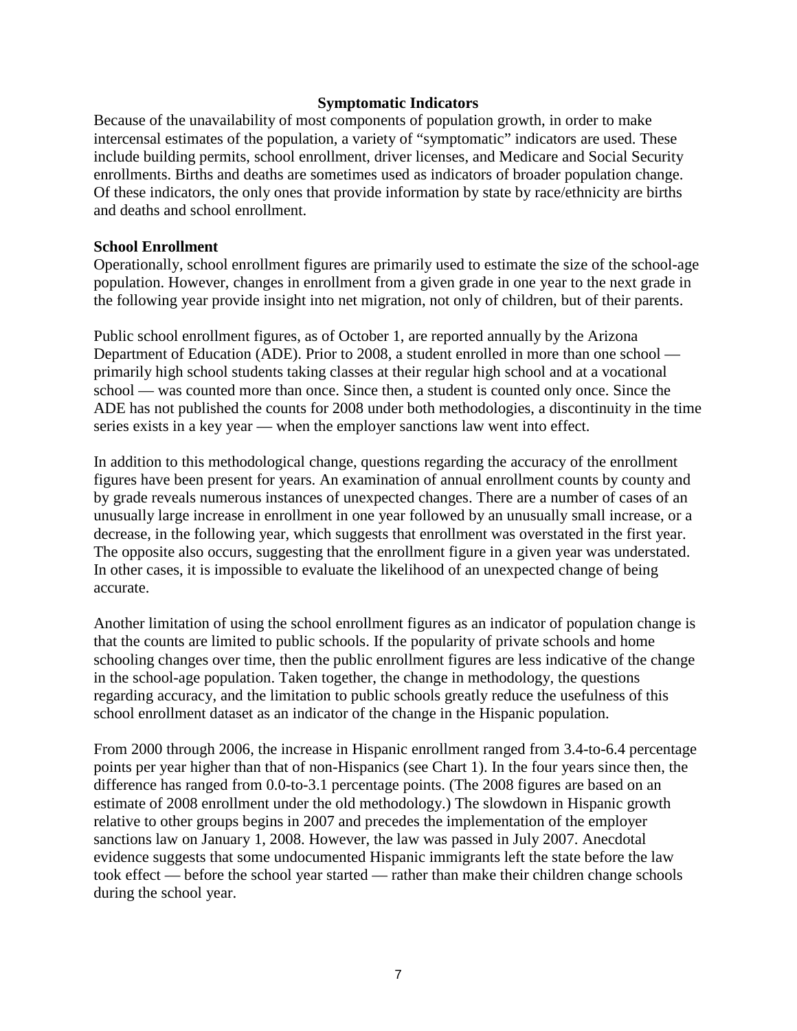## Symptomatic Indicators

Because of the unavailability of most components of population growth, in order to make intercensal estimates of the population, a variety of "symptomatic" indicators are used. These include building permits, school enrollment, driver licenses, and Medicare and Social Security enrollments. Births and deaths are sometimes used as indicators of broader population change. Of these indicators, the only ones that provide information by state by race/ethnicity are births and deaths and school enrollment.

### School Enrollment

Operationally, school enrollment figures are primarily used to estimate the size of the school-age population. However, changes in enrollment from a given grade in one year to the next grade in the following year provide insight into net migration, not only of children, but of their parents.

Public school enrollment figures, as of October 1, are reported annually by the Arizona Department of Education (ADE). Prior to 2008, a student enrolled in more than one school — primarily high school students taking classes at their regular high school and at a vocational school — was counted more than once. Since then, a student is counted only once. Since the ADE has not published the counts for 2008 under both methodologies, a discontinuity in the time series exists in a key year — when the employer sanctions law went into effect.

In addition to this methodological change, questions regarding the accuracy of the enrollment figures have been present for years. An examination of annual enrollment counts by county and by grade reveals numerous instances of unexpected changes. There are a number of cases of an unusually large increase in enrollment in one year followed by an unusually small increase, or a decrease, in the following year, which suggests that enrollment was overstated in the first year. The opposite also occurs, suggesting that the enrollment figure in a given year was understated. In other cases, it is impossible to evaluate the likelihood of an unexpected change of being accurate.

Another limitation of using the school enrollment figures as an indicator of population change is that the counts are limited to public schools. If the popularity of private schools and home schooling changes over time, then the public enrollment figures are less indicative of the change in the school-age population. Taken together, the change in methodology, the questions regarding accuracy, and the limitation to public schools greatly reduce the usefulness of this school enrollment dataset as an indicator of the change in the Hispanic population.

From 2000 through 2006, the increase in Hispanic enrollment ranged from 3.4-to-6.4 percentage points per year higher than that of non-Hispanics (see Chart 1). In the four years since then, the difference has ranged from 0.0-to-3.1 percentage points. (The 2008 figures are based on an estimate of 2008 enrollment under the old methodology.) The slowdown in Hispanic growth relative to other groups begins in 2007 and precedes the implementation of the employer sanctions law on January 1, 2008. However, the law was passed in July 2007. Anecdotal evidence suggests that some undocumented Hispanic immigrants left the state before the law took effect — before the school year started — rather than make their children change schools during the school year.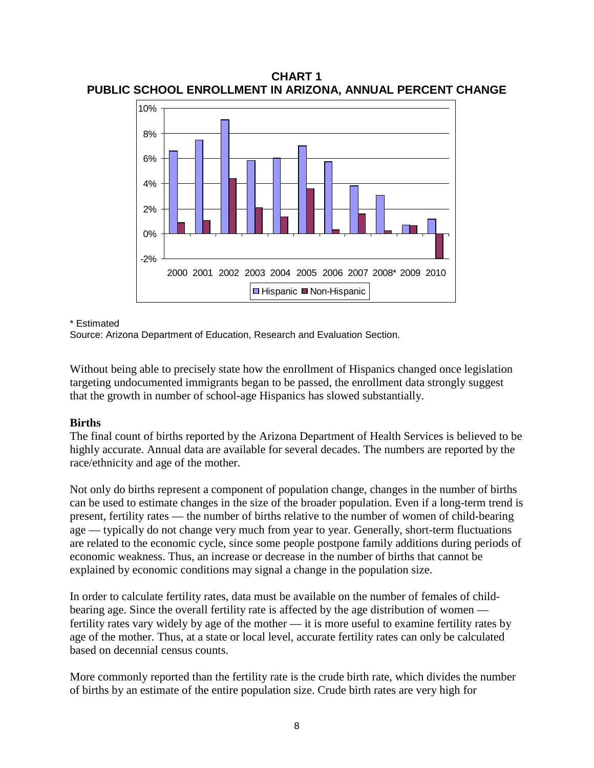**CHART 1**
**PUBLIC SCHOOL ENROLLMENT IN ARIZONA, ANNUAL PERCENT CHANGE**

\* Estimated
Source: Arizona Department of Education, Research and Evaluation Section.

Without being able to precisely state how the enrollment of Hispanics changed once legislation targeting undocumented immigrants began to be passed, the enrollment data strongly suggest that the growth in number of school-age Hispanics has slowed substantially.

### Births

The final count of births reported by the Arizona Department of Health Services is believed to be highly accurate. Annual data are available for several decades. The numbers are reported by the race/ethnicity and age of the mother.

Not only do births represent a component of population change, changes in the number of births can be used to estimate changes in the size of the broader population. Even if a long-term trend is present, fertility rates — the number of births relative to the number of women of child-bearing age — typically do not change very much from year to year. Generally, short-term fluctuations are related to the economic cycle, since some people postpone family additions during periods of economic weakness. Thus, an increase or decrease in the number of births that cannot be explained by economic conditions may signal a change in the population size.

In order to calculate fertility rates, data must be available on the number of females of child-bearing age. Since the overall fertility rate is affected by the age distribution of women — fertility rates vary widely by age of the mother — it is more useful to examine fertility rates by age of the mother. Thus, at a state or local level, accurate fertility rates can only be calculated based on decennial census counts.

More commonly reported than the fertility rate is the crude birth rate, which divides the number of births by an estimate of the entire population size. Crude birth rates are very high for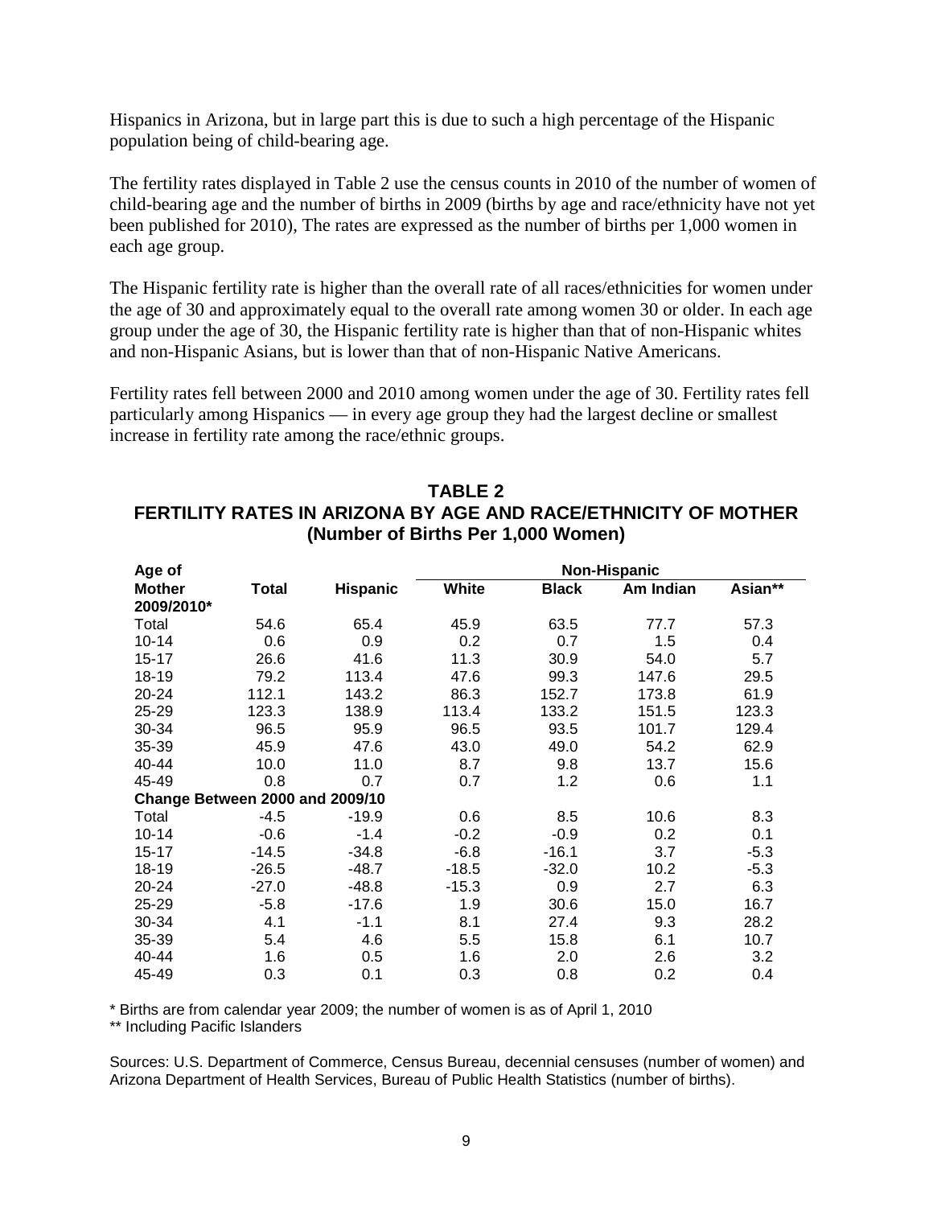Hispanics in Arizona, but in large part this is due to such a high percentage of the Hispanic population being of child-bearing age.

The fertility rates displayed in Table 2 use the census counts in 2010 of the number of women of child-bearing age and the number of births in 2009 (births by age and race/ethnicity have not yet been published for 2010), The rates are expressed as the number of births per 1,000 women in each age group.

The Hispanic fertility rate is higher than the overall rate of all races/ethnicities for women under the age of 30 and approximately equal to the overall rate among women 30 or older. In each age group under the age of 30, the Hispanic fertility rate is higher than that of non-Hispanic whites and non-Hispanic Asians, but is lower than that of non-Hispanic Native Americans.

Fertility rates fell between 2000 and 2010 among women under the age of 30. Fertility rates fell particularly among Hispanics — in every age group they had the largest decline or smallest increase in fertility rate among the race/ethnic groups.

## TABLE 2
## FERTILITY RATES IN ARIZONA BY AGE AND RACE/ETHNICITY OF MOTHER
### (Number of Births Per 1,000 Women)

| Age of | | | Non-Hispanic | | | |
|---|---|---|---|---|---|---|
| **Mother 2009/2010*** | **Total** | **Hispanic** | **White** | **Black** | **Am Indian** | **Asian**** |
| Total | 54.6 | 65.4 | 45.9 | 63.5 | 77.7 | 57.3 |
| 10-14 | 0.6 | 0.9 | 0.2 | 0.7 | 1.5 | 0.4 |
| 15-17 | 26.6 | 41.6 | 11.3 | 30.9 | 54.0 | 5.7 |
| 18-19 | 79.2 | 113.4 | 47.6 | 99.3 | 147.6 | 29.5 |
| 20-24 | 112.1 | 143.2 | 86.3 | 152.7 | 173.8 | 61.9 |
| 25-29 | 123.3 | 138.9 | 113.4 | 133.2 | 151.5 | 123.3 |
| 30-34 | 96.5 | 95.9 | 96.5 | 93.5 | 101.7 | 129.4 |
| 35-39 | 45.9 | 47.6 | 43.0 | 49.0 | 54.2 | 62.9 |
| 40-44 | 10.0 | 11.0 | 8.7 | 9.8 | 13.7 | 15.6 |
| 45-49 | 0.8 | 0.7 | 0.7 | 1.2 | 0.6 | 1.1 |
| **Change Between 2000 and 2009/10** | | | | | | |
| Total | -4.5 | -19.9 | 0.6 | 8.5 | 10.6 | 8.3 |
| 10-14 | -0.6 | -1.4 | -0.2 | -0.9 | 0.2 | 0.1 |
| 15-17 | -14.5 | -34.8 | -6.8 | -16.1 | 3.7 | -5.3 |
| 18-19 | -26.5 | -48.7 | -18.5 | -32.0 | 10.2 | -5.3 |
| 20-24 | -27.0 | -48.8 | -15.3 | 0.9 | 2.7 | 6.3 |
| 25-29 | -5.8 | -17.6 | 1.9 | 30.6 | 15.0 | 16.7 |
| 30-34 | 4.1 | -1.1 | 8.1 | 27.4 | 9.3 | 28.2 |
| 35-39 | 5.4 | 4.6 | 5.5 | 15.8 | 6.1 | 10.7 |
| 40-44 | 1.6 | 0.5 | 1.6 | 2.0 | 2.6 | 3.2 |
| 45-49 | 0.3 | 0.1 | 0.3 | 0.8 | 0.2 | 0.4 |

* Births are from calendar year 2009; the number of women is as of April 1, 2010

** Including Pacific Islanders

Sources: U.S. Department of Commerce, Census Bureau, decennial censuses (number of women) and Arizona Department of Health Services, Bureau of Public Health Statistics (number of births).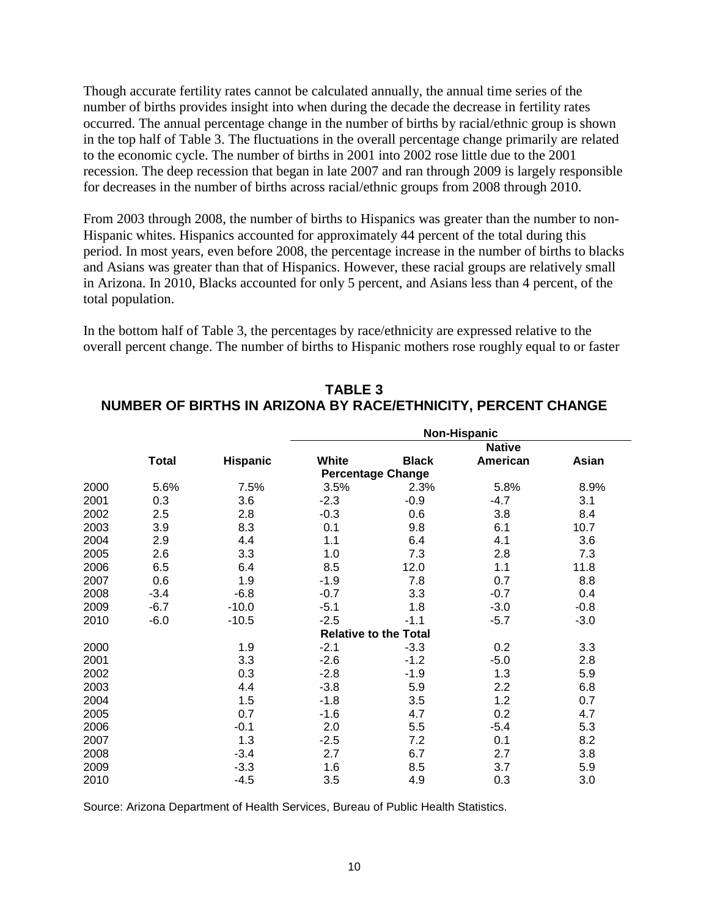Though accurate fertility rates cannot be calculated annually, the annual time series of the number of births provides insight into when during the decade the decrease in fertility rates occurred. The annual percentage change in the number of births by racial/ethnic group is shown in the top half of Table 3. The fluctuations in the overall percentage change primarily are related to the economic cycle. The number of births in 2001 into 2002 rose little due to the 2001 recession. The deep recession that began in late 2007 and ran through 2009 is largely responsible for decreases in the number of births across racial/ethnic groups from 2008 through 2010.

From 2003 through 2008, the number of births to Hispanics was greater than the number to non-Hispanic whites. Hispanics accounted for approximately 44 percent of the total during this period. In most years, even before 2008, the percentage increase in the number of births to blacks and Asians was greater than that of Hispanics. However, these racial groups are relatively small in Arizona. In 2010, Blacks accounted for only 5 percent, and Asians less than 4 percent, of the total population.

In the bottom half of Table 3, the percentages by race/ethnicity are expressed relative to the overall percent change. The number of births to Hispanic mothers rose roughly equal to or faster

**TABLE 3**
**NUMBER OF BIRTHS IN ARIZONA BY RACE/ETHNICITY, PERCENT CHANGE**

| | | | Non-Hispanic | | | |
|---|---|---|---|---|---|---|
| | Total | Hispanic | White | Black | Native American | Asian |
| | | | **Percentage Change** | | | |
| 2000 | 5.6% | 7.5% | 3.5% | 2.3% | 5.8% | 8.9% |
| 2001 | 0.3 | 3.6 | -2.3 | -0.9 | -4.7 | 3.1 |
| 2002 | 2.5 | 2.8 | -0.3 | 0.6 | 3.8 | 8.4 |
| 2003 | 3.9 | 8.3 | 0.1 | 9.8 | 6.1 | 10.7 |
| 2004 | 2.9 | 4.4 | 1.1 | 6.4 | 4.1 | 3.6 |
| 2005 | 2.6 | 3.3 | 1.0 | 7.3 | 2.8 | 7.3 |
| 2006 | 6.5 | 6.4 | 8.5 | 12.0 | 1.1 | 11.8 |
| 2007 | 0.6 | 1.9 | -1.9 | 7.8 | 0.7 | 8.8 |
| 2008 | -3.4 | -6.8 | -0.7 | 3.3 | -0.7 | 0.4 |
| 2009 | -6.7 | -10.0 | -5.1 | 1.8 | -3.0 | -0.8 |
| 2010 | -6.0 | -10.5 | -2.5 | -1.1 | -5.7 | -3.0 |
| | | | **Relative to the Total** | | | |
| 2000 | | 1.9 | -2.1 | -3.3 | 0.2 | 3.3 |
| 2001 | | 3.3 | -2.6 | -1.2 | -5.0 | 2.8 |
| 2002 | | 0.3 | -2.8 | -1.9 | 1.3 | 5.9 |
| 2003 | | 4.4 | -3.8 | 5.9 | 2.2 | 6.8 |
| 2004 | | 1.5 | -1.8 | 3.5 | 1.2 | 0.7 |
| 2005 | | 0.7 | -1.6 | 4.7 | 0.2 | 4.7 |
| 2006 | | -0.1 | 2.0 | 5.5 | -5.4 | 5.3 |
| 2007 | | 1.3 | -2.5 | 7.2 | 0.1 | 8.2 |
| 2008 | | -3.4 | 2.7 | 6.7 | 2.7 | 3.8 |
| 2009 | | -3.3 | 1.6 | 8.5 | 3.7 | 5.9 |
| 2010 | | -4.5 | 3.5 | 4.9 | 0.3 | 3.0 |

Source: Arizona Department of Health Services, Bureau of Public Health Statistics.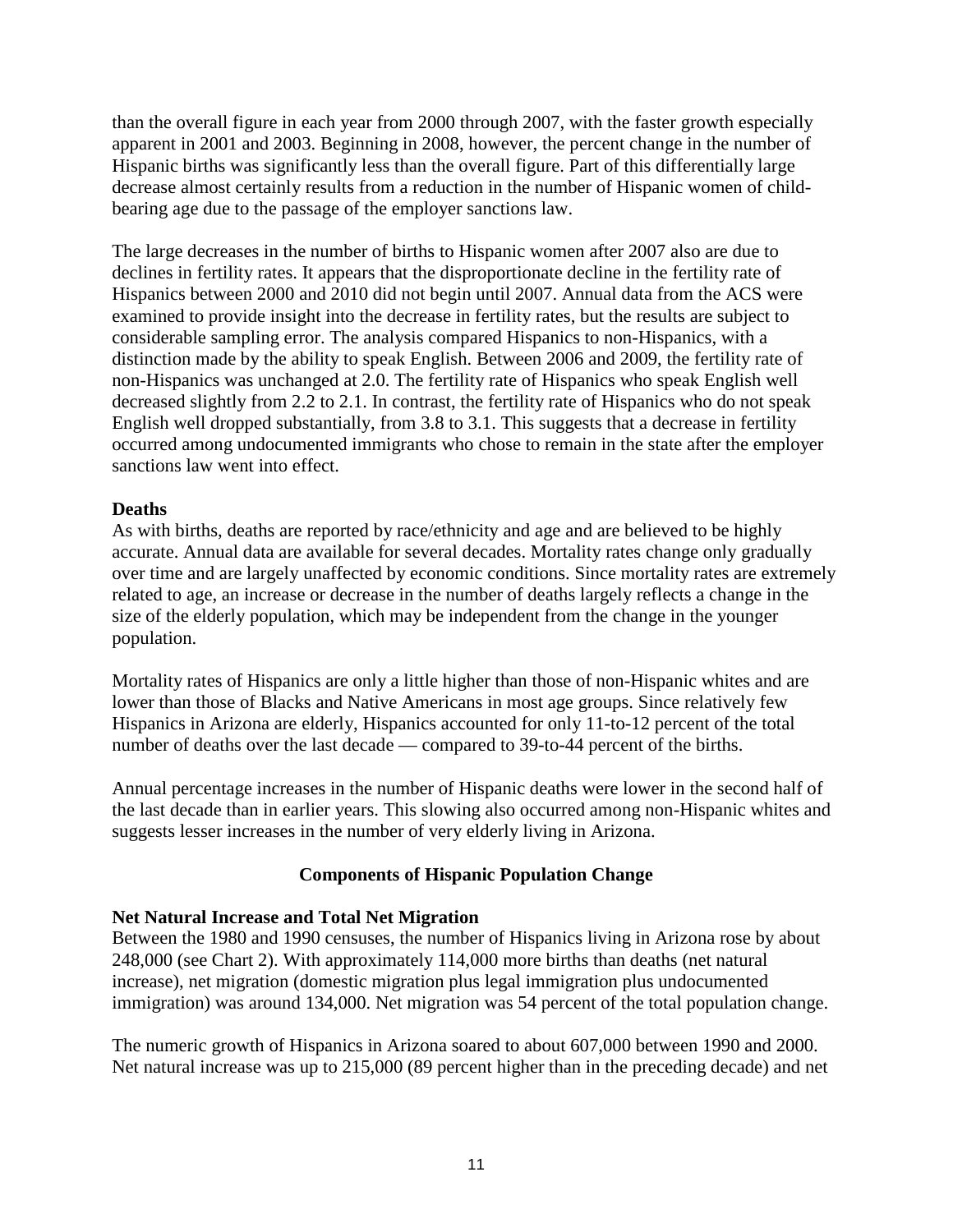than the overall figure in each year from 2000 through 2007, with the faster growth especially apparent in 2001 and 2003. Beginning in 2008, however, the percent change in the number of Hispanic births was significantly less than the overall figure. Part of this differentially large decrease almost certainly results from a reduction in the number of Hispanic women of child-bearing age due to the passage of the employer sanctions law.

The large decreases in the number of births to Hispanic women after 2007 also are due to declines in fertility rates. It appears that the disproportionate decline in the fertility rate of Hispanics between 2000 and 2010 did not begin until 2007. Annual data from the ACS were examined to provide insight into the decrease in fertility rates, but the results are subject to considerable sampling error. The analysis compared Hispanics to non-Hispanics, with a distinction made by the ability to speak English. Between 2006 and 2009, the fertility rate of non-Hispanics was unchanged at 2.0. The fertility rate of Hispanics who speak English well decreased slightly from 2.2 to 2.1. In contrast, the fertility rate of Hispanics who do not speak English well dropped substantially, from 3.8 to 3.1. This suggests that a decrease in fertility occurred among undocumented immigrants who chose to remain in the state after the employer sanctions law went into effect.

**Deaths**

As with births, deaths are reported by race/ethnicity and age and are believed to be highly accurate. Annual data are available for several decades. Mortality rates change only gradually over time and are largely unaffected by economic conditions. Since mortality rates are extremely related to age, an increase or decrease in the number of deaths largely reflects a change in the size of the elderly population, which may be independent from the change in the younger population.

Mortality rates of Hispanics are only a little higher than those of non-Hispanic whites and are lower than those of Blacks and Native Americans in most age groups. Since relatively few Hispanics in Arizona are elderly, Hispanics accounted for only 11-to-12 percent of the total number of deaths over the last decade — compared to 39-to-44 percent of the births.

Annual percentage increases in the number of Hispanic deaths were lower in the second half of the last decade than in earlier years. This slowing also occurred among non-Hispanic whites and suggests lesser increases in the number of very elderly living in Arizona.

## Components of Hispanic Population Change

**Net Natural Increase and Total Net Migration**

Between the 1980 and 1990 censuses, the number of Hispanics living in Arizona rose by about 248,000 (see Chart 2). With approximately 114,000 more births than deaths (net natural increase), net migration (domestic migration plus legal immigration plus undocumented immigration) was around 134,000. Net migration was 54 percent of the total population change.

The numeric growth of Hispanics in Arizona soared to about 607,000 between 1990 and 2000. Net natural increase was up to 215,000 (89 percent higher than in the preceding decade) and net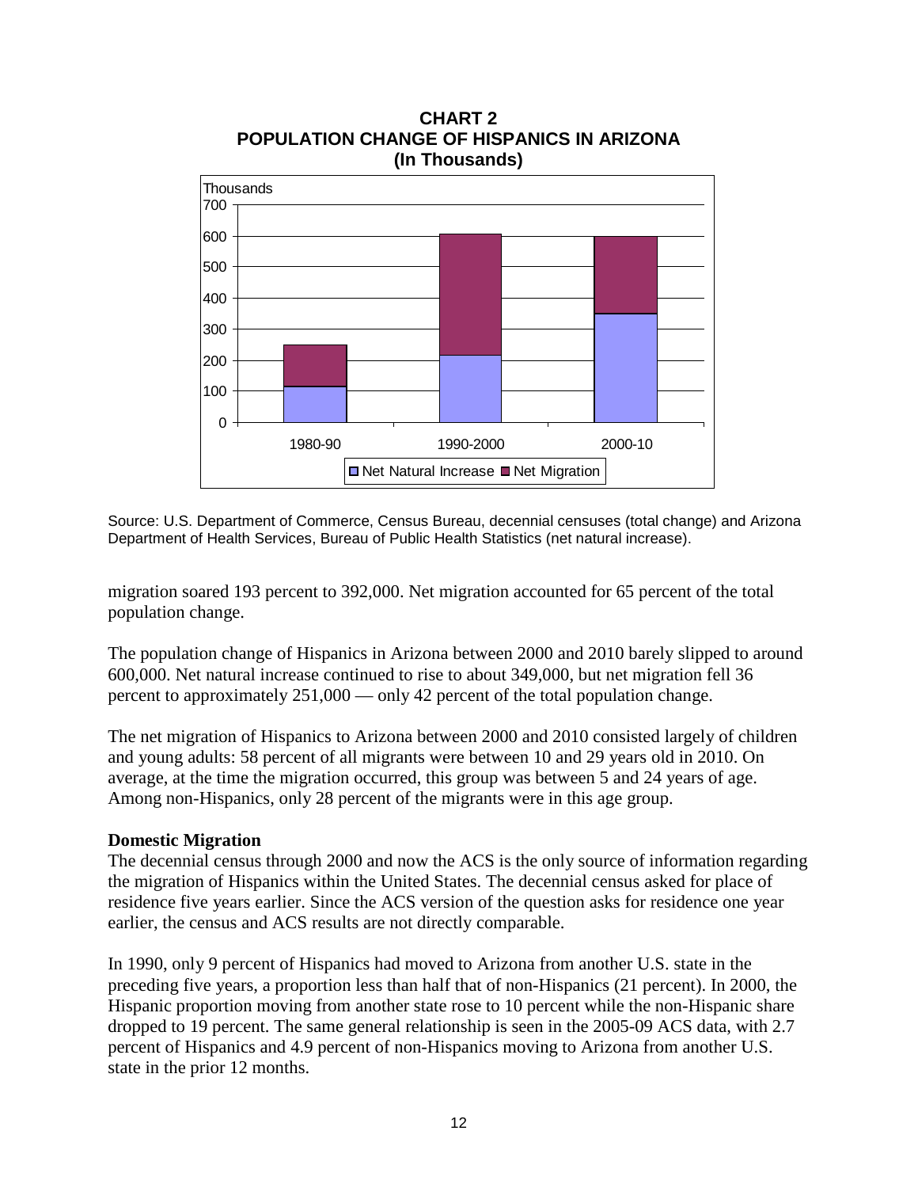**CHART 2**
**POPULATION CHANGE OF HISPANICS IN ARIZONA**
**(In Thousands)**

Source: U.S. Department of Commerce, Census Bureau, decennial censuses (total change) and Arizona Department of Health Services, Bureau of Public Health Statistics (net natural increase).

migration soared 193 percent to 392,000. Net migration accounted for 65 percent of the total population change.

The population change of Hispanics in Arizona between 2000 and 2010 barely slipped to around 600,000. Net natural increase continued to rise to about 349,000, but net migration fell 36 percent to approximately 251,000 — only 42 percent of the total population change.

The net migration of Hispanics to Arizona between 2000 and 2010 consisted largely of children and young adults: 58 percent of all migrants were between 10 and 29 years old in 2010. On average, at the time the migration occurred, this group was between 5 and 24 years of age. Among non-Hispanics, only 28 percent of the migrants were in this age group.

**Domestic Migration**

The decennial census through 2000 and now the ACS is the only source of information regarding the migration of Hispanics within the United States. The decennial census asked for place of residence five years earlier. Since the ACS version of the question asks for residence one year earlier, the census and ACS results are not directly comparable.

In 1990, only 9 percent of Hispanics had moved to Arizona from another U.S. state in the preceding five years, a proportion less than half that of non-Hispanics (21 percent). In 2000, the Hispanic proportion moving from another state rose to 10 percent while the non-Hispanic share dropped to 19 percent. The same general relationship is seen in the 2005-09 ACS data, with 2.7 percent of Hispanics and 4.9 percent of non-Hispanics moving to Arizona from another U.S. state in the prior 12 months.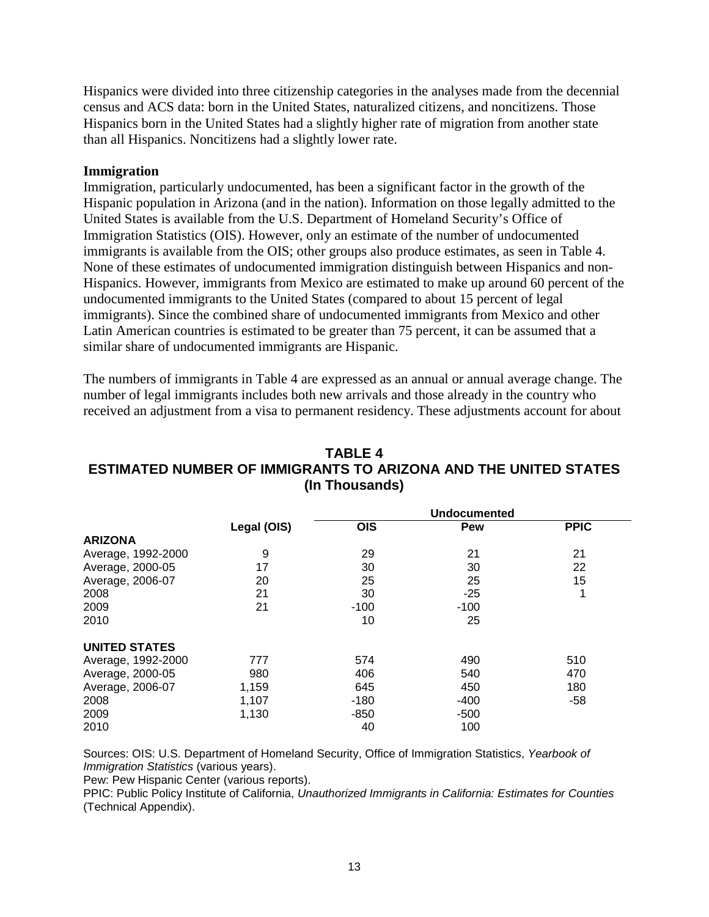Hispanics were divided into three citizenship categories in the analyses made from the decennial census and ACS data: born in the United States, naturalized citizens, and noncitizens. Those Hispanics born in the United States had a slightly higher rate of migration from another state than all Hispanics. Noncitizens had a slightly lower rate.

### Immigration

Immigration, particularly undocumented, has been a significant factor in the growth of the Hispanic population in Arizona (and in the nation). Information on those legally admitted to the United States is available from the U.S. Department of Homeland Security's Office of Immigration Statistics (OIS). However, only an estimate of the number of undocumented immigrants is available from the OIS; other groups also produce estimates, as seen in Table 4. None of these estimates of undocumented immigration distinguish between Hispanics and non-Hispanics. However, immigrants from Mexico are estimated to make up around 60 percent of the undocumented immigrants to the United States (compared to about 15 percent of legal immigrants). Since the combined share of undocumented immigrants from Mexico and other Latin American countries is estimated to be greater than 75 percent, it can be assumed that a similar share of undocumented immigrants are Hispanic.

The numbers of immigrants in Table 4 are expressed as an annual or annual average change. The number of legal immigrants includes both new arrivals and those already in the country who received an adjustment from a visa to permanent residency. These adjustments account for about

**TABLE 4**
**ESTIMATED NUMBER OF IMMIGRANTS TO ARIZONA AND THE UNITED STATES**
**(In Thousands)**

| | | Undocumented | | |
|---|---|---|---|---|
| | Legal (OIS) | OIS | Pew | PPIC |
| **ARIZONA** | | | | |
| Average, 1992-2000 | 9 | 29 | 21 | 21 |
| Average, 2000-05 | 17 | 30 | 30 | 22 |
| Average, 2006-07 | 20 | 25 | 25 | 15 |
| 2008 | 21 | 30 | -25 | 1 |
| 2009 | 21 | -100 | -100 | |
| 2010 | | 10 | 25 | |
| **UNITED STATES** | | | | |
| Average, 1992-2000 | 777 | 574 | 490 | 510 |
| Average, 2000-05 | 980 | 406 | 540 | 470 |
| Average, 2006-07 | 1,159 | 645 | 450 | 180 |
| 2008 | 1,107 | -180 | -400 | -58 |
| 2009 | 1,130 | -850 | -500 | |
| 2010 | | 40 | 100 | |

Sources: OIS: U.S. Department of Homeland Security, Office of Immigration Statistics, *Yearbook of Immigration Statistics* (various years).
Pew: Pew Hispanic Center (various reports).
PPIC: Public Policy Institute of California, *Unauthorized Immigrants in California: Estimates for Counties* (Technical Appendix).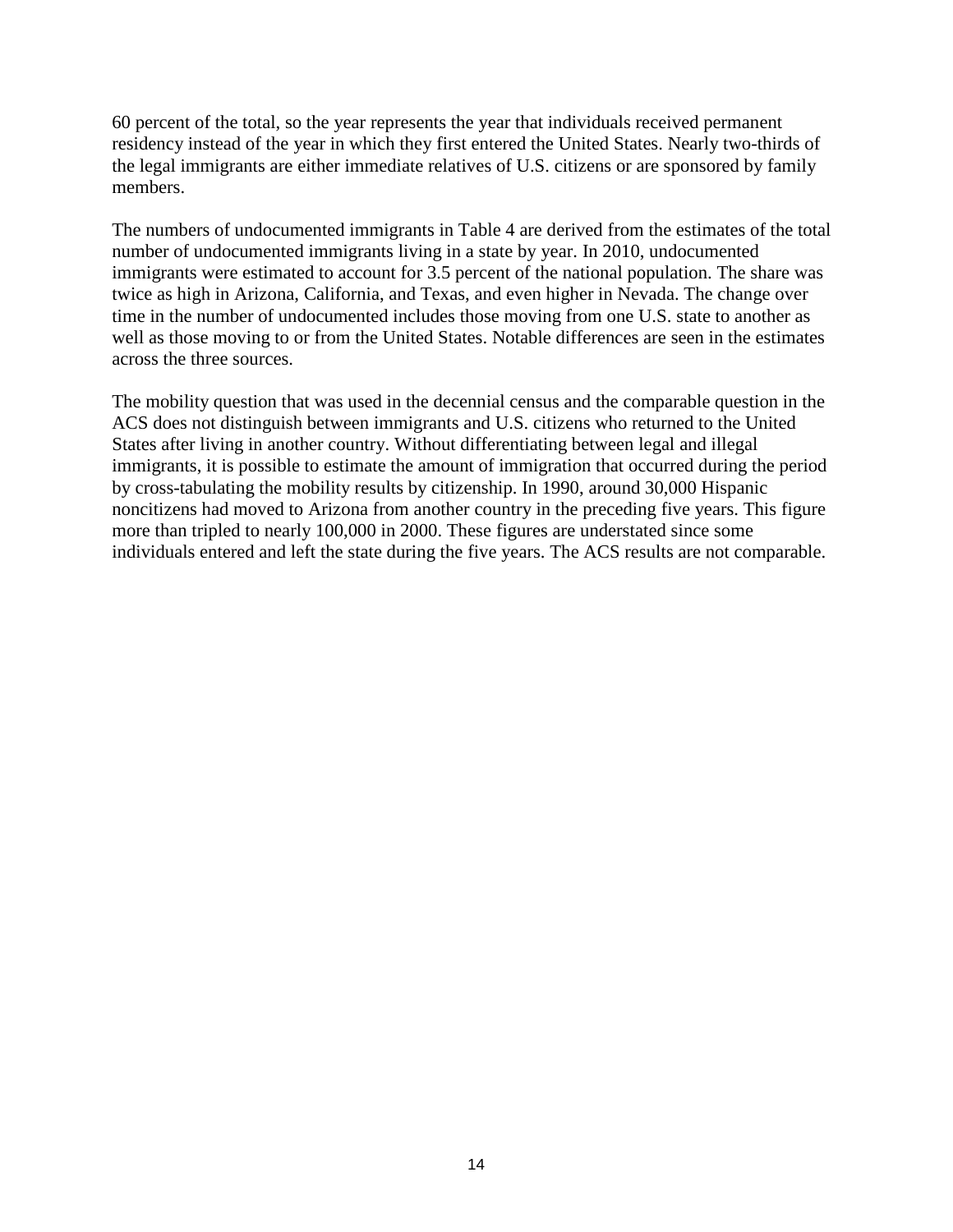60 percent of the total, so the year represents the year that individuals received permanent residency instead of the year in which they first entered the United States. Nearly two-thirds of the legal immigrants are either immediate relatives of U.S. citizens or are sponsored by family members.

The numbers of undocumented immigrants in Table 4 are derived from the estimates of the total number of undocumented immigrants living in a state by year. In 2010, undocumented immigrants were estimated to account for 3.5 percent of the national population. The share was twice as high in Arizona, California, and Texas, and even higher in Nevada. The change over time in the number of undocumented includes those moving from one U.S. state to another as well as those moving to or from the United States. Notable differences are seen in the estimates across the three sources.

The mobility question that was used in the decennial census and the comparable question in the ACS does not distinguish between immigrants and U.S. citizens who returned to the United States after living in another country. Without differentiating between legal and illegal immigrants, it is possible to estimate the amount of immigration that occurred during the period by cross-tabulating the mobility results by citizenship. In 1990, around 30,000 Hispanic noncitizens had moved to Arizona from another country in the preceding five years. This figure more than tripled to nearly 100,000 in 2000. These figures are understated since some individuals entered and left the state during the five years. The ACS results are not comparable.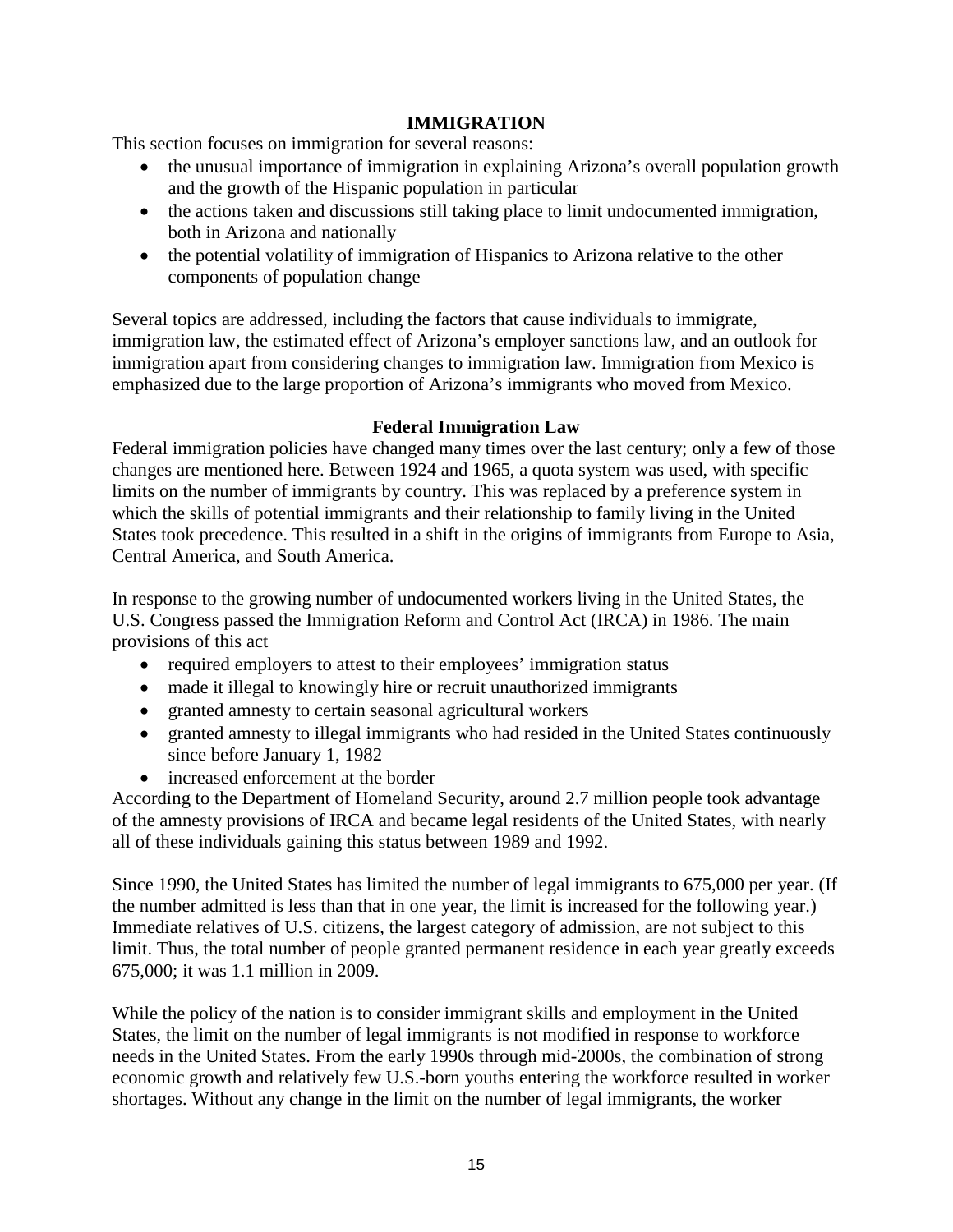## IMMIGRATION

This section focuses on immigration for several reasons:

- the unusual importance of immigration in explaining Arizona's overall population growth and the growth of the Hispanic population in particular
- the actions taken and discussions still taking place to limit undocumented immigration, both in Arizona and nationally
- the potential volatility of immigration of Hispanics to Arizona relative to the other components of population change

Several topics are addressed, including the factors that cause individuals to immigrate, immigration law, the estimated effect of Arizona's employer sanctions law, and an outlook for immigration apart from considering changes to immigration law. Immigration from Mexico is emphasized due to the large proportion of Arizona's immigrants who moved from Mexico.

### Federal Immigration Law

Federal immigration policies have changed many times over the last century; only a few of those changes are mentioned here. Between 1924 and 1965, a quota system was used, with specific limits on the number of immigrants by country. This was replaced by a preference system in which the skills of potential immigrants and their relationship to family living in the United States took precedence. This resulted in a shift in the origins of immigrants from Europe to Asia, Central America, and South America.

In response to the growing number of undocumented workers living in the United States, the U.S. Congress passed the Immigration Reform and Control Act (IRCA) in 1986. The main provisions of this act

- required employers to attest to their employees' immigration status
- made it illegal to knowingly hire or recruit unauthorized immigrants
- granted amnesty to certain seasonal agricultural workers
- granted amnesty to illegal immigrants who had resided in the United States continuously since before January 1, 1982
- increased enforcement at the border

According to the Department of Homeland Security, around 2.7 million people took advantage of the amnesty provisions of IRCA and became legal residents of the United States, with nearly all of these individuals gaining this status between 1989 and 1992.

Since 1990, the United States has limited the number of legal immigrants to 675,000 per year. (If the number admitted is less than that in one year, the limit is increased for the following year.) Immediate relatives of U.S. citizens, the largest category of admission, are not subject to this limit. Thus, the total number of people granted permanent residence in each year greatly exceeds 675,000; it was 1.1 million in 2009.

While the policy of the nation is to consider immigrant skills and employment in the United States, the limit on the number of legal immigrants is not modified in response to workforce needs in the United States. From the early 1990s through mid-2000s, the combination of strong economic growth and relatively few U.S.-born youths entering the workforce resulted in worker shortages. Without any change in the limit on the number of legal immigrants, the worker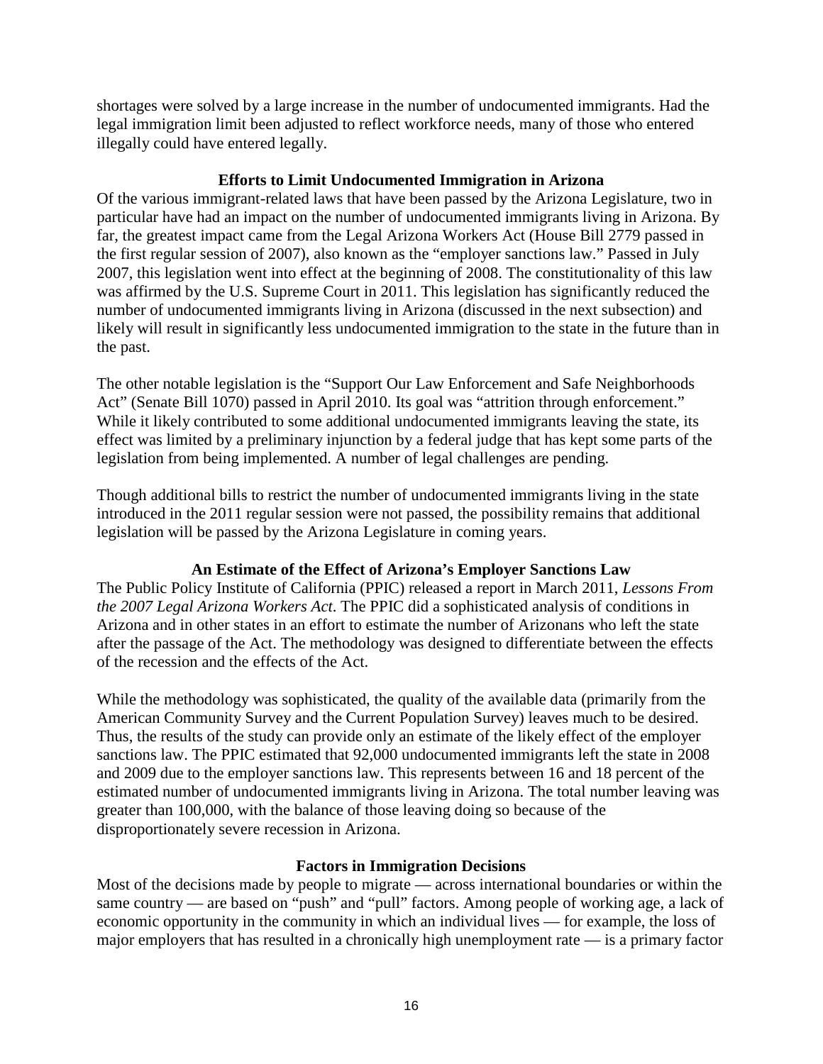shortages were solved by a large increase in the number of undocumented immigrants. Had the legal immigration limit been adjusted to reflect workforce needs, many of those who entered illegally could have entered legally.

### Efforts to Limit Undocumented Immigration in Arizona

Of the various immigrant-related laws that have been passed by the Arizona Legislature, two in particular have had an impact on the number of undocumented immigrants living in Arizona. By far, the greatest impact came from the Legal Arizona Workers Act (House Bill 2779 passed in the first regular session of 2007), also known as the "employer sanctions law." Passed in July 2007, this legislation went into effect at the beginning of 2008. The constitutionality of this law was affirmed by the U.S. Supreme Court in 2011. This legislation has significantly reduced the number of undocumented immigrants living in Arizona (discussed in the next subsection) and likely will result in significantly less undocumented immigration to the state in the future than in the past.

The other notable legislation is the "Support Our Law Enforcement and Safe Neighborhoods Act" (Senate Bill 1070) passed in April 2010. Its goal was "attrition through enforcement." While it likely contributed to some additional undocumented immigrants leaving the state, its effect was limited by a preliminary injunction by a federal judge that has kept some parts of the legislation from being implemented. A number of legal challenges are pending.

Though additional bills to restrict the number of undocumented immigrants living in the state introduced in the 2011 regular session were not passed, the possibility remains that additional legislation will be passed by the Arizona Legislature in coming years.

### An Estimate of the Effect of Arizona's Employer Sanctions Law

The Public Policy Institute of California (PPIC) released a report in March 2011, *Lessons From the 2007 Legal Arizona Workers Act*. The PPIC did a sophisticated analysis of conditions in Arizona and in other states in an effort to estimate the number of Arizonans who left the state after the passage of the Act. The methodology was designed to differentiate between the effects of the recession and the effects of the Act.

While the methodology was sophisticated, the quality of the available data (primarily from the American Community Survey and the Current Population Survey) leaves much to be desired. Thus, the results of the study can provide only an estimate of the likely effect of the employer sanctions law. The PPIC estimated that 92,000 undocumented immigrants left the state in 2008 and 2009 due to the employer sanctions law. This represents between 16 and 18 percent of the estimated number of undocumented immigrants living in Arizona. The total number leaving was greater than 100,000, with the balance of those leaving doing so because of the disproportionately severe recession in Arizona.

### Factors in Immigration Decisions

Most of the decisions made by people to migrate — across international boundaries or within the same country — are based on "push" and "pull" factors. Among people of working age, a lack of economic opportunity in the community in which an individual lives — for example, the loss of major employers that has resulted in a chronically high unemployment rate — is a primary factor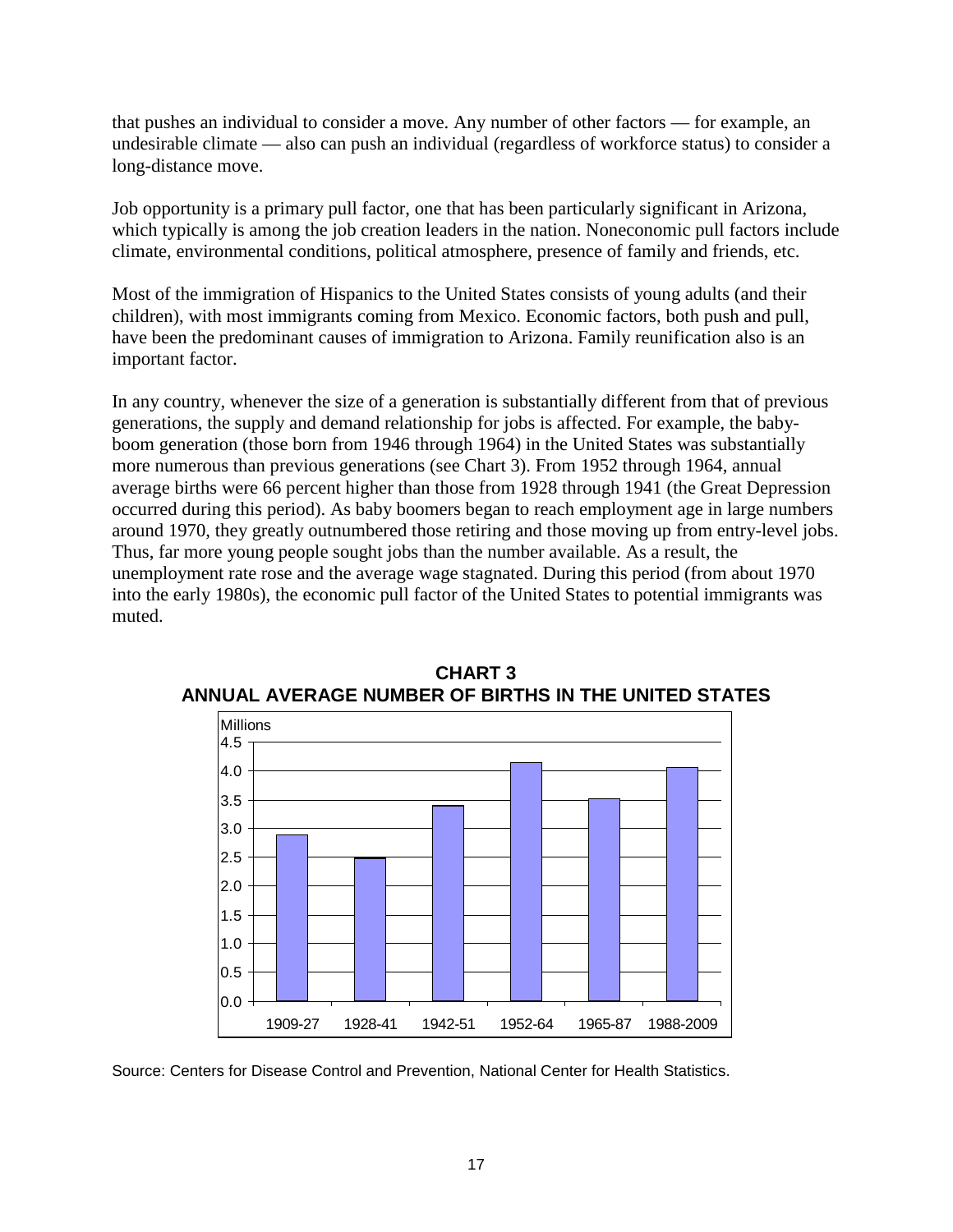that pushes an individual to consider a move. Any number of other factors — for example, an undesirable climate — also can push an individual (regardless of workforce status) to consider a long-distance move.

Job opportunity is a primary pull factor, one that has been particularly significant in Arizona, which typically is among the job creation leaders in the nation. Noneconomic pull factors include climate, environmental conditions, political atmosphere, presence of family and friends, etc.

Most of the immigration of Hispanics to the United States consists of young adults (and their children), with most immigrants coming from Mexico. Economic factors, both push and pull, have been the predominant causes of immigration to Arizona. Family reunification also is an important factor.

In any country, whenever the size of a generation is substantially different from that of previous generations, the supply and demand relationship for jobs is affected. For example, the baby-boom generation (those born from 1946 through 1964) in the United States was substantially more numerous than previous generations (see Chart 3). From 1952 through 1964, annual average births were 66 percent higher than those from 1928 through 1941 (the Great Depression occurred during this period). As baby boomers began to reach employment age in large numbers around 1970, they greatly outnumbered those retiring and those moving up from entry-level jobs. Thus, far more young people sought jobs than the number available. As a result, the unemployment rate rose and the average wage stagnated. During this period (from about 1970 into the early 1980s), the economic pull factor of the United States to potential immigrants was muted.

**CHART 3**
**ANNUAL AVERAGE NUMBER OF BIRTHS IN THE UNITED STATES**

Millions

| Period | Births (millions, approx.) |
|---|---|
| 1909-27 | 2.9 |
| 1928-41 | 2.5 |
| 1942-51 | 3.4 |
| 1952-64 | 4.15 |
| 1965-87 | 3.5 |
| 1988-2009 | 4.05 |

Source: Centers for Disease Control and Prevention, National Center for Health Statistics.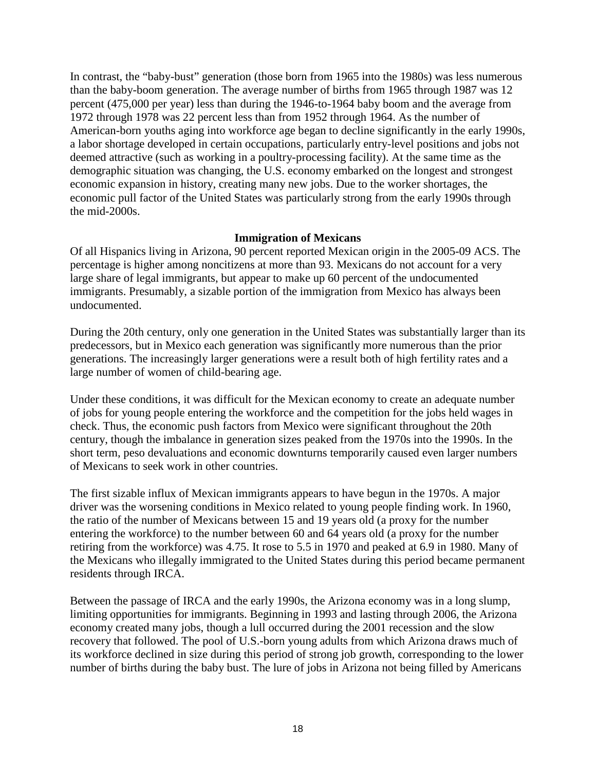In contrast, the "baby-bust" generation (those born from 1965 into the 1980s) was less numerous than the baby-boom generation. The average number of births from 1965 through 1987 was 12 percent (475,000 per year) less than during the 1946-to-1964 baby boom and the average from 1972 through 1978 was 22 percent less than from 1952 through 1964. As the number of American-born youths aging into workforce age began to decline significantly in the early 1990s, a labor shortage developed in certain occupations, particularly entry-level positions and jobs not deemed attractive (such as working in a poultry-processing facility). At the same time as the demographic situation was changing, the U.S. economy embarked on the longest and strongest economic expansion in history, creating many new jobs. Due to the worker shortages, the economic pull factor of the United States was particularly strong from the early 1990s through the mid-2000s.

## Immigration of Mexicans

Of all Hispanics living in Arizona, 90 percent reported Mexican origin in the 2005-09 ACS. The percentage is higher among noncitizens at more than 93. Mexicans do not account for a very large share of legal immigrants, but appear to make up 60 percent of the undocumented immigrants. Presumably, a sizable portion of the immigration from Mexico has always been undocumented.

During the 20th century, only one generation in the United States was substantially larger than its predecessors, but in Mexico each generation was significantly more numerous than the prior generations. The increasingly larger generations were a result both of high fertility rates and a large number of women of child-bearing age.

Under these conditions, it was difficult for the Mexican economy to create an adequate number of jobs for young people entering the workforce and the competition for the jobs held wages in check. Thus, the economic push factors from Mexico were significant throughout the 20th century, though the imbalance in generation sizes peaked from the 1970s into the 1990s. In the short term, peso devaluations and economic downturns temporarily caused even larger numbers of Mexicans to seek work in other countries.

The first sizable influx of Mexican immigrants appears to have begun in the 1970s. A major driver was the worsening conditions in Mexico related to young people finding work. In 1960, the ratio of the number of Mexicans between 15 and 19 years old (a proxy for the number entering the workforce) to the number between 60 and 64 years old (a proxy for the number retiring from the workforce) was 4.75. It rose to 5.5 in 1970 and peaked at 6.9 in 1980. Many of the Mexicans who illegally immigrated to the United States during this period became permanent residents through IRCA.

Between the passage of IRCA and the early 1990s, the Arizona economy was in a long slump, limiting opportunities for immigrants. Beginning in 1993 and lasting through 2006, the Arizona economy created many jobs, though a lull occurred during the 2001 recession and the slow recovery that followed. The pool of U.S.-born young adults from which Arizona draws much of its workforce declined in size during this period of strong job growth, corresponding to the lower number of births during the baby bust. The lure of jobs in Arizona not being filled by Americans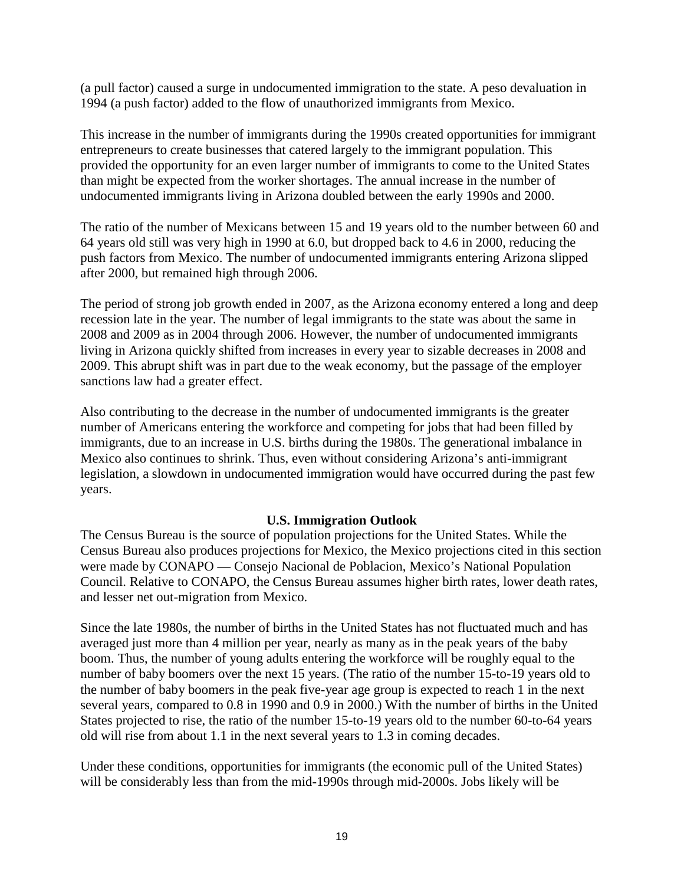(a pull factor) caused a surge in undocumented immigration to the state. A peso devaluation in 1994 (a push factor) added to the flow of unauthorized immigrants from Mexico.

This increase in the number of immigrants during the 1990s created opportunities for immigrant entrepreneurs to create businesses that catered largely to the immigrant population. This provided the opportunity for an even larger number of immigrants to come to the United States than might be expected from the worker shortages. The annual increase in the number of undocumented immigrants living in Arizona doubled between the early 1990s and 2000.

The ratio of the number of Mexicans between 15 and 19 years old to the number between 60 and 64 years old still was very high in 1990 at 6.0, but dropped back to 4.6 in 2000, reducing the push factors from Mexico. The number of undocumented immigrants entering Arizona slipped after 2000, but remained high through 2006.

The period of strong job growth ended in 2007, as the Arizona economy entered a long and deep recession late in the year. The number of legal immigrants to the state was about the same in 2008 and 2009 as in 2004 through 2006. However, the number of undocumented immigrants living in Arizona quickly shifted from increases in every year to sizable decreases in 2008 and 2009. This abrupt shift was in part due to the weak economy, but the passage of the employer sanctions law had a greater effect.

Also contributing to the decrease in the number of undocumented immigrants is the greater number of Americans entering the workforce and competing for jobs that had been filled by immigrants, due to an increase in U.S. births during the 1980s. The generational imbalance in Mexico also continues to shrink. Thus, even without considering Arizona's anti-immigrant legislation, a slowdown in undocumented immigration would have occurred during the past few years.

## U.S. Immigration Outlook

The Census Bureau is the source of population projections for the United States. While the Census Bureau also produces projections for Mexico, the Mexico projections cited in this section were made by CONAPO — Consejo Nacional de Poblacion, Mexico's National Population Council. Relative to CONAPO, the Census Bureau assumes higher birth rates, lower death rates, and lesser net out-migration from Mexico.

Since the late 1980s, the number of births in the United States has not fluctuated much and has averaged just more than 4 million per year, nearly as many as in the peak years of the baby boom. Thus, the number of young adults entering the workforce will be roughly equal to the number of baby boomers over the next 15 years. (The ratio of the number 15-to-19 years old to the number of baby boomers in the peak five-year age group is expected to reach 1 in the next several years, compared to 0.8 in 1990 and 0.9 in 2000.) With the number of births in the United States projected to rise, the ratio of the number 15-to-19 years old to the number 60-to-64 years old will rise from about 1.1 in the next several years to 1.3 in coming decades.

Under these conditions, opportunities for immigrants (the economic pull of the United States) will be considerably less than from the mid-1990s through mid-2000s. Jobs likely will be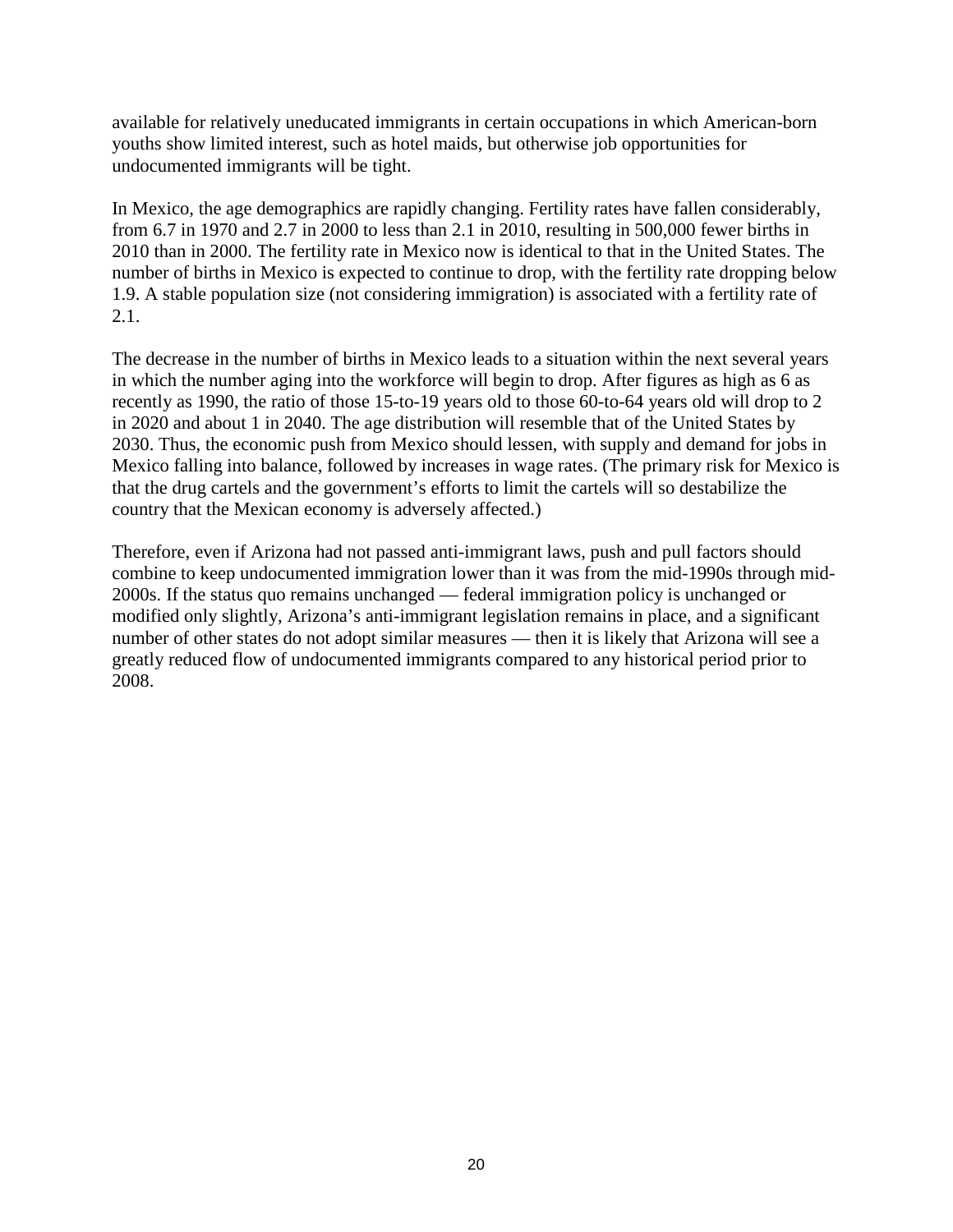available for relatively uneducated immigrants in certain occupations in which American-born youths show limited interest, such as hotel maids, but otherwise job opportunities for undocumented immigrants will be tight.

In Mexico, the age demographics are rapidly changing. Fertility rates have fallen considerably, from 6.7 in 1970 and 2.7 in 2000 to less than 2.1 in 2010, resulting in 500,000 fewer births in 2010 than in 2000. The fertility rate in Mexico now is identical to that in the United States. The number of births in Mexico is expected to continue to drop, with the fertility rate dropping below 1.9. A stable population size (not considering immigration) is associated with a fertility rate of 2.1.

The decrease in the number of births in Mexico leads to a situation within the next several years in which the number aging into the workforce will begin to drop. After figures as high as 6 as recently as 1990, the ratio of those 15-to-19 years old to those 60-to-64 years old will drop to 2 in 2020 and about 1 in 2040. The age distribution will resemble that of the United States by 2030. Thus, the economic push from Mexico should lessen, with supply and demand for jobs in Mexico falling into balance, followed by increases in wage rates. (The primary risk for Mexico is that the drug cartels and the government's efforts to limit the cartels will so destabilize the country that the Mexican economy is adversely affected.)

Therefore, even if Arizona had not passed anti-immigrant laws, push and pull factors should combine to keep undocumented immigration lower than it was from the mid-1990s through mid-2000s. If the status quo remains unchanged — federal immigration policy is unchanged or modified only slightly, Arizona's anti-immigrant legislation remains in place, and a significant number of other states do not adopt similar measures — then it is likely that Arizona will see a greatly reduced flow of undocumented immigrants compared to any historical period prior to 2008.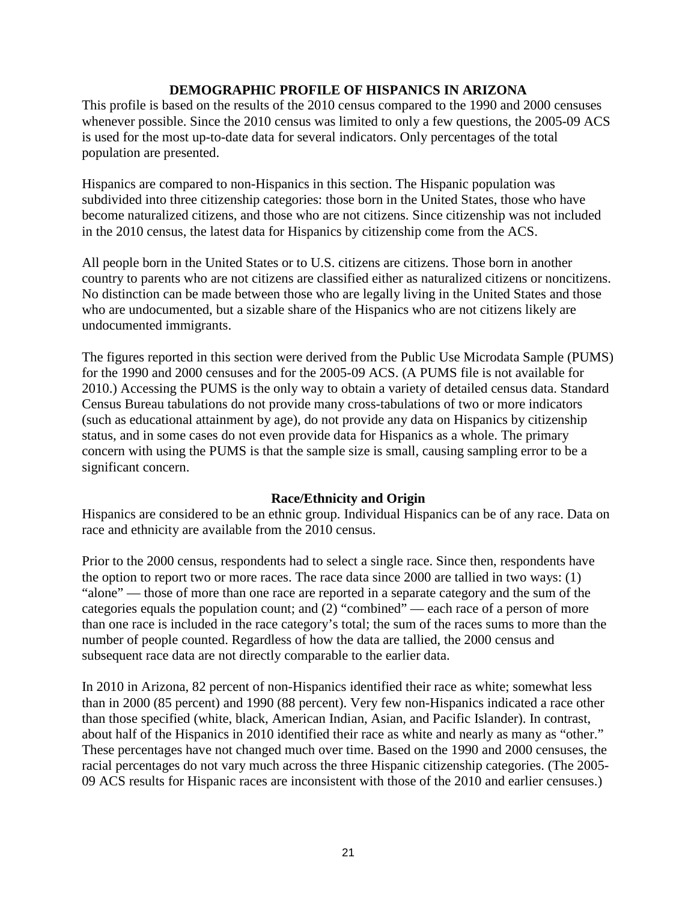## DEMOGRAPHIC PROFILE OF HISPANICS IN ARIZONA

This profile is based on the results of the 2010 census compared to the 1990 and 2000 censuses whenever possible. Since the 2010 census was limited to only a few questions, the 2005-09 ACS is used for the most up-to-date data for several indicators. Only percentages of the total population are presented.

Hispanics are compared to non-Hispanics in this section. The Hispanic population was subdivided into three citizenship categories: those born in the United States, those who have become naturalized citizens, and those who are not citizens. Since citizenship was not included in the 2010 census, the latest data for Hispanics by citizenship come from the ACS.

All people born in the United States or to U.S. citizens are citizens. Those born in another country to parents who are not citizens are classified either as naturalized citizens or noncitizens. No distinction can be made between those who are legally living in the United States and those who are undocumented, but a sizable share of the Hispanics who are not citizens likely are undocumented immigrants.

The figures reported in this section were derived from the Public Use Microdata Sample (PUMS) for the 1990 and 2000 censuses and for the 2005-09 ACS. (A PUMS file is not available for 2010.) Accessing the PUMS is the only way to obtain a variety of detailed census data. Standard Census Bureau tabulations do not provide many cross-tabulations of two or more indicators (such as educational attainment by age), do not provide any data on Hispanics by citizenship status, and in some cases do not even provide data for Hispanics as a whole. The primary concern with using the PUMS is that the sample size is small, causing sampling error to be a significant concern.

### Race/Ethnicity and Origin

Hispanics are considered to be an ethnic group. Individual Hispanics can be of any race. Data on race and ethnicity are available from the 2010 census.

Prior to the 2000 census, respondents had to select a single race. Since then, respondents have the option to report two or more races. The race data since 2000 are tallied in two ways: (1) "alone" — those of more than one race are reported in a separate category and the sum of the categories equals the population count; and (2) "combined" — each race of a person of more than one race is included in the race category's total; the sum of the races sums to more than the number of people counted. Regardless of how the data are tallied, the 2000 census and subsequent race data are not directly comparable to the earlier data.

In 2010 in Arizona, 82 percent of non-Hispanics identified their race as white; somewhat less than in 2000 (85 percent) and 1990 (88 percent). Very few non-Hispanics indicated a race other than those specified (white, black, American Indian, Asian, and Pacific Islander). In contrast, about half of the Hispanics in 2010 identified their race as white and nearly as many as "other." These percentages have not changed much over time. Based on the 1990 and 2000 censuses, the racial percentages do not vary much across the three Hispanic citizenship categories. (The 2005-09 ACS results for Hispanic races are inconsistent with those of the 2010 and earlier censuses.)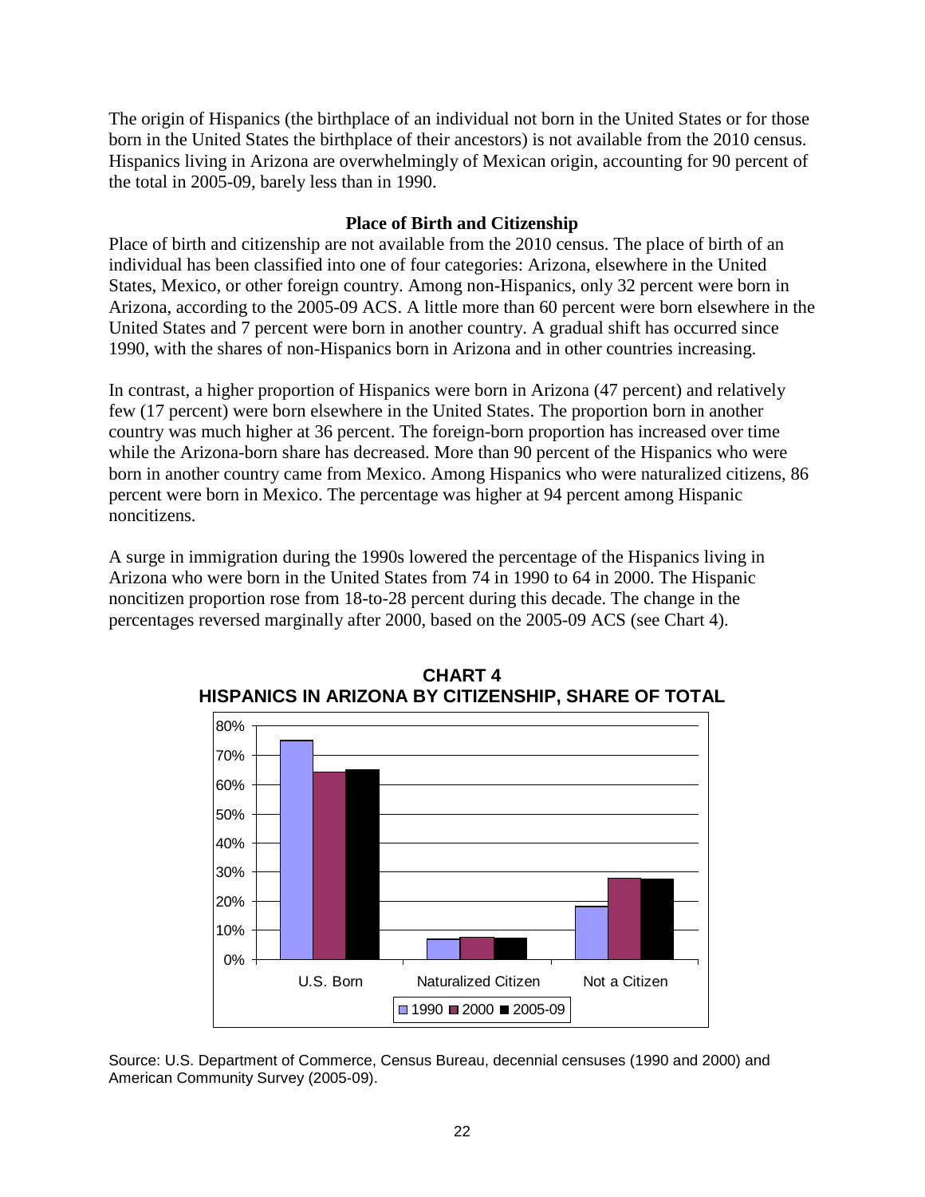The origin of Hispanics (the birthplace of an individual not born in the United States or for those born in the United States the birthplace of their ancestors) is not available from the 2010 census. Hispanics living in Arizona are overwhelmingly of Mexican origin, accounting for 90 percent of the total in 2005-09, barely less than in 1990.

### Place of Birth and Citizenship

Place of birth and citizenship are not available from the 2010 census. The place of birth of an individual has been classified into one of four categories: Arizona, elsewhere in the United States, Mexico, or other foreign country. Among non-Hispanics, only 32 percent were born in Arizona, according to the 2005-09 ACS. A little more than 60 percent were born elsewhere in the United States and 7 percent were born in another country. A gradual shift has occurred since 1990, with the shares of non-Hispanics born in Arizona and in other countries increasing.

In contrast, a higher proportion of Hispanics were born in Arizona (47 percent) and relatively few (17 percent) were born elsewhere in the United States. The proportion born in another country was much higher at 36 percent. The foreign-born proportion has increased over time while the Arizona-born share has decreased. More than 90 percent of the Hispanics who were born in another country came from Mexico. Among Hispanics who were naturalized citizens, 86 percent were born in Mexico. The percentage was higher at 94 percent among Hispanic noncitizens.

A surge in immigration during the 1990s lowered the percentage of the Hispanics living in Arizona who were born in the United States from 74 in 1990 to 64 in 2000. The Hispanic noncitizen proportion rose from 18-to-28 percent during this decade. The change in the percentages reversed marginally after 2000, based on the 2005-09 ACS (see Chart 4).

**CHART 4**
**HISPANICS IN ARIZONA BY CITIZENSHIP, SHARE OF TOTAL**

Source: U.S. Department of Commerce, Census Bureau, decennial censuses (1990 and 2000) and American Community Survey (2005-09).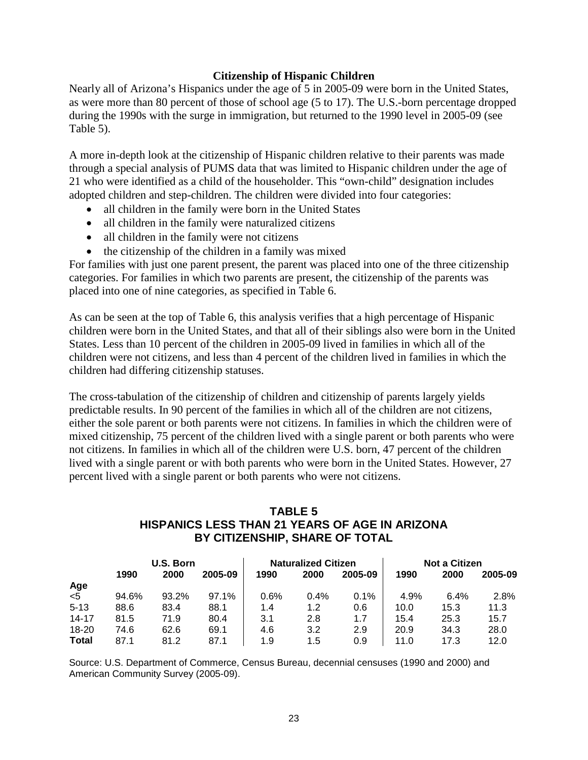### Citizenship of Hispanic Children

Nearly all of Arizona's Hispanics under the age of 5 in 2005-09 were born in the United States, as were more than 80 percent of those of school age (5 to 17). The U.S.-born percentage dropped during the 1990s with the surge in immigration, but returned to the 1990 level in 2005-09 (see Table 5).

A more in-depth look at the citizenship of Hispanic children relative to their parents was made through a special analysis of PUMS data that was limited to Hispanic children under the age of 21 who were identified as a child of the householder. This "own-child" designation includes adopted children and step-children. The children were divided into four categories:

- all children in the family were born in the United States
- all children in the family were naturalized citizens
- all children in the family were not citizens
- the citizenship of the children in a family was mixed

For families with just one parent present, the parent was placed into one of the three citizenship categories. For families in which two parents are present, the citizenship of the parents was placed into one of nine categories, as specified in Table 6.

As can be seen at the top of Table 6, this analysis verifies that a high percentage of Hispanic children were born in the United States, and that all of their siblings also were born in the United States. Less than 10 percent of the children in 2005-09 lived in families in which all of the children were not citizens, and less than 4 percent of the children lived in families in which the children had differing citizenship statuses.

The cross-tabulation of the citizenship of children and citizenship of parents largely yields predictable results. In 90 percent of the families in which all of the children are not citizens, either the sole parent or both parents were not citizens. In families in which the children were of mixed citizenship, 75 percent of the children lived with a single parent or both parents who were not citizens. In families in which all of the children were U.S. born, 47 percent of the children lived with a single parent or with both parents who were born in the United States. However, 27 percent lived with a single parent or both parents who were not citizens.

**TABLE 5**
**HISPANICS LESS THAN 21 YEARS OF AGE IN ARIZONA BY CITIZENSHIP, SHARE OF TOTAL**

| | U.S. Born | | | Naturalized Citizen | | | Not a Citizen | | |
|---|---|---|---|---|---|---|---|---|---|
| Age | 1990 | 2000 | 2005-09 | 1990 | 2000 | 2005-09 | 1990 | 2000 | 2005-09 |
| <5 | 94.6% | 93.2% | 97.1% | 0.6% | 0.4% | 0.1% | 4.9% | 6.4% | 2.8% |
| 5-13 | 88.6 | 83.4 | 88.1 | 1.4 | 1.2 | 0.6 | 10.0 | 15.3 | 11.3 |
| 14-17 | 81.5 | 71.9 | 80.4 | 3.1 | 2.8 | 1.7 | 15.4 | 25.3 | 15.7 |
| 18-20 | 74.6 | 62.6 | 69.1 | 4.6 | 3.2 | 2.9 | 20.9 | 34.3 | 28.0 |
| **Total** | 87.1 | 81.2 | 87.1 | 1.9 | 1.5 | 0.9 | 11.0 | 17.3 | 12.0 |

Source: U.S. Department of Commerce, Census Bureau, decennial censuses (1990 and 2000) and American Community Survey (2005-09).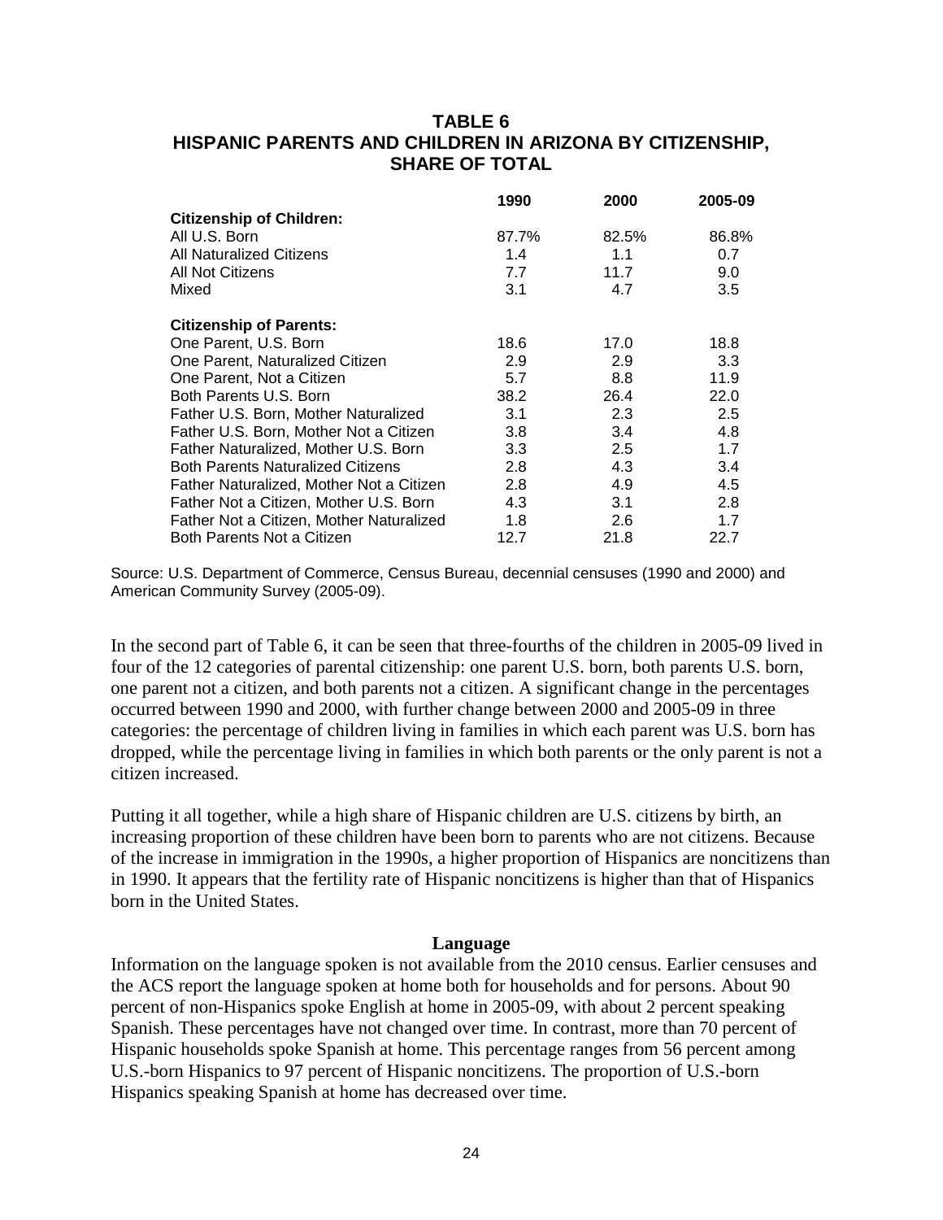## TABLE 6
## HISPANIC PARENTS AND CHILDREN IN ARIZONA BY CITIZENSHIP, SHARE OF TOTAL

| | 1990 | 2000 | 2005-09 |
|---|---|---|---|
| **Citizenship of Children:** | | | |
| All U.S. Born | 87.7% | 82.5% | 86.8% |
| All Naturalized Citizens | 1.4 | 1.1 | 0.7 |
| All Not Citizens | 7.7 | 11.7 | 9.0 |
| Mixed | 3.1 | 4.7 | 3.5 |
| **Citizenship of Parents:** | | | |
| One Parent, U.S. Born | 18.6 | 17.0 | 18.8 |
| One Parent, Naturalized Citizen | 2.9 | 2.9 | 3.3 |
| One Parent, Not a Citizen | 5.7 | 8.8 | 11.9 |
| Both Parents U.S. Born | 38.2 | 26.4 | 22.0 |
| Father U.S. Born, Mother Naturalized | 3.1 | 2.3 | 2.5 |
| Father U.S. Born, Mother Not a Citizen | 3.8 | 3.4 | 4.8 |
| Father Naturalized, Mother U.S. Born | 3.3 | 2.5 | 1.7 |
| Both Parents Naturalized Citizens | 2.8 | 4.3 | 3.4 |
| Father Naturalized, Mother Not a Citizen | 2.8 | 4.9 | 4.5 |
| Father Not a Citizen, Mother U.S. Born | 4.3 | 3.1 | 2.8 |
| Father Not a Citizen, Mother Naturalized | 1.8 | 2.6 | 1.7 |
| Both Parents Not a Citizen | 12.7 | 21.8 | 22.7 |

Source: U.S. Department of Commerce, Census Bureau, decennial censuses (1990 and 2000) and American Community Survey (2005-09).

In the second part of Table 6, it can be seen that three-fourths of the children in 2005-09 lived in four of the 12 categories of parental citizenship: one parent U.S. born, both parents U.S. born, one parent not a citizen, and both parents not a citizen. A significant change in the percentages occurred between 1990 and 2000, with further change between 2000 and 2005-09 in three categories: the percentage of children living in families in which each parent was U.S. born has dropped, while the percentage living in families in which both parents or the only parent is not a citizen increased.

Putting it all together, while a high share of Hispanic children are U.S. citizens by birth, an increasing proportion of these children have been born to parents who are not citizens. Because of the increase in immigration in the 1990s, a higher proportion of Hispanics are noncitizens than in 1990. It appears that the fertility rate of Hispanic noncitizens is higher than that of Hispanics born in the United States.

### Language

Information on the language spoken is not available from the 2010 census. Earlier censuses and the ACS report the language spoken at home both for households and for persons. About 90 percent of non-Hispanics spoke English at home in 2005-09, with about 2 percent speaking Spanish. These percentages have not changed over time. In contrast, more than 70 percent of Hispanic households spoke Spanish at home. This percentage ranges from 56 percent among U.S.-born Hispanics to 97 percent of Hispanic noncitizens. The proportion of U.S.-born Hispanics speaking Spanish at home has decreased over time.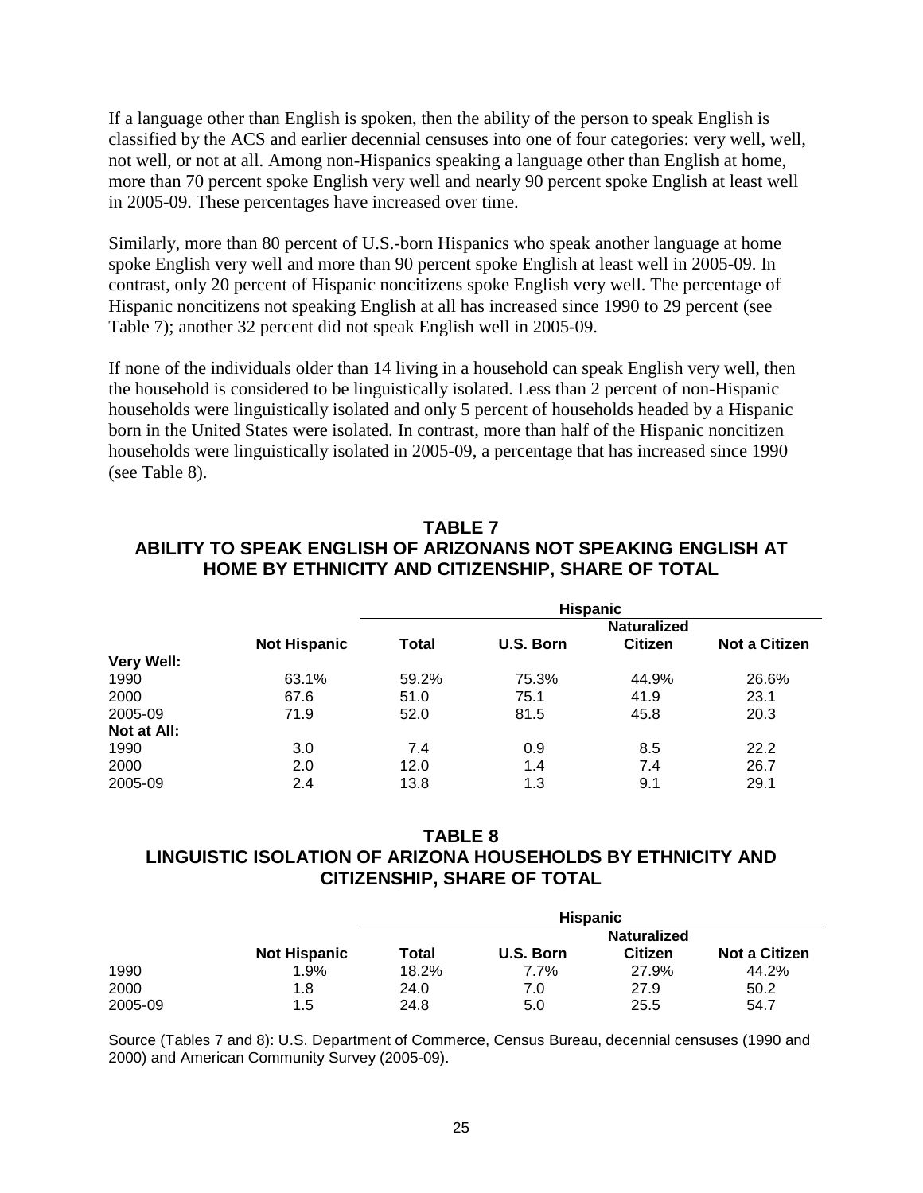If a language other than English is spoken, then the ability of the person to speak English is classified by the ACS and earlier decennial censuses into one of four categories: very well, well, not well, or not at all. Among non-Hispanics speaking a language other than English at home, more than 70 percent spoke English very well and nearly 90 percent spoke English at least well in 2005-09. These percentages have increased over time.

Similarly, more than 80 percent of U.S.-born Hispanics who speak another language at home spoke English very well and more than 90 percent spoke English at least well in 2005-09. In contrast, only 20 percent of Hispanic noncitizens spoke English very well. The percentage of Hispanic noncitizens not speaking English at all has increased since 1990 to 29 percent (see Table 7); another 32 percent did not speak English well in 2005-09.

If none of the individuals older than 14 living in a household can speak English very well, then the household is considered to be linguistically isolated. Less than 2 percent of non-Hispanic households were linguistically isolated and only 5 percent of households headed by a Hispanic born in the United States were isolated. In contrast, more than half of the Hispanic noncitizen households were linguistically isolated in 2005-09, a percentage that has increased since 1990 (see Table 8).

## TABLE 7
## ABILITY TO SPEAK ENGLISH OF ARIZONANS NOT SPEAKING ENGLISH AT HOME BY ETHNICITY AND CITIZENSHIP, SHARE OF TOTAL

| | | Hispanic | | | |
|---|---|---|---|---|---|
| | **Not Hispanic** | **Total** | **U.S. Born** | **Naturalized Citizen** | **Not a Citizen** |
| **Very Well:** | | | | | |
| 1990 | 63.1% | 59.2% | 75.3% | 44.9% | 26.6% |
| 2000 | 67.6 | 51.0 | 75.1 | 41.9 | 23.1 |
| 2005-09 | 71.9 | 52.0 | 81.5 | 45.8 | 20.3 |
| **Not at All:** | | | | | |
| 1990 | 3.0 | 7.4 | 0.9 | 8.5 | 22.2 |
| 2000 | 2.0 | 12.0 | 1.4 | 7.4 | 26.7 |
| 2005-09 | 2.4 | 13.8 | 1.3 | 9.1 | 29.1 |

## TABLE 8
## LINGUISTIC ISOLATION OF ARIZONA HOUSEHOLDS BY ETHNICITY AND CITIZENSHIP, SHARE OF TOTAL

| | | Hispanic | | | |
|---|---|---|---|---|---|
| | **Not Hispanic** | **Total** | **U.S. Born** | **Naturalized Citizen** | **Not a Citizen** |
| 1990 | 1.9% | 18.2% | 7.7% | 27.9% | 44.2% |
| 2000 | 1.8 | 24.0 | 7.0 | 27.9 | 50.2 |
| 2005-09 | 1.5 | 24.8 | 5.0 | 25.5 | 54.7 |

Source (Tables 7 and 8): U.S. Department of Commerce, Census Bureau, decennial censuses (1990 and 2000) and American Community Survey (2005-09).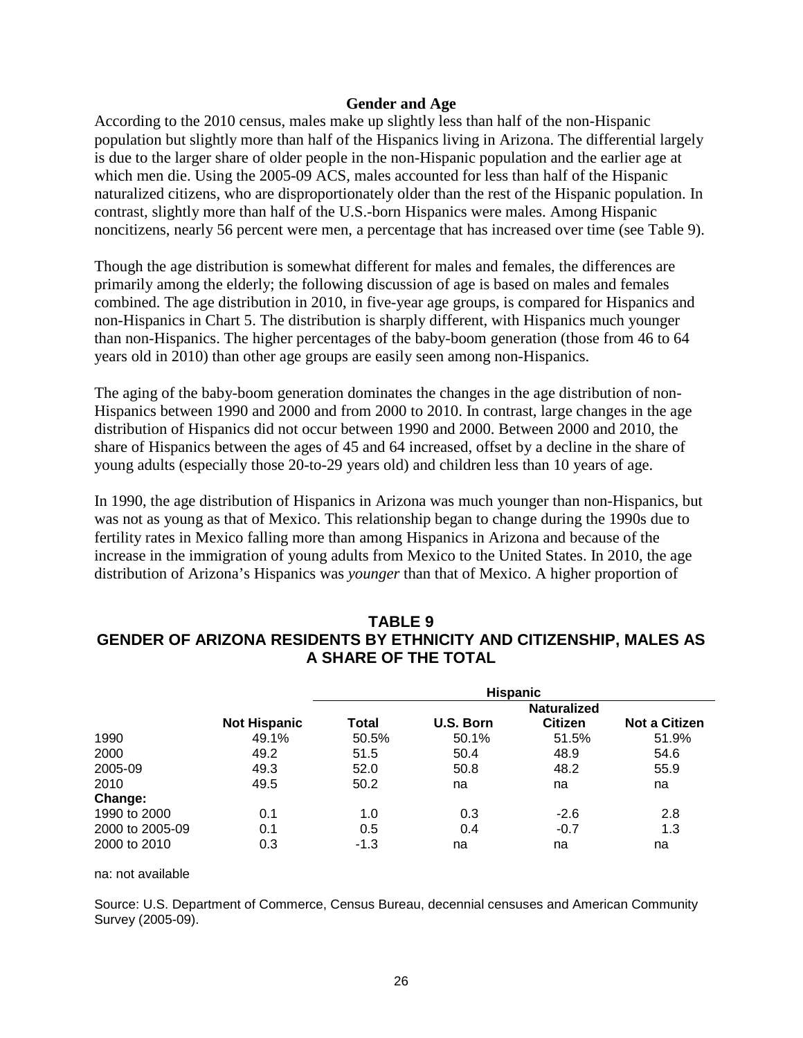### Gender and Age

According to the 2010 census, males make up slightly less than half of the non-Hispanic population but slightly more than half of the Hispanics living in Arizona. The differential largely is due to the larger share of older people in the non-Hispanic population and the earlier age at which men die. Using the 2005-09 ACS, males accounted for less than half of the Hispanic naturalized citizens, who are disproportionately older than the rest of the Hispanic population. In contrast, slightly more than half of the U.S.-born Hispanics were males. Among Hispanic noncitizens, nearly 56 percent were men, a percentage that has increased over time (see Table 9).

Though the age distribution is somewhat different for males and females, the differences are primarily among the elderly; the following discussion of age is based on males and females combined. The age distribution in 2010, in five-year age groups, is compared for Hispanics and non-Hispanics in Chart 5. The distribution is sharply different, with Hispanics much younger than non-Hispanics. The higher percentages of the baby-boom generation (those from 46 to 64 years old in 2010) than other age groups are easily seen among non-Hispanics.

The aging of the baby-boom generation dominates the changes in the age distribution of non-Hispanics between 1990 and 2000 and from 2000 to 2010. In contrast, large changes in the age distribution of Hispanics did not occur between 1990 and 2000. Between 2000 and 2010, the share of Hispanics between the ages of 45 and 64 increased, offset by a decline in the share of young adults (especially those 20-to-29 years old) and children less than 10 years of age.

In 1990, the age distribution of Hispanics in Arizona was much younger than non-Hispanics, but was not as young as that of Mexico. This relationship began to change during the 1990s due to fertility rates in Mexico falling more than among Hispanics in Arizona and because of the increase in the immigration of young adults from Mexico to the United States. In 2010, the age distribution of Arizona's Hispanics was *younger* than that of Mexico. A higher proportion of

## TABLE 9
## GENDER OF ARIZONA RESIDENTS BY ETHNICITY AND CITIZENSHIP, MALES AS A SHARE OF THE TOTAL

| | | Hispanic | | | |
|---|---|---|---|---|---|
| | **Not Hispanic** | **Total** | **U.S. Born** | **Naturalized Citizen** | **Not a Citizen** |
| 1990 | 49.1% | 50.5% | 50.1% | 51.5% | 51.9% |
| 2000 | 49.2 | 51.5 | 50.4 | 48.9 | 54.6 |
| 2005-09 | 49.3 | 52.0 | 50.8 | 48.2 | 55.9 |
| 2010 | 49.5 | 50.2 | na | na | na |
| **Change:** | | | | | |
| 1990 to 2000 | 0.1 | 1.0 | 0.3 | -2.6 | 2.8 |
| 2000 to 2005-09 | 0.1 | 0.5 | 0.4 | -0.7 | 1.3 |
| 2000 to 2010 | 0.3 | -1.3 | na | na | na |

na: not available

Source: U.S. Department of Commerce, Census Bureau, decennial censuses and American Community Survey (2005-09).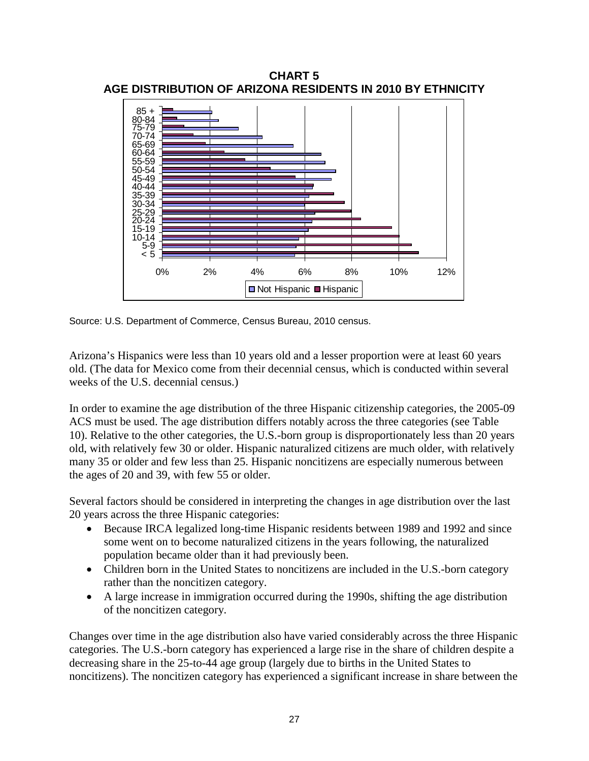**CHART 5**
**AGE DISTRIBUTION OF ARIZONA RESIDENTS IN 2010 BY ETHNICITY**

Source: U.S. Department of Commerce, Census Bureau, 2010 census.

Arizona's Hispanics were less than 10 years old and a lesser proportion were at least 60 years old. (The data for Mexico come from their decennial census, which is conducted within several weeks of the U.S. decennial census.)

In order to examine the age distribution of the three Hispanic citizenship categories, the 2005-09 ACS must be used. The age distribution differs notably across the three categories (see Table 10). Relative to the other categories, the U.S.-born group is disproportionately less than 20 years old, with relatively few 30 or older. Hispanic naturalized citizens are much older, with relatively many 35 or older and few less than 25. Hispanic noncitizens are especially numerous between the ages of 20 and 39, with few 55 or older.

Several factors should be considered in interpreting the changes in age distribution over the last 20 years across the three Hispanic categories:

- Because IRCA legalized long-time Hispanic residents between 1989 and 1992 and since some went on to become naturalized citizens in the years following, the naturalized population became older than it had previously been.
- Children born in the United States to noncitizens are included in the U.S.-born category rather than the noncitizen category.
- A large increase in immigration occurred during the 1990s, shifting the age distribution of the noncitizen category.

Changes over time in the age distribution also have varied considerably across the three Hispanic categories. The U.S.-born category has experienced a large rise in the share of children despite a decreasing share in the 25-to-44 age group (largely due to births in the United States to noncitizens). The noncitizen category has experienced a significant increase in share between the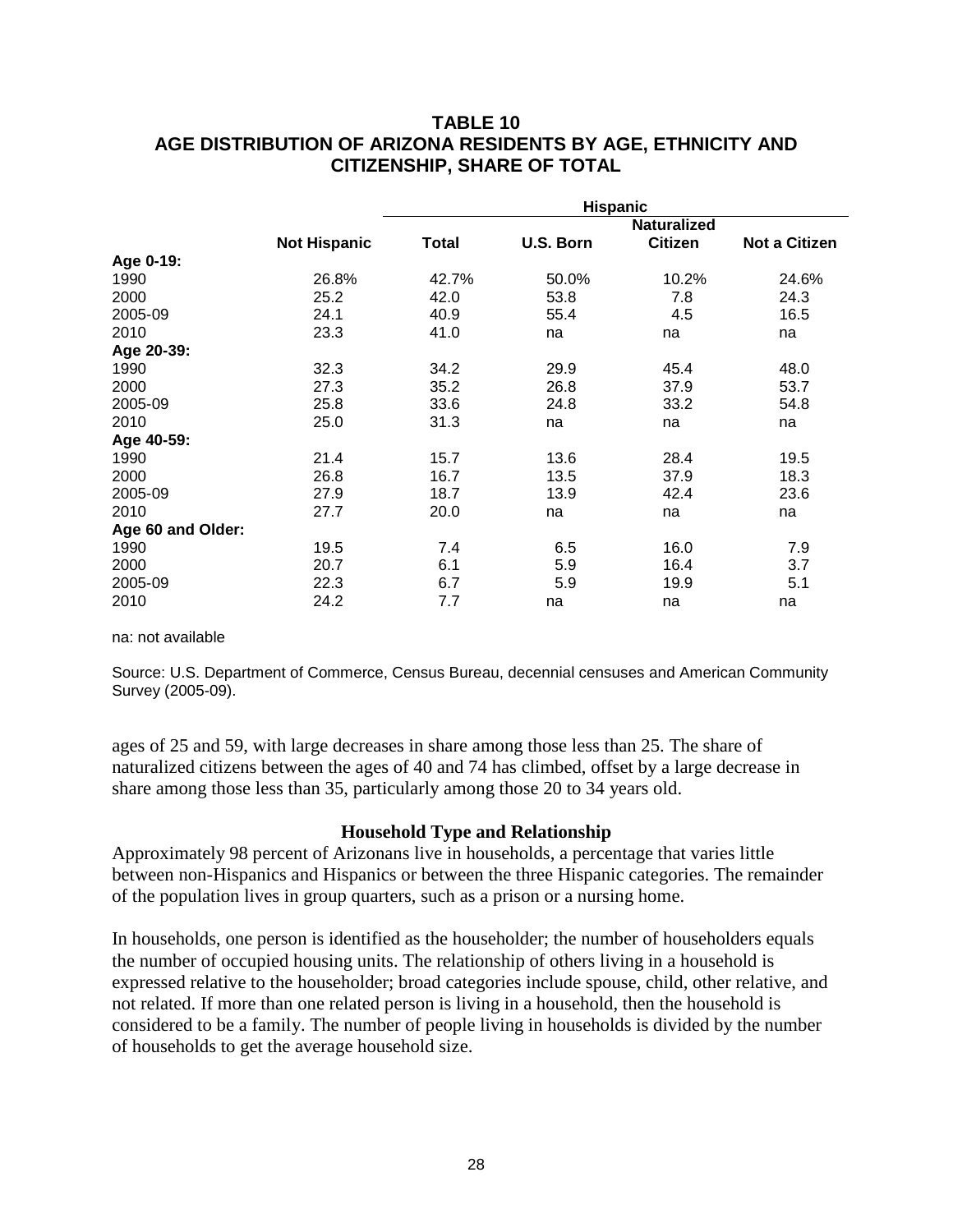## TABLE 10
## AGE DISTRIBUTION OF ARIZONA RESIDENTS BY AGE, ETHNICITY AND CITIZENSHIP, SHARE OF TOTAL

| | | Hispanic | | | |
|---|---|---|---|---|---|
| | **Not Hispanic** | **Total** | **U.S. Born** | **Naturalized Citizen** | **Not a Citizen** |
| **Age 0-19:** | | | | | |
| 1990 | 26.8% | 42.7% | 50.0% | 10.2% | 24.6% |
| 2000 | 25.2 | 42.0 | 53.8 | 7.8 | 24.3 |
| 2005-09 | 24.1 | 40.9 | 55.4 | 4.5 | 16.5 |
| 2010 | 23.3 | 41.0 | na | na | na |
| **Age 20-39:** | | | | | |
| 1990 | 32.3 | 34.2 | 29.9 | 45.4 | 48.0 |
| 2000 | 27.3 | 35.2 | 26.8 | 37.9 | 53.7 |
| 2005-09 | 25.8 | 33.6 | 24.8 | 33.2 | 54.8 |
| 2010 | 25.0 | 31.3 | na | na | na |
| **Age 40-59:** | | | | | |
| 1990 | 21.4 | 15.7 | 13.6 | 28.4 | 19.5 |
| 2000 | 26.8 | 16.7 | 13.5 | 37.9 | 18.3 |
| 2005-09 | 27.9 | 18.7 | 13.9 | 42.4 | 23.6 |
| 2010 | 27.7 | 20.0 | na | na | na |
| **Age 60 and Older:** | | | | | |
| 1990 | 19.5 | 7.4 | 6.5 | 16.0 | 7.9 |
| 2000 | 20.7 | 6.1 | 5.9 | 16.4 | 3.7 |
| 2005-09 | 22.3 | 6.7 | 5.9 | 19.9 | 5.1 |
| 2010 | 24.2 | 7.7 | na | na | na |

na: not available

Source: U.S. Department of Commerce, Census Bureau, decennial censuses and American Community Survey (2005-09).

ages of 25 and 59, with large decreases in share among those less than 25. The share of naturalized citizens between the ages of 40 and 74 has climbed, offset by a large decrease in share among those less than 35, particularly among those 20 to 34 years old.

### Household Type and Relationship

Approximately 98 percent of Arizonans live in households, a percentage that varies little between non-Hispanics and Hispanics or between the three Hispanic categories. The remainder of the population lives in group quarters, such as a prison or a nursing home.

In households, one person is identified as the householder; the number of householders equals the number of occupied housing units. The relationship of others living in a household is expressed relative to the householder; broad categories include spouse, child, other relative, and not related. If more than one related person is living in a household, then the household is considered to be a family. The number of people living in households is divided by the number of households to get the average household size.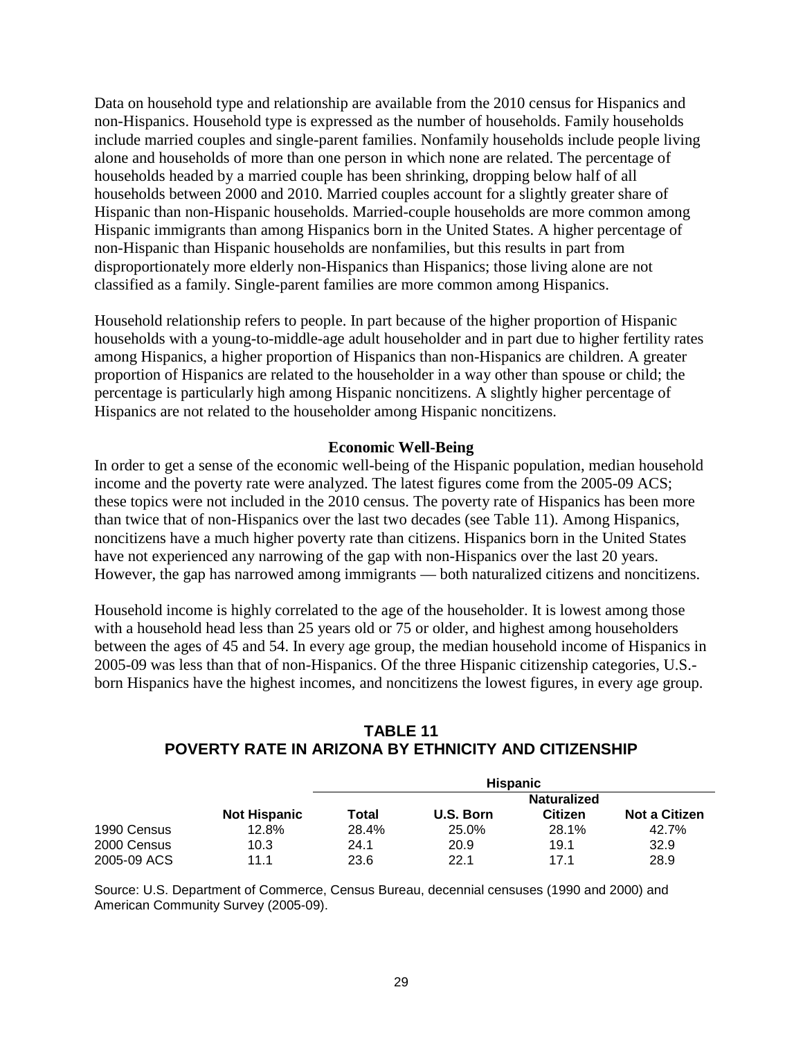Data on household type and relationship are available from the 2010 census for Hispanics and non-Hispanics. Household type is expressed as the number of households. Family households include married couples and single-parent families. Nonfamily households include people living alone and households of more than one person in which none are related. The percentage of households headed by a married couple has been shrinking, dropping below half of all households between 2000 and 2010. Married couples account for a slightly greater share of Hispanic than non-Hispanic households. Married-couple households are more common among Hispanic immigrants than among Hispanics born in the United States. A higher percentage of non-Hispanic than Hispanic households are nonfamilies, but this results in part from disproportionately more elderly non-Hispanics than Hispanics; those living alone are not classified as a family. Single-parent families are more common among Hispanics.

Household relationship refers to people. In part because of the higher proportion of Hispanic households with a young-to-middle-age adult householder and in part due to higher fertility rates among Hispanics, a higher proportion of Hispanics than non-Hispanics are children. A greater proportion of Hispanics are related to the householder in a way other than spouse or child; the percentage is particularly high among Hispanic noncitizens. A slightly higher percentage of Hispanics are not related to the householder among Hispanic noncitizens.

## Economic Well-Being

In order to get a sense of the economic well-being of the Hispanic population, median household income and the poverty rate were analyzed. The latest figures come from the 2005-09 ACS; these topics were not included in the 2010 census. The poverty rate of Hispanics has been more than twice that of non-Hispanics over the last two decades (see Table 11). Among Hispanics, noncitizens have a much higher poverty rate than citizens. Hispanics born in the United States have not experienced any narrowing of the gap with non-Hispanics over the last 20 years. However, the gap has narrowed among immigrants — both naturalized citizens and noncitizens.

Household income is highly correlated to the age of the householder. It is lowest among those with a household head less than 25 years old or 75 or older, and highest among householders between the ages of 45 and 54. In every age group, the median household income of Hispanics in 2005-09 was less than that of non-Hispanics. Of the three Hispanic citizenship categories, U.S.-born Hispanics have the highest incomes, and noncitizens the lowest figures, in every age group.

### TABLE 11
### POVERTY RATE IN ARIZONA BY ETHNICITY AND CITIZENSHIP

| | | Hispanic | | | |
|---|---|---|---|---|---|
| | Not Hispanic | Total | U.S. Born | Naturalized Citizen | Not a Citizen |
| 1990 Census | 12.8% | 28.4% | 25.0% | 28.1% | 42.7% |
| 2000 Census | 10.3 | 24.1 | 20.9 | 19.1 | 32.9 |
| 2005-09 ACS | 11.1 | 23.6 | 22.1 | 17.1 | 28.9 |

Source: U.S. Department of Commerce, Census Bureau, decennial censuses (1990 and 2000) and American Community Survey (2005-09).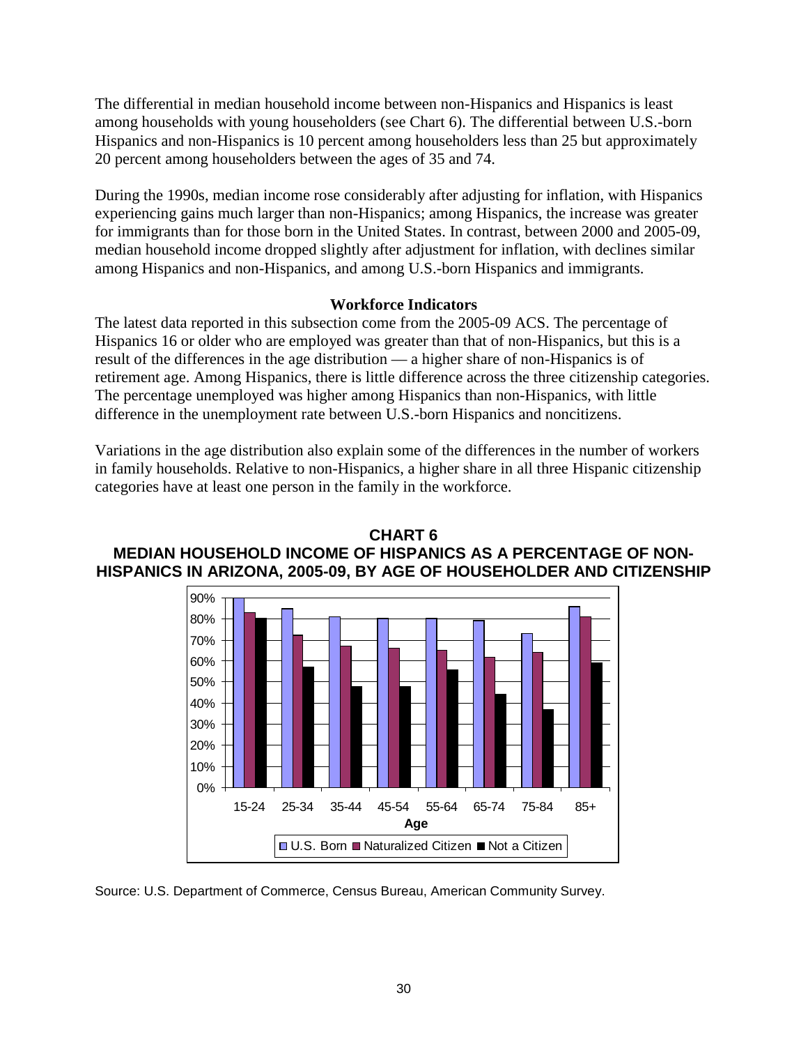The differential in median household income between non-Hispanics and Hispanics is least among households with young householders (see Chart 6). The differential between U.S.-born Hispanics and non-Hispanics is 10 percent among householders less than 25 but approximately 20 percent among householders between the ages of 35 and 74.

During the 1990s, median income rose considerably after adjusting for inflation, with Hispanics experiencing gains much larger than non-Hispanics; among Hispanics, the increase was greater for immigrants than for those born in the United States. In contrast, between 2000 and 2005-09, median household income dropped slightly after adjustment for inflation, with declines similar among Hispanics and non-Hispanics, and among U.S.-born Hispanics and immigrants.

### Workforce Indicators

The latest data reported in this subsection come from the 2005-09 ACS. The percentage of Hispanics 16 or older who are employed was greater than that of non-Hispanics, but this is a result of the differences in the age distribution — a higher share of non-Hispanics is of retirement age. Among Hispanics, there is little difference across the three citizenship categories. The percentage unemployed was higher among Hispanics than non-Hispanics, with little difference in the unemployment rate between U.S.-born Hispanics and noncitizens.

Variations in the age distribution also explain some of the differences in the number of workers in family households. Relative to non-Hispanics, a higher share in all three Hispanic citizenship categories have at least one person in the family in the workforce.

**CHART 6**
**MEDIAN HOUSEHOLD INCOME OF HISPANICS AS A PERCENTAGE OF NON-HISPANICS IN ARIZONA, 2005-09, BY AGE OF HOUSEHOLDER AND CITIZENSHIP**

Source: U.S. Department of Commerce, Census Bureau, American Community Survey.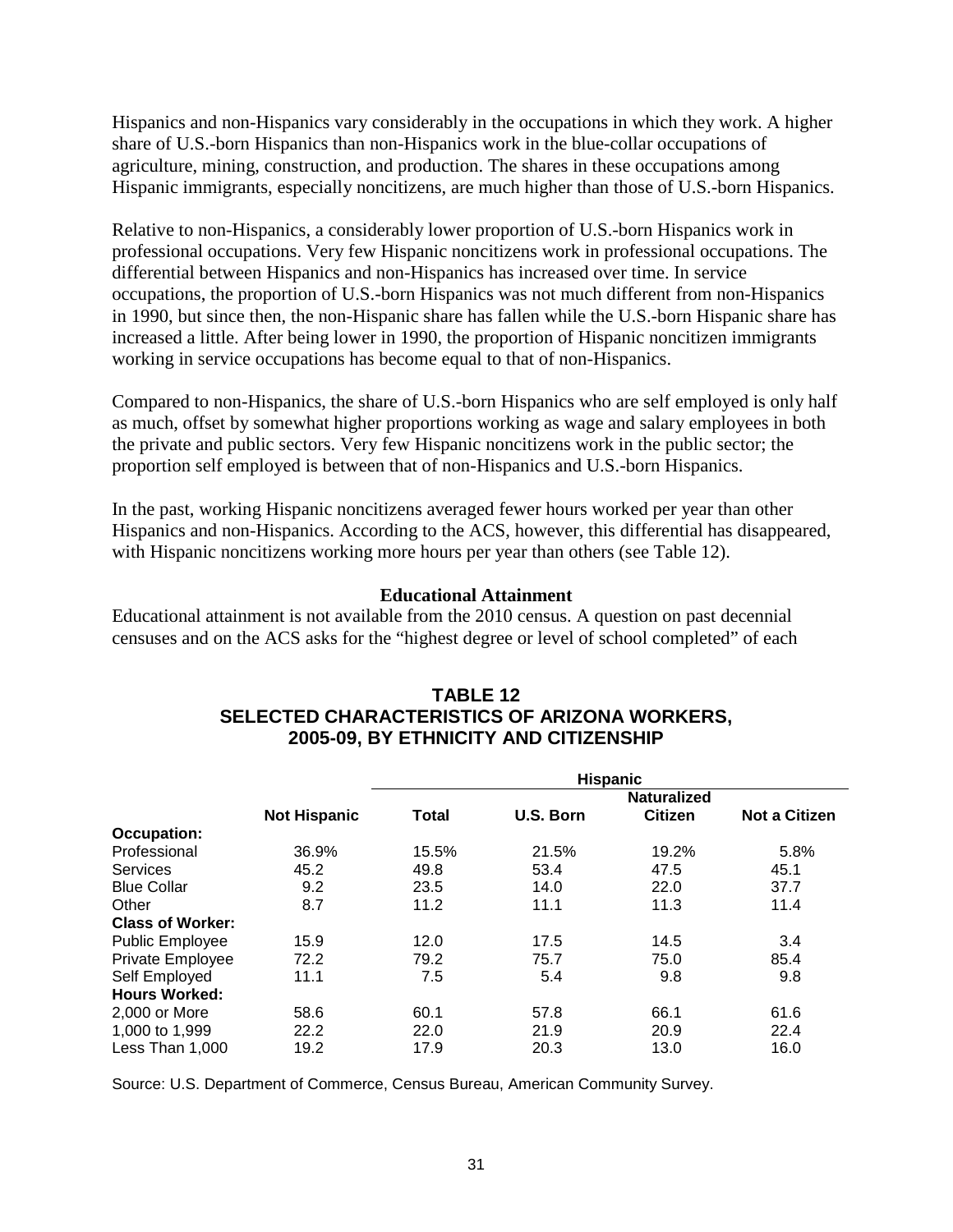Hispanics and non-Hispanics vary considerably in the occupations in which they work. A higher share of U.S.-born Hispanics than non-Hispanics work in the blue-collar occupations of agriculture, mining, construction, and production. The shares in these occupations among Hispanic immigrants, especially noncitizens, are much higher than those of U.S.-born Hispanics.

Relative to non-Hispanics, a considerably lower proportion of U.S.-born Hispanics work in professional occupations. Very few Hispanic noncitizens work in professional occupations. The differential between Hispanics and non-Hispanics has increased over time. In service occupations, the proportion of U.S.-born Hispanics was not much different from non-Hispanics in 1990, but since then, the non-Hispanic share has fallen while the U.S.-born Hispanic share has increased a little. After being lower in 1990, the proportion of Hispanic noncitizen immigrants working in service occupations has become equal to that of non-Hispanics.

Compared to non-Hispanics, the share of U.S.-born Hispanics who are self employed is only half as much, offset by somewhat higher proportions working as wage and salary employees in both the private and public sectors. Very few Hispanic noncitizens work in the public sector; the proportion self employed is between that of non-Hispanics and U.S.-born Hispanics.

In the past, working Hispanic noncitizens averaged fewer hours worked per year than other Hispanics and non-Hispanics. According to the ACS, however, this differential has disappeared, with Hispanic noncitizens working more hours per year than others (see Table 12).

### Educational Attainment

Educational attainment is not available from the 2010 census. A question on past decennial censuses and on the ACS asks for the "highest degree or level of school completed" of each

**TABLE 12**
**SELECTED CHARACTERISTICS OF ARIZONA WORKERS, 2005-09, BY ETHNICITY AND CITIZENSHIP**

| | | Hispanic | | | |
|---|---|---|---|---|---|
| | Not Hispanic | Total | U.S. Born | Naturalized Citizen | Not a Citizen |
| **Occupation:** | | | | | |
| Professional | 36.9% | 15.5% | 21.5% | 19.2% | 5.8% |
| Services | 45.2 | 49.8 | 53.4 | 47.5 | 45.1 |
| Blue Collar | 9.2 | 23.5 | 14.0 | 22.0 | 37.7 |
| Other | 8.7 | 11.2 | 11.1 | 11.3 | 11.4 |
| **Class of Worker:** | | | | | |
| Public Employee | 15.9 | 12.0 | 17.5 | 14.5 | 3.4 |
| Private Employee | 72.2 | 79.2 | 75.7 | 75.0 | 85.4 |
| Self Employed | 11.1 | 7.5 | 5.4 | 9.8 | 9.8 |
| **Hours Worked:** | | | | | |
| 2,000 or More | 58.6 | 60.1 | 57.8 | 66.1 | 61.6 |
| 1,000 to 1,999 | 22.2 | 22.0 | 21.9 | 20.9 | 22.4 |
| Less Than 1,000 | 19.2 | 17.9 | 20.3 | 13.0 | 16.0 |

Source: U.S. Department of Commerce, Census Bureau, American Community Survey.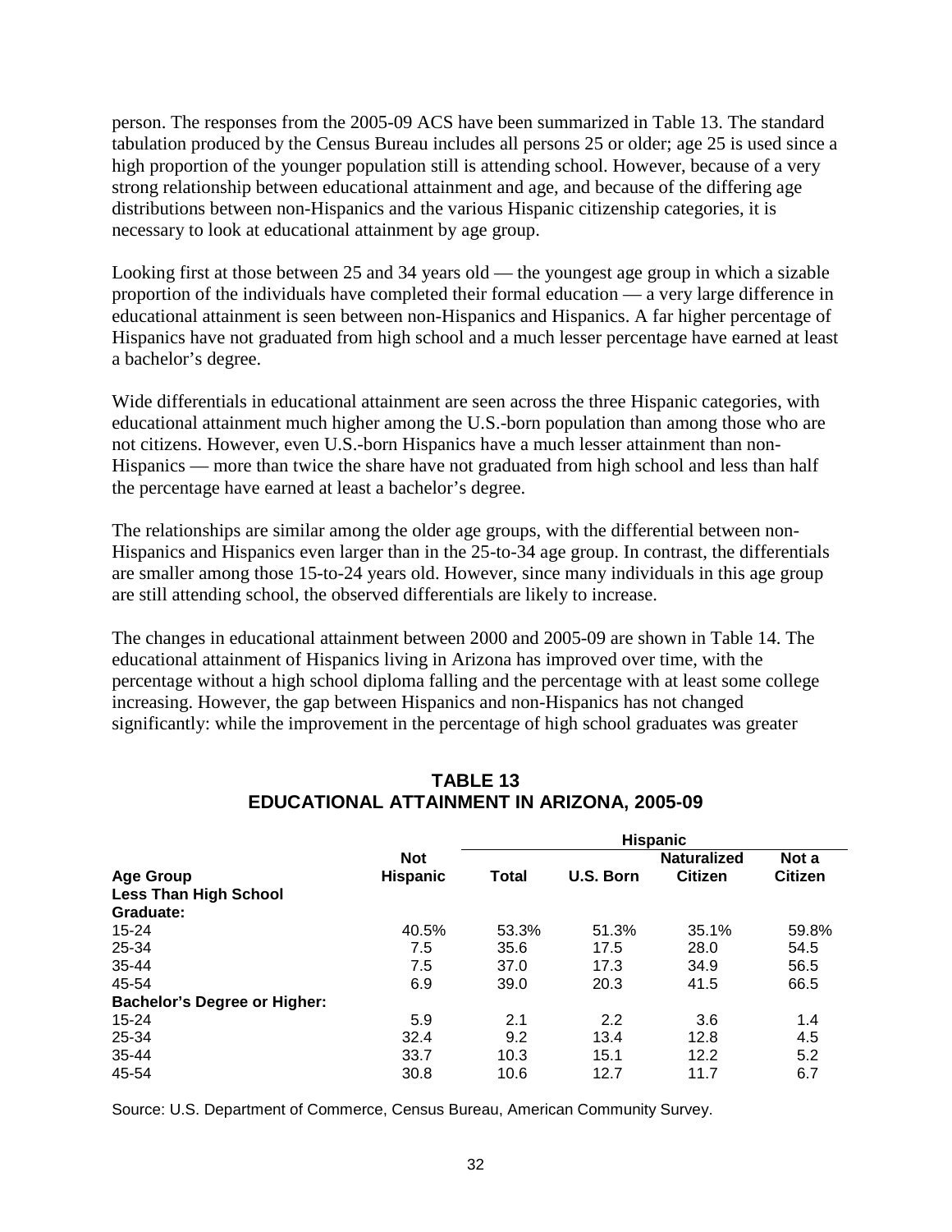person. The responses from the 2005-09 ACS have been summarized in Table 13. The standard tabulation produced by the Census Bureau includes all persons 25 or older; age 25 is used since a high proportion of the younger population still is attending school. However, because of a very strong relationship between educational attainment and age, and because of the differing age distributions between non-Hispanics and the various Hispanic citizenship categories, it is necessary to look at educational attainment by age group.

Looking first at those between 25 and 34 years old — the youngest age group in which a sizable proportion of the individuals have completed their formal education — a very large difference in educational attainment is seen between non-Hispanics and Hispanics. A far higher percentage of Hispanics have not graduated from high school and a much lesser percentage have earned at least a bachelor's degree.

Wide differentials in educational attainment are seen across the three Hispanic categories, with educational attainment much higher among the U.S.-born population than among those who are not citizens. However, even U.S.-born Hispanics have a much lesser attainment than non-Hispanics — more than twice the share have not graduated from high school and less than half the percentage have earned at least a bachelor's degree.

The relationships are similar among the older age groups, with the differential between non-Hispanics and Hispanics even larger than in the 25-to-34 age group. In contrast, the differentials are smaller among those 15-to-24 years old. However, since many individuals in this age group are still attending school, the observed differentials are likely to increase.

The changes in educational attainment between 2000 and 2005-09 are shown in Table 14. The educational attainment of Hispanics living in Arizona has improved over time, with the percentage without a high school diploma falling and the percentage with at least some college increasing. However, the gap between Hispanics and non-Hispanics has not changed significantly: while the improvement in the percentage of high school graduates was greater

## TABLE 13
## EDUCATIONAL ATTAINMENT IN ARIZONA, 2005-09

| | | Hispanic | | | |
|---|---|---|---|---|---|
| **Age Group** | **Not Hispanic** | **Total** | **U.S. Born** | **Naturalized Citizen** | **Not a Citizen** |
| **Less Than High School Graduate:** | | | | | |
| 15-24 | 40.5% | 53.3% | 51.3% | 35.1% | 59.8% |
| 25-34 | 7.5 | 35.6 | 17.5 | 28.0 | 54.5 |
| 35-44 | 7.5 | 37.0 | 17.3 | 34.9 | 56.5 |
| 45-54 | 6.9 | 39.0 | 20.3 | 41.5 | 66.5 |
| **Bachelor's Degree or Higher:** | | | | | |
| 15-24 | 5.9 | 2.1 | 2.2 | 3.6 | 1.4 |
| 25-34 | 32.4 | 9.2 | 13.4 | 12.8 | 4.5 |
| 35-44 | 33.7 | 10.3 | 15.1 | 12.2 | 5.2 |
| 45-54 | 30.8 | 10.6 | 12.7 | 11.7 | 6.7 |

Source: U.S. Department of Commerce, Census Bureau, American Community Survey.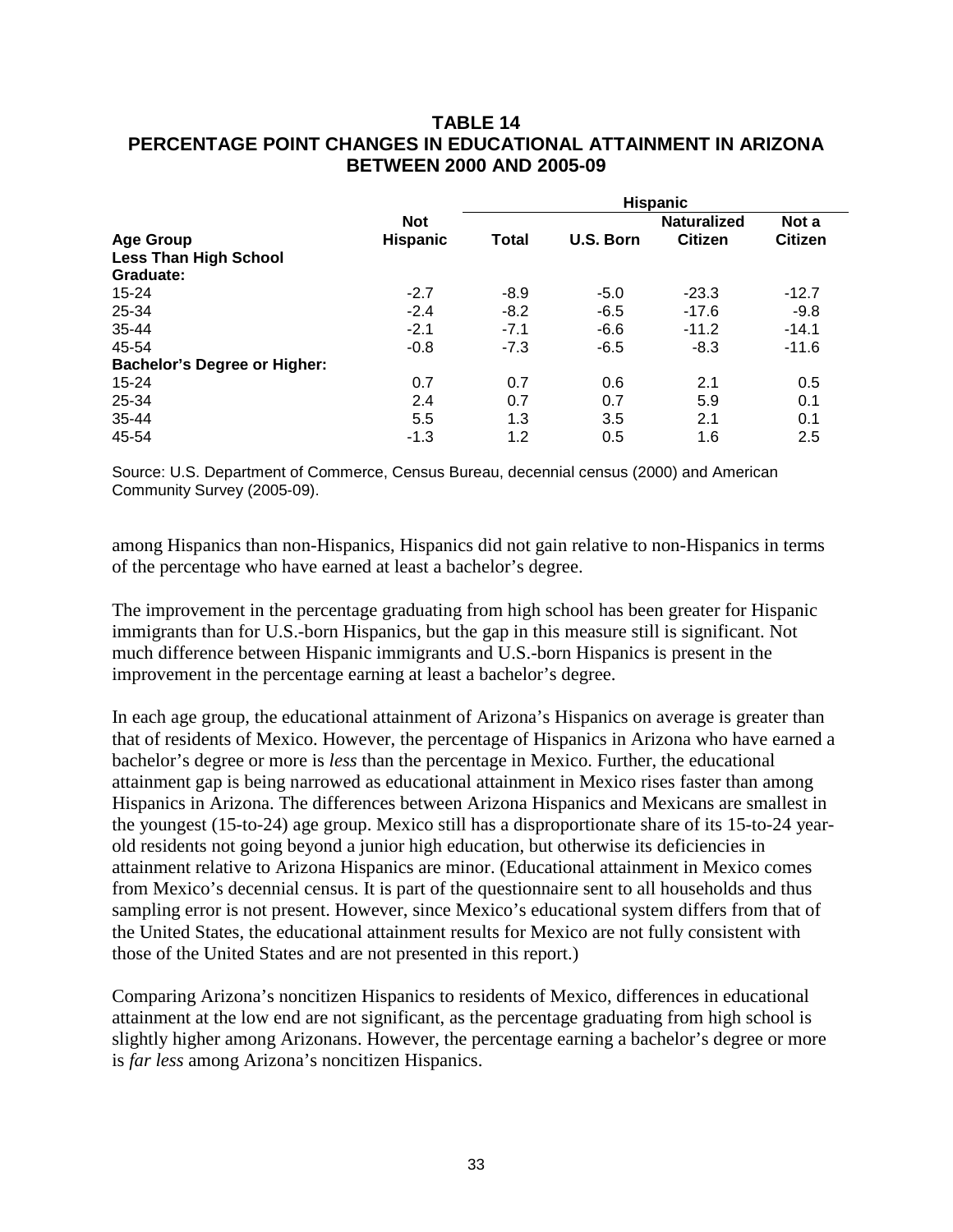## TABLE 14
## PERCENTAGE POINT CHANGES IN EDUCATIONAL ATTAINMENT IN ARIZONA BETWEEN 2000 AND 2005-09

| | | Hispanic | | | |
|---|---|---|---|---|---|
| **Age Group** | **Not Hispanic** | **Total** | **U.S. Born** | **Naturalized Citizen** | **Not a Citizen** |
| **Less Than High School Graduate:** | | | | | |
| 15-24 | -2.7 | -8.9 | -5.0 | -23.3 | -12.7 |
| 25-34 | -2.4 | -8.2 | -6.5 | -17.6 | -9.8 |
| 35-44 | -2.1 | -7.1 | -6.6 | -11.2 | -14.1 |
| 45-54 | -0.8 | -7.3 | -6.5 | -8.3 | -11.6 |
| **Bachelor's Degree or Higher:** | | | | | |
| 15-24 | 0.7 | 0.7 | 0.6 | 2.1 | 0.5 |
| 25-34 | 2.4 | 0.7 | 0.7 | 5.9 | 0.1 |
| 35-44 | 5.5 | 1.3 | 3.5 | 2.1 | 0.1 |
| 45-54 | -1.3 | 1.2 | 0.5 | 1.6 | 2.5 |

Source: U.S. Department of Commerce, Census Bureau, decennial census (2000) and American Community Survey (2005-09).

among Hispanics than non-Hispanics, Hispanics did not gain relative to non-Hispanics in terms of the percentage who have earned at least a bachelor's degree.

The improvement in the percentage graduating from high school has been greater for Hispanic immigrants than for U.S.-born Hispanics, but the gap in this measure still is significant. Not much difference between Hispanic immigrants and U.S.-born Hispanics is present in the improvement in the percentage earning at least a bachelor's degree.

In each age group, the educational attainment of Arizona's Hispanics on average is greater than that of residents of Mexico. However, the percentage of Hispanics in Arizona who have earned a bachelor's degree or more is *less* than the percentage in Mexico. Further, the educational attainment gap is being narrowed as educational attainment in Mexico rises faster than among Hispanics in Arizona. The differences between Arizona Hispanics and Mexicans are smallest in the youngest (15-to-24) age group. Mexico still has a disproportionate share of its 15-to-24 year-old residents not going beyond a junior high education, but otherwise its deficiencies in attainment relative to Arizona Hispanics are minor. (Educational attainment in Mexico comes from Mexico's decennial census. It is part of the questionnaire sent to all households and thus sampling error is not present. However, since Mexico's educational system differs from that of the United States, the educational attainment results for Mexico are not fully consistent with those of the United States and are not presented in this report.)

Comparing Arizona's noncitizen Hispanics to residents of Mexico, differences in educational attainment at the low end are not significant, as the percentage graduating from high school is slightly higher among Arizonans. However, the percentage earning a bachelor's degree or more is *far less* among Arizona's noncitizen Hispanics.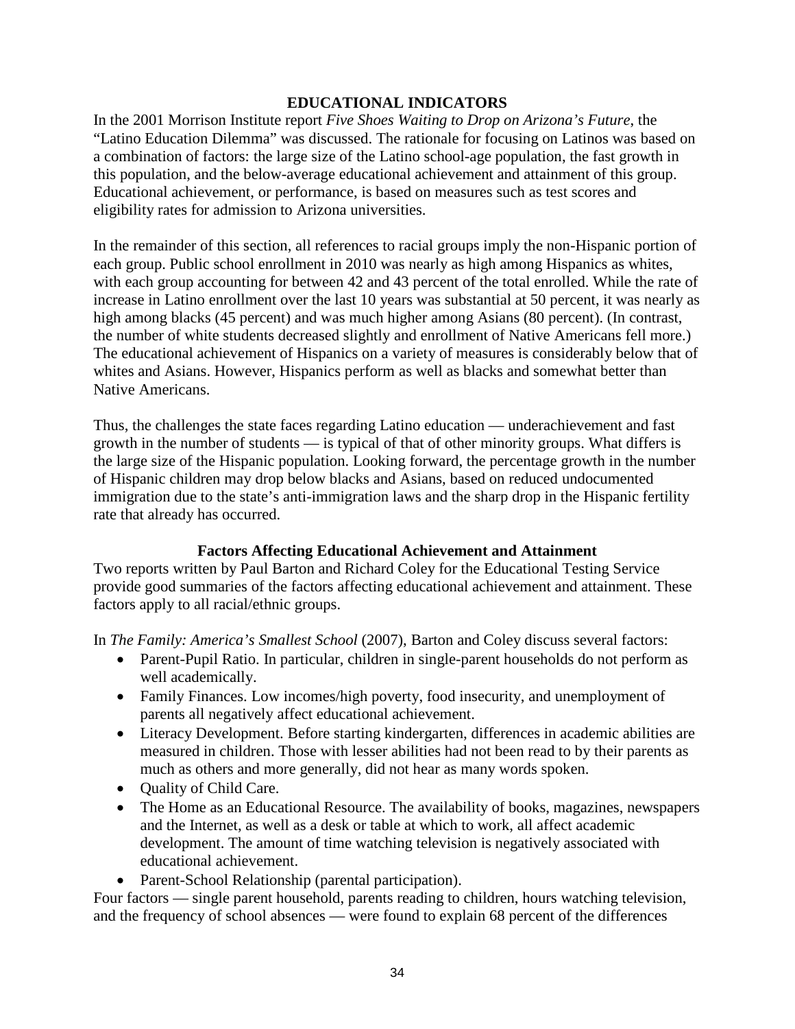## EDUCATIONAL INDICATORS

In the 2001 Morrison Institute report *Five Shoes Waiting to Drop on Arizona's Future*, the "Latino Education Dilemma" was discussed. The rationale for focusing on Latinos was based on a combination of factors: the large size of the Latino school-age population, the fast growth in this population, and the below-average educational achievement and attainment of this group. Educational achievement, or performance, is based on measures such as test scores and eligibility rates for admission to Arizona universities.

In the remainder of this section, all references to racial groups imply the non-Hispanic portion of each group. Public school enrollment in 2010 was nearly as high among Hispanics as whites, with each group accounting for between 42 and 43 percent of the total enrolled. While the rate of increase in Latino enrollment over the last 10 years was substantial at 50 percent, it was nearly as high among blacks (45 percent) and was much higher among Asians (80 percent). (In contrast, the number of white students decreased slightly and enrollment of Native Americans fell more.) The educational achievement of Hispanics on a variety of measures is considerably below that of whites and Asians. However, Hispanics perform as well as blacks and somewhat better than Native Americans.

Thus, the challenges the state faces regarding Latino education — underachievement and fast growth in the number of students — is typical of that of other minority groups. What differs is the large size of the Hispanic population. Looking forward, the percentage growth in the number of Hispanic children may drop below blacks and Asians, based on reduced undocumented immigration due to the state's anti-immigration laws and the sharp drop in the Hispanic fertility rate that already has occurred.

### Factors Affecting Educational Achievement and Attainment

Two reports written by Paul Barton and Richard Coley for the Educational Testing Service provide good summaries of the factors affecting educational achievement and attainment. These factors apply to all racial/ethnic groups.

In *The Family: America's Smallest School* (2007), Barton and Coley discuss several factors:

- Parent-Pupil Ratio. In particular, children in single-parent households do not perform as well academically.
- Family Finances. Low incomes/high poverty, food insecurity, and unemployment of parents all negatively affect educational achievement.
- Literacy Development. Before starting kindergarten, differences in academic abilities are measured in children. Those with lesser abilities had not been read to by their parents as much as others and more generally, did not hear as many words spoken.
- Quality of Child Care.
- The Home as an Educational Resource. The availability of books, magazines, newspapers and the Internet, as well as a desk or table at which to work, all affect academic development. The amount of time watching television is negatively associated with educational achievement.
- Parent-School Relationship (parental participation).

Four factors — single parent household, parents reading to children, hours watching television, and the frequency of school absences — were found to explain 68 percent of the differences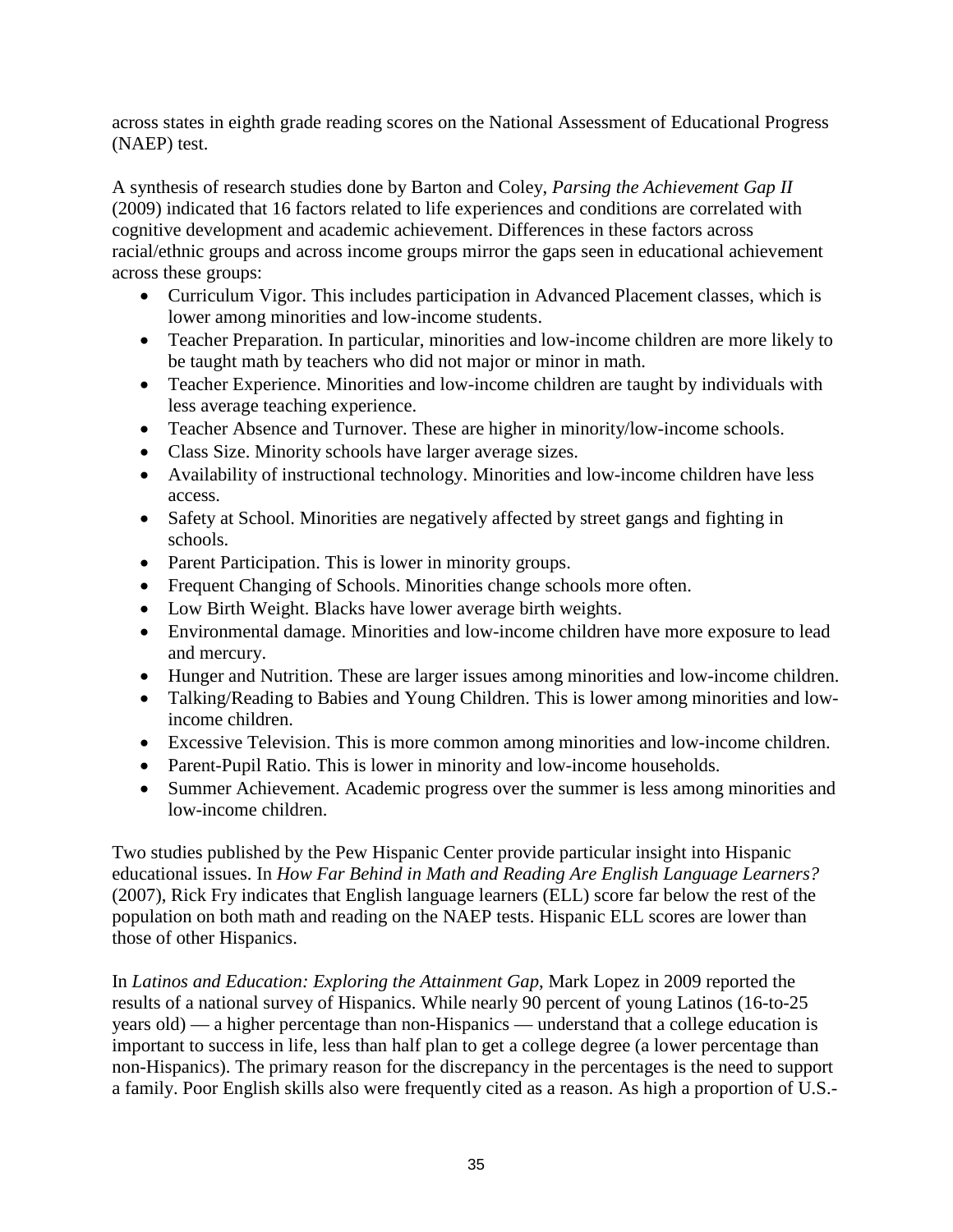across states in eighth grade reading scores on the National Assessment of Educational Progress (NAEP) test.

A synthesis of research studies done by Barton and Coley, *Parsing the Achievement Gap II* (2009) indicated that 16 factors related to life experiences and conditions are correlated with cognitive development and academic achievement. Differences in these factors across racial/ethnic groups and across income groups mirror the gaps seen in educational achievement across these groups:

- Curriculum Vigor. This includes participation in Advanced Placement classes, which is lower among minorities and low-income students.
- Teacher Preparation. In particular, minorities and low-income children are more likely to be taught math by teachers who did not major or minor in math.
- Teacher Experience. Minorities and low-income children are taught by individuals with less average teaching experience.
- Teacher Absence and Turnover. These are higher in minority/low-income schools.
- Class Size. Minority schools have larger average sizes.
- Availability of instructional technology. Minorities and low-income children have less access.
- Safety at School. Minorities are negatively affected by street gangs and fighting in schools.
- Parent Participation. This is lower in minority groups.
- Frequent Changing of Schools. Minorities change schools more often.
- Low Birth Weight. Blacks have lower average birth weights.
- Environmental damage. Minorities and low-income children have more exposure to lead and mercury.
- Hunger and Nutrition. These are larger issues among minorities and low-income children.
- Talking/Reading to Babies and Young Children. This is lower among minorities and low-income children.
- Excessive Television. This is more common among minorities and low-income children.
- Parent-Pupil Ratio. This is lower in minority and low-income households.
- Summer Achievement. Academic progress over the summer is less among minorities and low-income children.

Two studies published by the Pew Hispanic Center provide particular insight into Hispanic educational issues. In *How Far Behind in Math and Reading Are English Language Learners?* (2007), Rick Fry indicates that English language learners (ELL) score far below the rest of the population on both math and reading on the NAEP tests. Hispanic ELL scores are lower than those of other Hispanics.

In *Latinos and Education: Exploring the Attainment Gap*, Mark Lopez in 2009 reported the results of a national survey of Hispanics. While nearly 90 percent of young Latinos (16-to-25 years old) — a higher percentage than non-Hispanics — understand that a college education is important to success in life, less than half plan to get a college degree (a lower percentage than non-Hispanics). The primary reason for the discrepancy in the percentages is the need to support a family. Poor English skills also were frequently cited as a reason. As high a proportion of U.S.-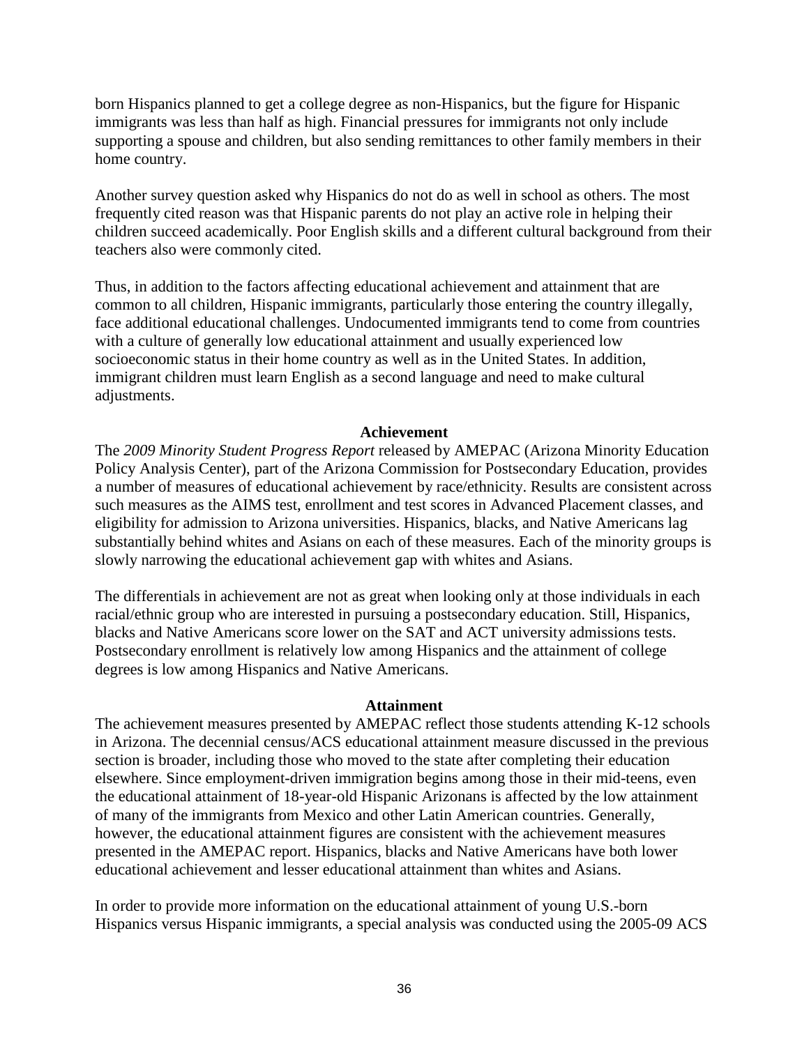born Hispanics planned to get a college degree as non-Hispanics, but the figure for Hispanic immigrants was less than half as high. Financial pressures for immigrants not only include supporting a spouse and children, but also sending remittances to other family members in their home country.

Another survey question asked why Hispanics do not do as well in school as others. The most frequently cited reason was that Hispanic parents do not play an active role in helping their children succeed academically. Poor English skills and a different cultural background from their teachers also were commonly cited.

Thus, in addition to the factors affecting educational achievement and attainment that are common to all children, Hispanic immigrants, particularly those entering the country illegally, face additional educational challenges. Undocumented immigrants tend to come from countries with a culture of generally low educational attainment and usually experienced low socioeconomic status in their home country as well as in the United States. In addition, immigrant children must learn English as a second language and need to make cultural adjustments.

### Achievement

The *2009 Minority Student Progress Report* released by AMEPAC (Arizona Minority Education Policy Analysis Center), part of the Arizona Commission for Postsecondary Education, provides a number of measures of educational achievement by race/ethnicity. Results are consistent across such measures as the AIMS test, enrollment and test scores in Advanced Placement classes, and eligibility for admission to Arizona universities. Hispanics, blacks, and Native Americans lag substantially behind whites and Asians on each of these measures. Each of the minority groups is slowly narrowing the educational achievement gap with whites and Asians.

The differentials in achievement are not as great when looking only at those individuals in each racial/ethnic group who are interested in pursuing a postsecondary education. Still, Hispanics, blacks and Native Americans score lower on the SAT and ACT university admissions tests. Postsecondary enrollment is relatively low among Hispanics and the attainment of college degrees is low among Hispanics and Native Americans.

### Attainment

The achievement measures presented by AMEPAC reflect those students attending K-12 schools in Arizona. The decennial census/ACS educational attainment measure discussed in the previous section is broader, including those who moved to the state after completing their education elsewhere. Since employment-driven immigration begins among those in their mid-teens, even the educational attainment of 18-year-old Hispanic Arizonans is affected by the low attainment of many of the immigrants from Mexico and other Latin American countries. Generally, however, the educational attainment figures are consistent with the achievement measures presented in the AMEPAC report. Hispanics, blacks and Native Americans have both lower educational achievement and lesser educational attainment than whites and Asians.

In order to provide more information on the educational attainment of young U.S.-born Hispanics versus Hispanic immigrants, a special analysis was conducted using the 2005-09 ACS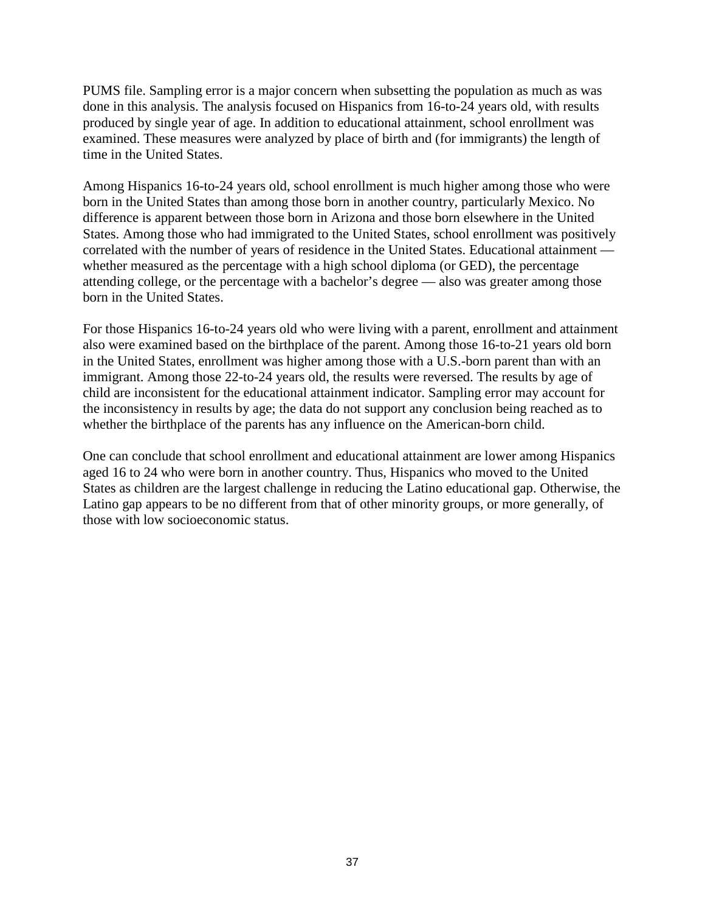PUMS file. Sampling error is a major concern when subsetting the population as much as was done in this analysis. The analysis focused on Hispanics from 16-to-24 years old, with results produced by single year of age. In addition to educational attainment, school enrollment was examined. These measures were analyzed by place of birth and (for immigrants) the length of time in the United States.

Among Hispanics 16-to-24 years old, school enrollment is much higher among those who were born in the United States than among those born in another country, particularly Mexico. No difference is apparent between those born in Arizona and those born elsewhere in the United States. Among those who had immigrated to the United States, school enrollment was positively correlated with the number of years of residence in the United States. Educational attainment — whether measured as the percentage with a high school diploma (or GED), the percentage attending college, or the percentage with a bachelor's degree — also was greater among those born in the United States.

For those Hispanics 16-to-24 years old who were living with a parent, enrollment and attainment also were examined based on the birthplace of the parent. Among those 16-to-21 years old born in the United States, enrollment was higher among those with a U.S.-born parent than with an immigrant. Among those 22-to-24 years old, the results were reversed. The results by age of child are inconsistent for the educational attainment indicator. Sampling error may account for the inconsistency in results by age; the data do not support any conclusion being reached as to whether the birthplace of the parents has any influence on the American-born child.

One can conclude that school enrollment and educational attainment are lower among Hispanics aged 16 to 24 who were born in another country. Thus, Hispanics who moved to the United States as children are the largest challenge in reducing the Latino educational gap. Otherwise, the Latino gap appears to be no different from that of other minority groups, or more generally, of those with low socioeconomic status.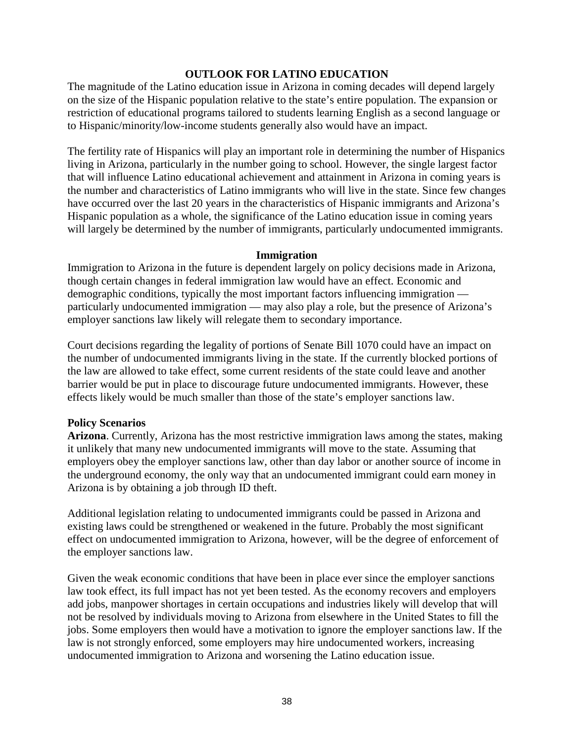## OUTLOOK FOR LATINO EDUCATION

The magnitude of the Latino education issue in Arizona in coming decades will depend largely on the size of the Hispanic population relative to the state's entire population. The expansion or restriction of educational programs tailored to students learning English as a second language or to Hispanic/minority/low-income students generally also would have an impact.

The fertility rate of Hispanics will play an important role in determining the number of Hispanics living in Arizona, particularly in the number going to school. However, the single largest factor that will influence Latino educational achievement and attainment in Arizona in coming years is the number and characteristics of Latino immigrants who will live in the state. Since few changes have occurred over the last 20 years in the characteristics of Hispanic immigrants and Arizona's Hispanic population as a whole, the significance of the Latino education issue in coming years will largely be determined by the number of immigrants, particularly undocumented immigrants.

### Immigration

Immigration to Arizona in the future is dependent largely on policy decisions made in Arizona, though certain changes in federal immigration law would have an effect. Economic and demographic conditions, typically the most important factors influencing immigration — particularly undocumented immigration — may also play a role, but the presence of Arizona's employer sanctions law likely will relegate them to secondary importance.

Court decisions regarding the legality of portions of Senate Bill 1070 could have an impact on the number of undocumented immigrants living in the state. If the currently blocked portions of the law are allowed to take effect, some current residents of the state could leave and another barrier would be put in place to discourage future undocumented immigrants. However, these effects likely would be much smaller than those of the state's employer sanctions law.

#### Policy Scenarios

**Arizona**. Currently, Arizona has the most restrictive immigration laws among the states, making it unlikely that many new undocumented immigrants will move to the state. Assuming that employers obey the employer sanctions law, other than day labor or another source of income in the underground economy, the only way that an undocumented immigrant could earn money in Arizona is by obtaining a job through ID theft.

Additional legislation relating to undocumented immigrants could be passed in Arizona and existing laws could be strengthened or weakened in the future. Probably the most significant effect on undocumented immigration to Arizona, however, will be the degree of enforcement of the employer sanctions law.

Given the weak economic conditions that have been in place ever since the employer sanctions law took effect, its full impact has not yet been tested. As the economy recovers and employers add jobs, manpower shortages in certain occupations and industries likely will develop that will not be resolved by individuals moving to Arizona from elsewhere in the United States to fill the jobs. Some employers then would have a motivation to ignore the employer sanctions law. If the law is not strongly enforced, some employers may hire undocumented workers, increasing undocumented immigration to Arizona and worsening the Latino education issue.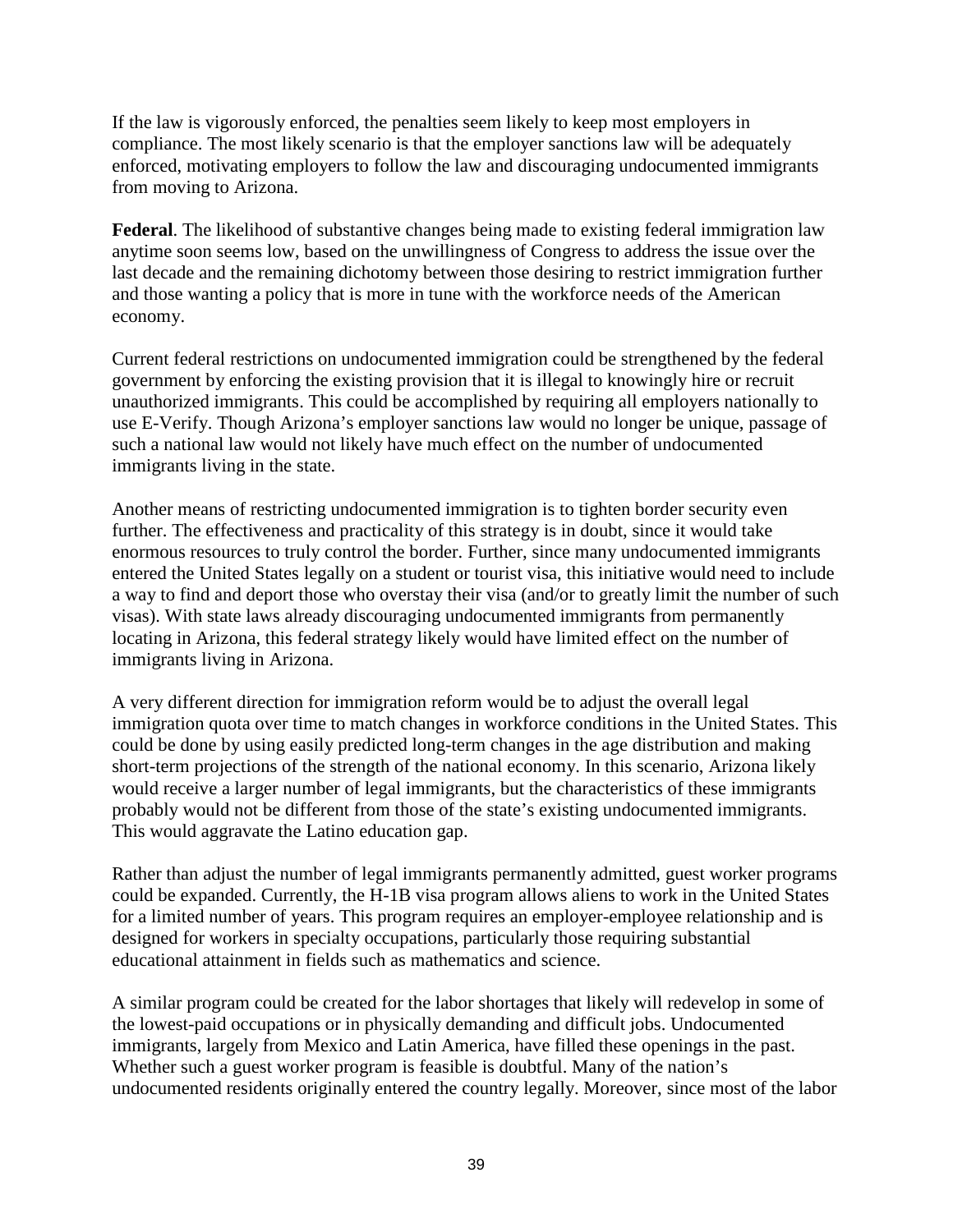If the law is vigorously enforced, the penalties seem likely to keep most employers in compliance. The most likely scenario is that the employer sanctions law will be adequately enforced, motivating employers to follow the law and discouraging undocumented immigrants from moving to Arizona.

**Federal**. The likelihood of substantive changes being made to existing federal immigration law anytime soon seems low, based on the unwillingness of Congress to address the issue over the last decade and the remaining dichotomy between those desiring to restrict immigration further and those wanting a policy that is more in tune with the workforce needs of the American economy.

Current federal restrictions on undocumented immigration could be strengthened by the federal government by enforcing the existing provision that it is illegal to knowingly hire or recruit unauthorized immigrants. This could be accomplished by requiring all employers nationally to use E-Verify. Though Arizona's employer sanctions law would no longer be unique, passage of such a national law would not likely have much effect on the number of undocumented immigrants living in the state.

Another means of restricting undocumented immigration is to tighten border security even further. The effectiveness and practicality of this strategy is in doubt, since it would take enormous resources to truly control the border. Further, since many undocumented immigrants entered the United States legally on a student or tourist visa, this initiative would need to include a way to find and deport those who overstay their visa (and/or to greatly limit the number of such visas). With state laws already discouraging undocumented immigrants from permanently locating in Arizona, this federal strategy likely would have limited effect on the number of immigrants living in Arizona.

A very different direction for immigration reform would be to adjust the overall legal immigration quota over time to match changes in workforce conditions in the United States. This could be done by using easily predicted long-term changes in the age distribution and making short-term projections of the strength of the national economy. In this scenario, Arizona likely would receive a larger number of legal immigrants, but the characteristics of these immigrants probably would not be different from those of the state's existing undocumented immigrants. This would aggravate the Latino education gap.

Rather than adjust the number of legal immigrants permanently admitted, guest worker programs could be expanded. Currently, the H-1B visa program allows aliens to work in the United States for a limited number of years. This program requires an employer-employee relationship and is designed for workers in specialty occupations, particularly those requiring substantial educational attainment in fields such as mathematics and science.

A similar program could be created for the labor shortages that likely will redevelop in some of the lowest-paid occupations or in physically demanding and difficult jobs. Undocumented immigrants, largely from Mexico and Latin America, have filled these openings in the past. Whether such a guest worker program is feasible is doubtful. Many of the nation's undocumented residents originally entered the country legally. Moreover, since most of the labor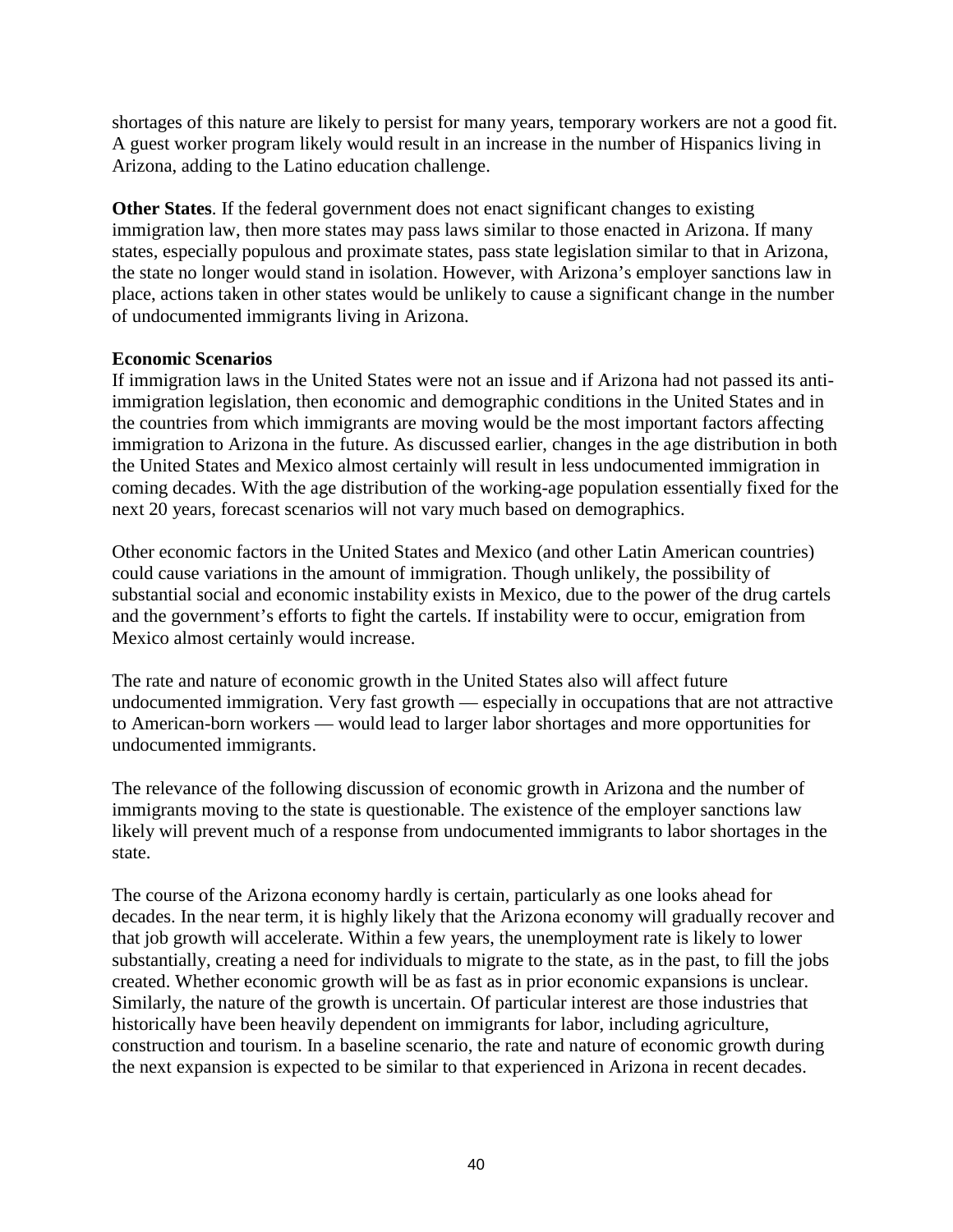shortages of this nature are likely to persist for many years, temporary workers are not a good fit. A guest worker program likely would result in an increase in the number of Hispanics living in Arizona, adding to the Latino education challenge.

**Other States**. If the federal government does not enact significant changes to existing immigration law, then more states may pass laws similar to those enacted in Arizona. If many states, especially populous and proximate states, pass state legislation similar to that in Arizona, the state no longer would stand in isolation. However, with Arizona's employer sanctions law in place, actions taken in other states would be unlikely to cause a significant change in the number of undocumented immigrants living in Arizona.

**Economic Scenarios**

If immigration laws in the United States were not an issue and if Arizona had not passed its anti-immigration legislation, then economic and demographic conditions in the United States and in the countries from which immigrants are moving would be the most important factors affecting immigration to Arizona in the future. As discussed earlier, changes in the age distribution in both the United States and Mexico almost certainly will result in less undocumented immigration in coming decades. With the age distribution of the working-age population essentially fixed for the next 20 years, forecast scenarios will not vary much based on demographics.

Other economic factors in the United States and Mexico (and other Latin American countries) could cause variations in the amount of immigration. Though unlikely, the possibility of substantial social and economic instability exists in Mexico, due to the power of the drug cartels and the government's efforts to fight the cartels. If instability were to occur, emigration from Mexico almost certainly would increase.

The rate and nature of economic growth in the United States also will affect future undocumented immigration. Very fast growth — especially in occupations that are not attractive to American-born workers — would lead to larger labor shortages and more opportunities for undocumented immigrants.

The relevance of the following discussion of economic growth in Arizona and the number of immigrants moving to the state is questionable. The existence of the employer sanctions law likely will prevent much of a response from undocumented immigrants to labor shortages in the state.

The course of the Arizona economy hardly is certain, particularly as one looks ahead for decades. In the near term, it is highly likely that the Arizona economy will gradually recover and that job growth will accelerate. Within a few years, the unemployment rate is likely to lower substantially, creating a need for individuals to migrate to the state, as in the past, to fill the jobs created. Whether economic growth will be as fast as in prior economic expansions is unclear. Similarly, the nature of the growth is uncertain. Of particular interest are those industries that historically have been heavily dependent on immigrants for labor, including agriculture, construction and tourism. In a baseline scenario, the rate and nature of economic growth during the next expansion is expected to be similar to that experienced in Arizona in recent decades.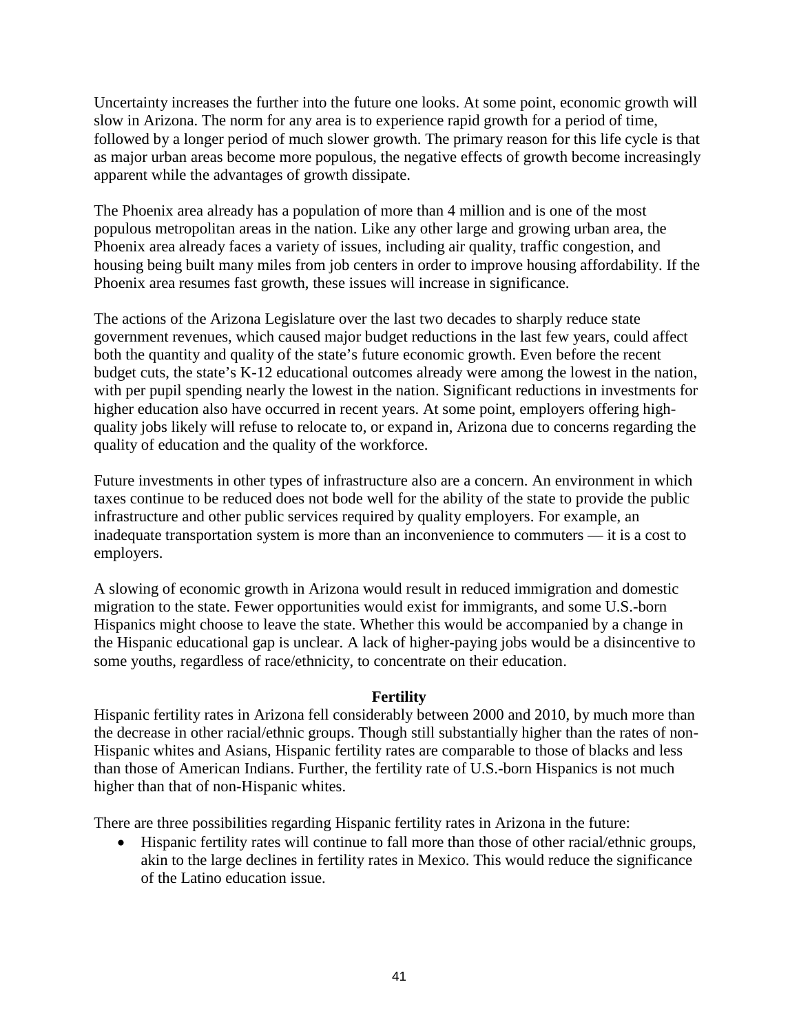Uncertainty increases the further into the future one looks. At some point, economic growth will slow in Arizona. The norm for any area is to experience rapid growth for a period of time, followed by a longer period of much slower growth. The primary reason for this life cycle is that as major urban areas become more populous, the negative effects of growth become increasingly apparent while the advantages of growth dissipate.

The Phoenix area already has a population of more than 4 million and is one of the most populous metropolitan areas in the nation. Like any other large and growing urban area, the Phoenix area already faces a variety of issues, including air quality, traffic congestion, and housing being built many miles from job centers in order to improve housing affordability. If the Phoenix area resumes fast growth, these issues will increase in significance.

The actions of the Arizona Legislature over the last two decades to sharply reduce state government revenues, which caused major budget reductions in the last few years, could affect both the quantity and quality of the state's future economic growth. Even before the recent budget cuts, the state's K-12 educational outcomes already were among the lowest in the nation, with per pupil spending nearly the lowest in the nation. Significant reductions in investments for higher education also have occurred in recent years. At some point, employers offering high-quality jobs likely will refuse to relocate to, or expand in, Arizona due to concerns regarding the quality of education and the quality of the workforce.

Future investments in other types of infrastructure also are a concern. An environment in which taxes continue to be reduced does not bode well for the ability of the state to provide the public infrastructure and other public services required by quality employers. For example, an inadequate transportation system is more than an inconvenience to commuters — it is a cost to employers.

A slowing of economic growth in Arizona would result in reduced immigration and domestic migration to the state. Fewer opportunities would exist for immigrants, and some U.S.-born Hispanics might choose to leave the state. Whether this would be accompanied by a change in the Hispanic educational gap is unclear. A lack of higher-paying jobs would be a disincentive to some youths, regardless of race/ethnicity, to concentrate on their education.

### Fertility

Hispanic fertility rates in Arizona fell considerably between 2000 and 2010, by much more than the decrease in other racial/ethnic groups. Though still substantially higher than the rates of non-Hispanic whites and Asians, Hispanic fertility rates are comparable to those of blacks and less than those of American Indians. Further, the fertility rate of U.S.-born Hispanics is not much higher than that of non-Hispanic whites.

There are three possibilities regarding Hispanic fertility rates in Arizona in the future:

- Hispanic fertility rates will continue to fall more than those of other racial/ethnic groups, akin to the large declines in fertility rates in Mexico. This would reduce the significance of the Latino education issue.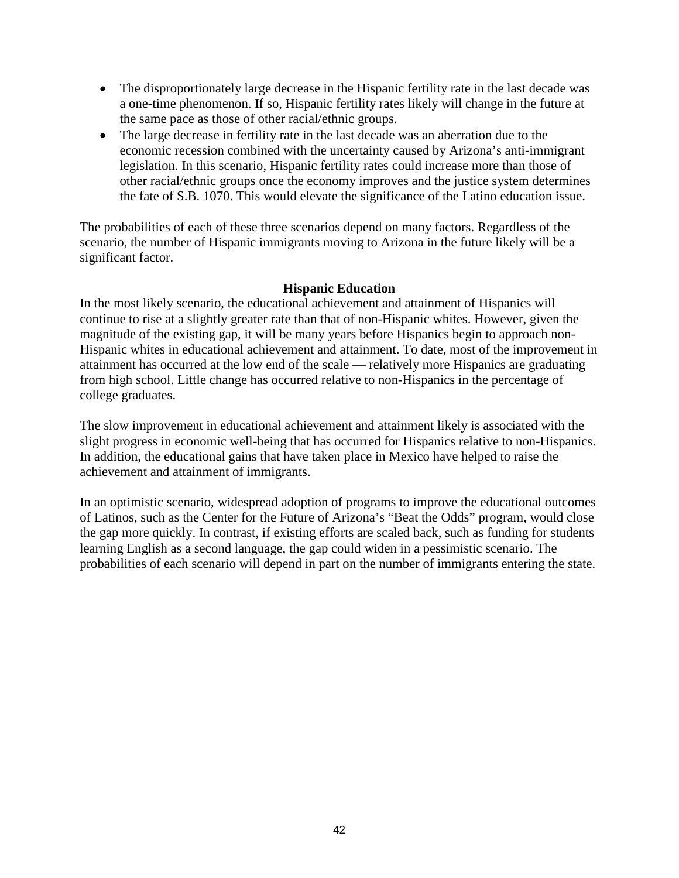- The disproportionately large decrease in the Hispanic fertility rate in the last decade was a one-time phenomenon. If so, Hispanic fertility rates likely will change in the future at the same pace as those of other racial/ethnic groups.
- The large decrease in fertility rate in the last decade was an aberration due to the economic recession combined with the uncertainty caused by Arizona's anti-immigrant legislation. In this scenario, Hispanic fertility rates could increase more than those of other racial/ethnic groups once the economy improves and the justice system determines the fate of S.B. 1070. This would elevate the significance of the Latino education issue.

The probabilities of each of these three scenarios depend on many factors. Regardless of the scenario, the number of Hispanic immigrants moving to Arizona in the future likely will be a significant factor.

### Hispanic Education

In the most likely scenario, the educational achievement and attainment of Hispanics will continue to rise at a slightly greater rate than that of non-Hispanic whites. However, given the magnitude of the existing gap, it will be many years before Hispanics begin to approach non-Hispanic whites in educational achievement and attainment. To date, most of the improvement in attainment has occurred at the low end of the scale — relatively more Hispanics are graduating from high school. Little change has occurred relative to non-Hispanics in the percentage of college graduates.

The slow improvement in educational achievement and attainment likely is associated with the slight progress in economic well-being that has occurred for Hispanics relative to non-Hispanics. In addition, the educational gains that have taken place in Mexico have helped to raise the achievement and attainment of immigrants.

In an optimistic scenario, widespread adoption of programs to improve the educational outcomes of Latinos, such as the Center for the Future of Arizona's "Beat the Odds" program, would close the gap more quickly. In contrast, if existing efforts are scaled back, such as funding for students learning English as a second language, the gap could widen in a pessimistic scenario. The probabilities of each scenario will depend in part on the number of immigrants entering the state.